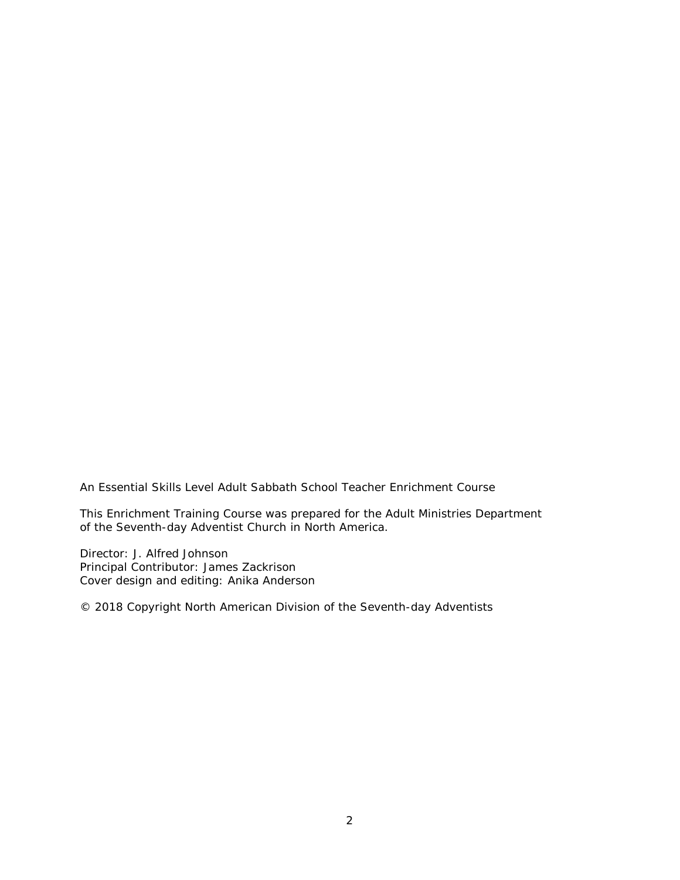An Essential Skills Level Adult Sabbath School Teacher Enrichment Course

This Enrichment Training Course was prepared for the Adult Ministries Department of the Seventh-day Adventist Church in North America.

Director: J. Alfred Johnson
Principal Contributor: James Zackrison
Cover design and editing: Anika Anderson

© 2018 Copyright North American Division of the Seventh-day Adventists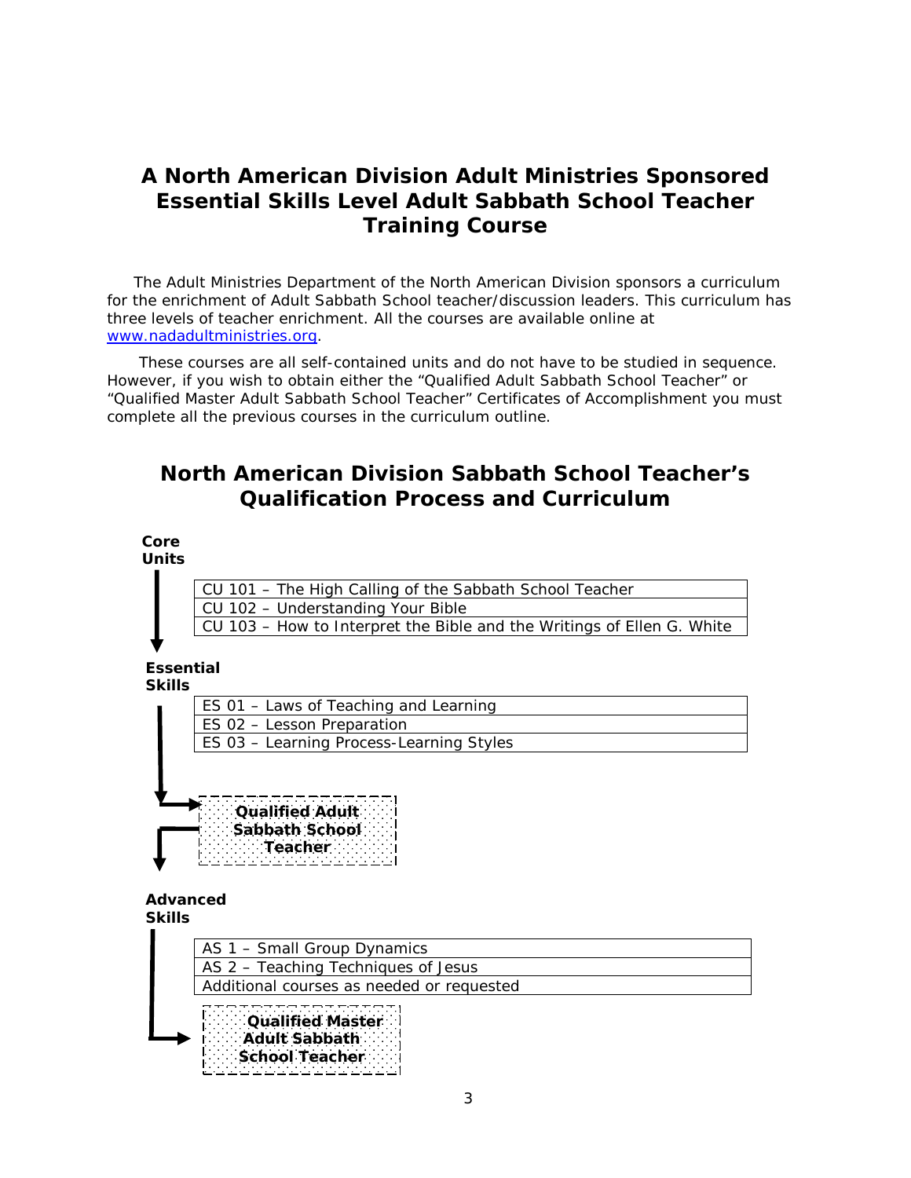# A North American Division Adult Ministries Sponsored Essential Skills Level Adult Sabbath School Teacher Training Course

The Adult Ministries Department of the North American Division sponsors a curriculum for the enrichment of Adult Sabbath School teacher/discussion leaders. This curriculum has three levels of teacher enrichment. All the courses are available online at www.nadadultministries.org.

These courses are all self-contained units and do not have to be studied in sequence. However, if you wish to obtain either the "Qualified Adult Sabbath School Teacher" or "Qualified Master Adult Sabbath School Teacher" Certificates of Accomplishment you must complete all the previous courses in the curriculum outline.

## North American Division Sabbath School Teacher's Qualification Process and Curriculum

**Core Units**

| CU 101 – The High Calling of the Sabbath School Teacher |
|---|
| CU 102 – Understanding Your Bible |
| CU 103 – How to Interpret the Bible and the Writings of Ellen G. White |

**Essential Skills**

| ES 01 – Laws of Teaching and Learning |
|---|
| ES 02 – Lesson Preparation |
| ES 03 – Learning Process-Learning Styles |

→ **Qualified Adult Sabbath School Teacher**

**Advanced Skills**

| AS 1 – Small Group Dynamics |
|---|
| AS 2 – Teaching Techniques of Jesus |
| Additional courses as needed or requested |

→ **Qualified Master Adult Sabbath School Teacher**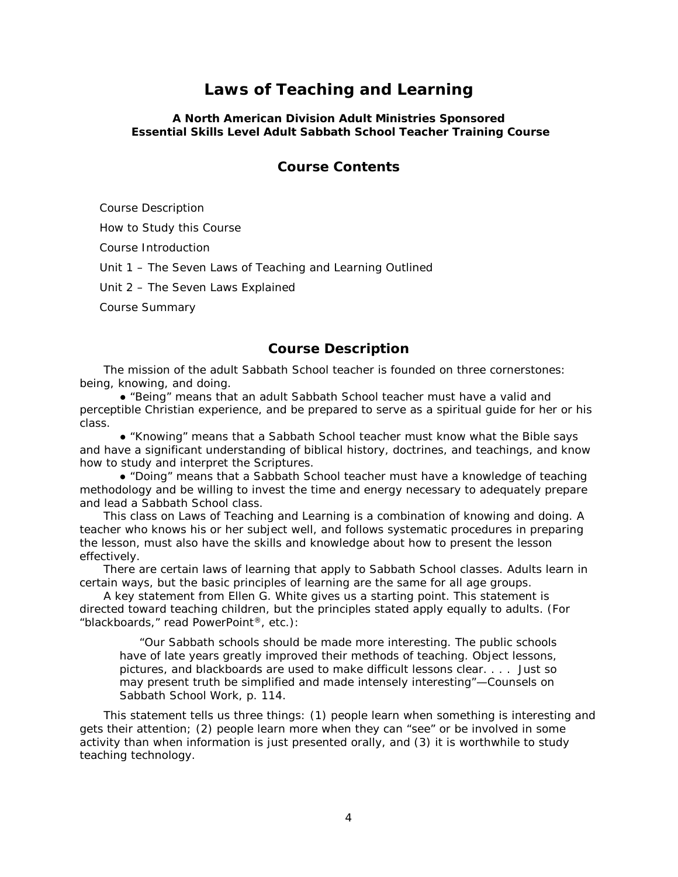# Laws of Teaching and Learning

**A North American Division Adult Ministries Sponsored Essential Skills Level Adult Sabbath School Teacher Training Course**

## Course Contents

Course Description

How to Study this Course

Course Introduction

Unit 1 – The Seven Laws of Teaching and Learning Outlined

Unit 2 – The Seven Laws Explained

Course Summary

## Course Description

The mission of the adult Sabbath School teacher is founded on three cornerstones: being, knowing, and doing.

● "Being" means that an adult Sabbath School teacher must have a valid and perceptible Christian experience, and be prepared to serve as a spiritual guide for her or his class.

● "Knowing" means that a Sabbath School teacher must know what the Bible says and have a significant understanding of biblical history, doctrines, and teachings, and know how to study and interpret the Scriptures.

● "Doing" means that a Sabbath School teacher must have a knowledge of teaching methodology and be willing to invest the time and energy necessary to adequately prepare and lead a Sabbath School class.

This class on Laws of Teaching and Learning is a combination of knowing and doing. A teacher who knows his or her subject well, and follows systematic procedures in preparing the lesson, must also have the skills and knowledge about how to present the lesson effectively.

There are certain laws of learning that apply to Sabbath School classes. Adults learn in certain ways, but the basic principles of learning are the same for all age groups.

A key statement from Ellen G. White gives us a starting point. This statement is directed toward teaching children, but the principles stated apply equally to adults. (For "blackboards," read PowerPoint®, etc.):

> "Our Sabbath schools should be made more interesting. The public schools have of late years greatly improved their methods of teaching. Object lessons, pictures, and blackboards are used to make difficult lessons clear. . . . Just so may present truth be simplified and made intensely interesting"—Counsels on Sabbath School Work, p. 114.

This statement tells us three things: (1) people learn when something is interesting and gets their attention; (2) people learn more when they can "see" or be involved in some activity than when information is just presented orally, and (3) it is worthwhile to study teaching technology.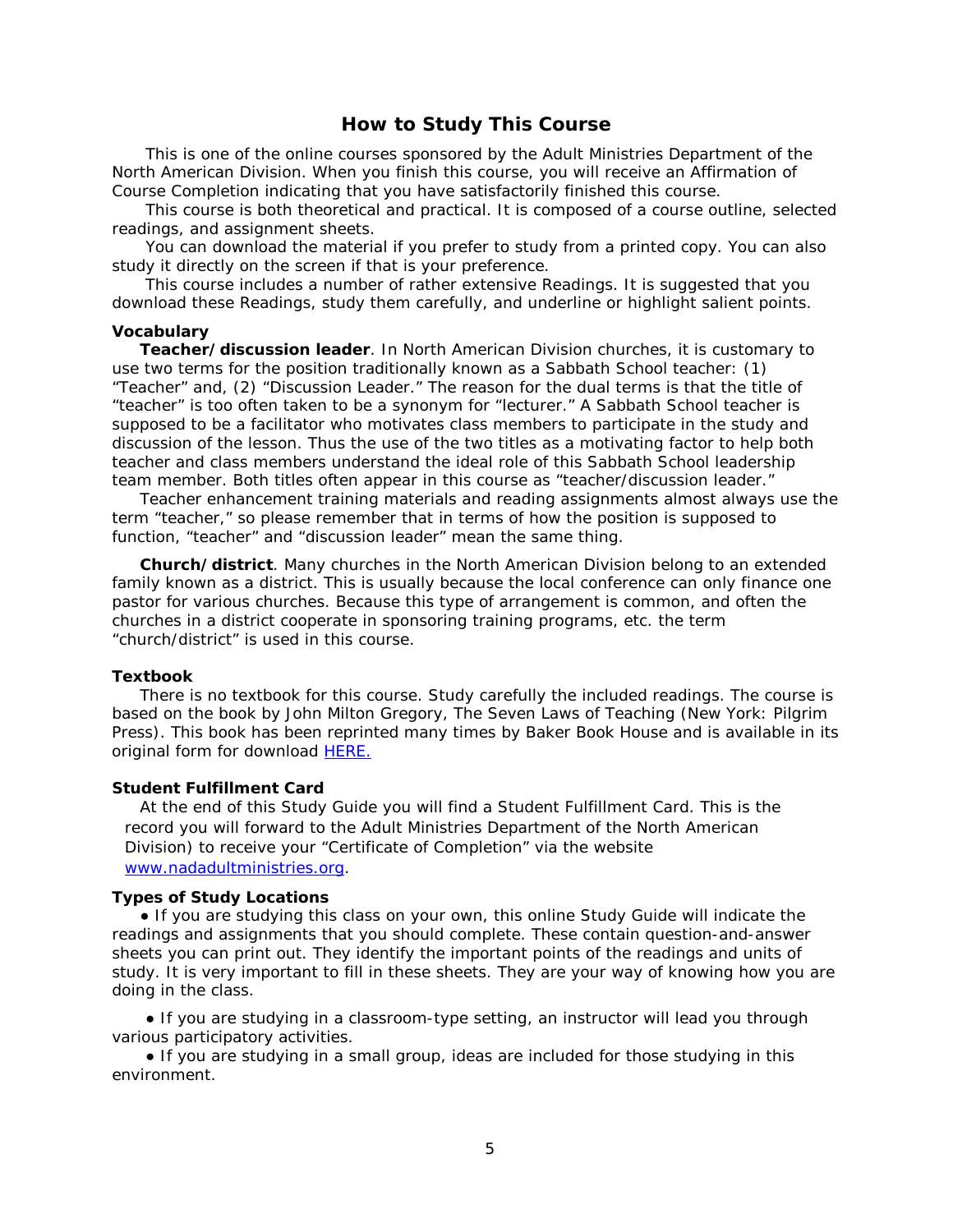## How to Study This Course

This is one of the online courses sponsored by the Adult Ministries Department of the North American Division. When you finish this course, you will receive an Affirmation of Course Completion indicating that you have satisfactorily finished this course.

This course is both theoretical and practical. It is composed of a course outline, selected readings, and assignment sheets.

You can download the material if you prefer to study from a printed copy. You can also study it directly on the screen if that is your preference.

This course includes a number of rather extensive Readings. It is suggested that you download these Readings, study them carefully, and underline or highlight salient points.

### Vocabulary

**Teacher/discussion leader**. In North American Division churches, it is customary to use two terms for the position traditionally known as a Sabbath School teacher: (1) “Teacher” and, (2) “Discussion Leader.” The reason for the dual terms is that the title of “teacher” is too often taken to be a synonym for “lecturer.” A Sabbath School teacher is supposed to be a facilitator who motivates class members to participate in the study and discussion of the lesson. Thus the use of the two titles as a motivating factor to help both teacher and class members understand the ideal role of this Sabbath School leadership team member. Both titles often appear in this course as “teacher/discussion leader.”

Teacher enhancement training materials and reading assignments almost always use the term “teacher,” so please remember that in terms of how the position is supposed to function, “teacher” and “discussion leader” mean the same thing.

**Church/district**. Many churches in the North American Division belong to an extended family known as a district. This is usually because the local conference can only finance one pastor for various churches. Because this type of arrangement is common, and often the churches in a district cooperate in sponsoring training programs, etc. the term “church/district” is used in this course.

### Textbook

There is no textbook for this course. Study carefully the included readings. The course is based on the book by John Milton Gregory, The Seven Laws of Teaching (New York: Pilgrim Press). This book has been reprinted many times by Baker Book House and is available in its original form for download HERE.

### Student Fulfillment Card

At the end of this Study Guide you will find a Student Fulfillment Card. This is the record you will forward to the Adult Ministries Department of the North American Division) to receive your “Certificate of Completion” via the website www.nadadultministries.org.

### Types of Study Locations

- If you are studying this class on your own, this online Study Guide will indicate the readings and assignments that you should complete. These contain question-and-answer sheets you can print out. They identify the important points of the readings and units of study. It is very important to fill in these sheets. They are your way of knowing how you are doing in the class.
- If you are studying in a classroom-type setting, an instructor will lead you through various participatory activities.
- If you are studying in a small group, ideas are included for those studying in this environment.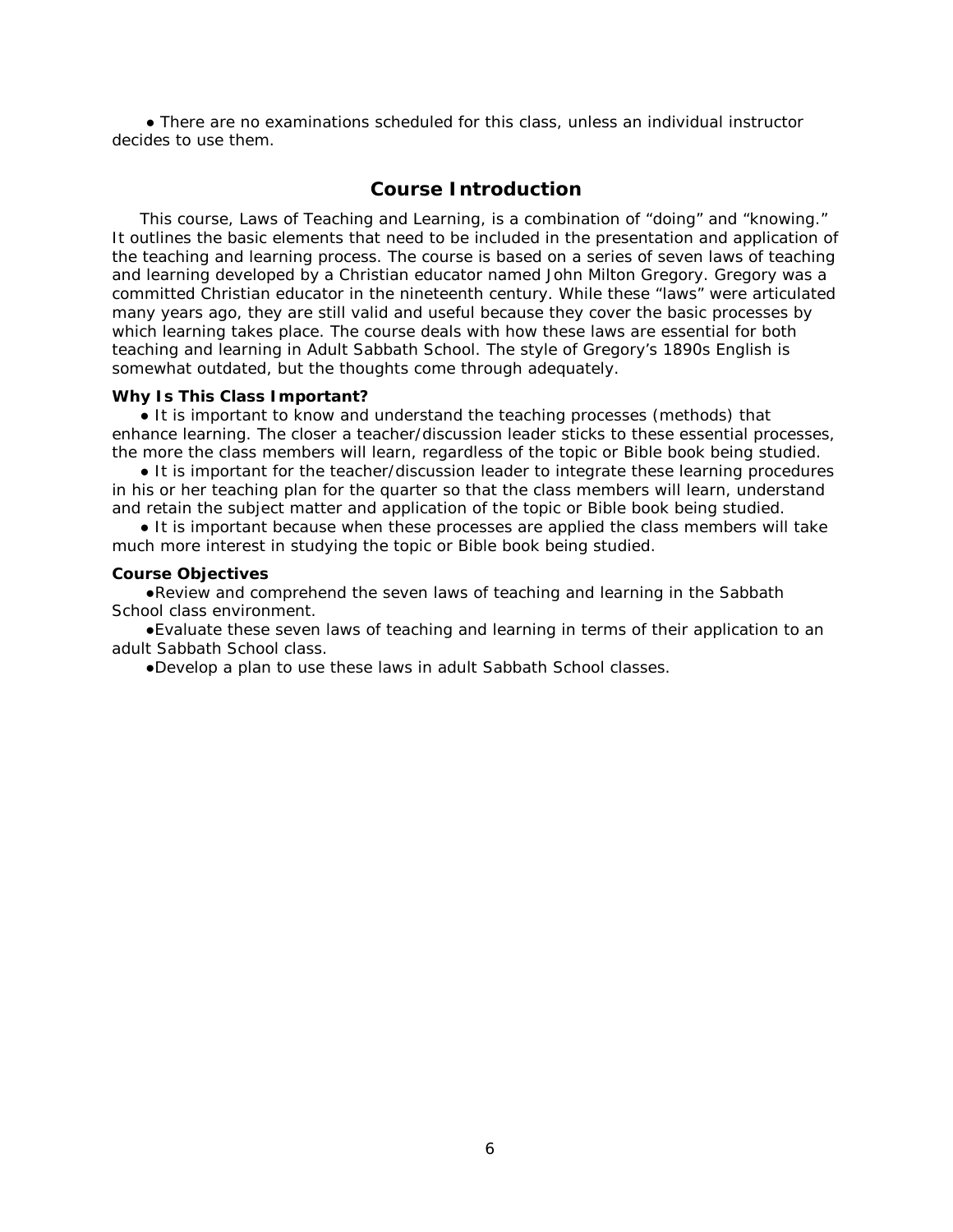- There are no examinations scheduled for this class, unless an individual instructor decides to use them.

## Course Introduction

This course, Laws of Teaching and Learning, is a combination of "doing" and "knowing." It outlines the basic elements that need to be included in the presentation and application of the teaching and learning process. The course is based on a series of seven laws of teaching and learning developed by a Christian educator named John Milton Gregory. Gregory was a committed Christian educator in the nineteenth century. While these "laws" were articulated many years ago, they are still valid and useful because they cover the basic processes by which learning takes place. The course deals with how these laws are essential for both teaching and learning in Adult Sabbath School. The style of Gregory's 1890s English is somewhat outdated, but the thoughts come through adequately.

**Why Is This Class Important?**

- It is important to know and understand the teaching processes (methods) that enhance learning. The closer a teacher/discussion leader sticks to these essential processes, the more the class members will learn, regardless of the topic or Bible book being studied.
- It is important for the teacher/discussion leader to integrate these learning procedures in his or her teaching plan for the quarter so that the class members will learn, understand and retain the subject matter and application of the topic or Bible book being studied.
- It is important because when these processes are applied the class members will take much more interest in studying the topic or Bible book being studied.

**Course Objectives**

- Review and comprehend the seven laws of teaching and learning in the Sabbath School class environment.
- Evaluate these seven laws of teaching and learning in terms of their application to an adult Sabbath School class.
- Develop a plan to use these laws in adult Sabbath School classes.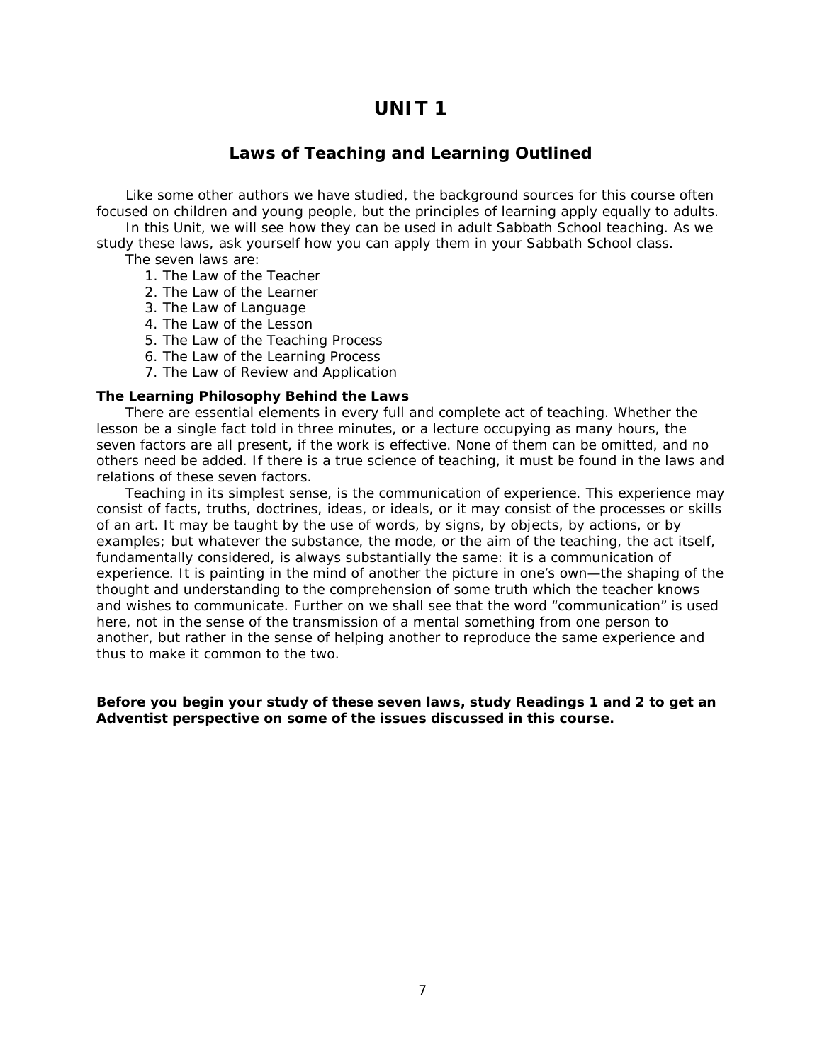# UNIT 1

## Laws of Teaching and Learning Outlined

Like some other authors we have studied, the background sources for this course often focused on children and young people, but the principles of learning apply equally to adults.

In this Unit, we will see how they can be used in adult Sabbath School teaching. As we study these laws, ask yourself how you can apply them in your Sabbath School class.

The seven laws are:

1. The Law of the Teacher
2. The Law of the Learner
3. The Law of Language
4. The Law of the Lesson
5. The Law of the Teaching Process
6. The Law of the Learning Process
7. The Law of Review and Application

### The Learning Philosophy Behind the Laws

There are essential elements in every full and complete act of teaching. Whether the lesson be a single fact told in three minutes, or a lecture occupying as many hours, the seven factors are all present, if the work is effective. None of them can be omitted, and no others need be added. If there is a true science of teaching, it must be found in the laws and relations of these seven factors.

Teaching in its simplest sense, is the communication of experience. This experience may consist of facts, truths, doctrines, ideas, or ideals, or it may consist of the processes or skills of an art. It may be taught by the use of words, by signs, by objects, by actions, or by examples; but whatever the substance, the mode, or the aim of the teaching, the act itself, fundamentally considered, is always substantially the same: it is a communication of experience. It is painting in the mind of another the picture in one's own—the shaping of the thought and understanding to the comprehension of some truth which the teacher knows and wishes to communicate. Further on we shall see that the word "communication" is used here, not in the sense of the transmission of a mental something from one person to another, but rather in the sense of helping another to reproduce the same experience and thus to make it common to the two.

**Before you begin your study of these seven laws, study Readings 1 and 2 to get an Adventist perspective on some of the issues discussed in this course.**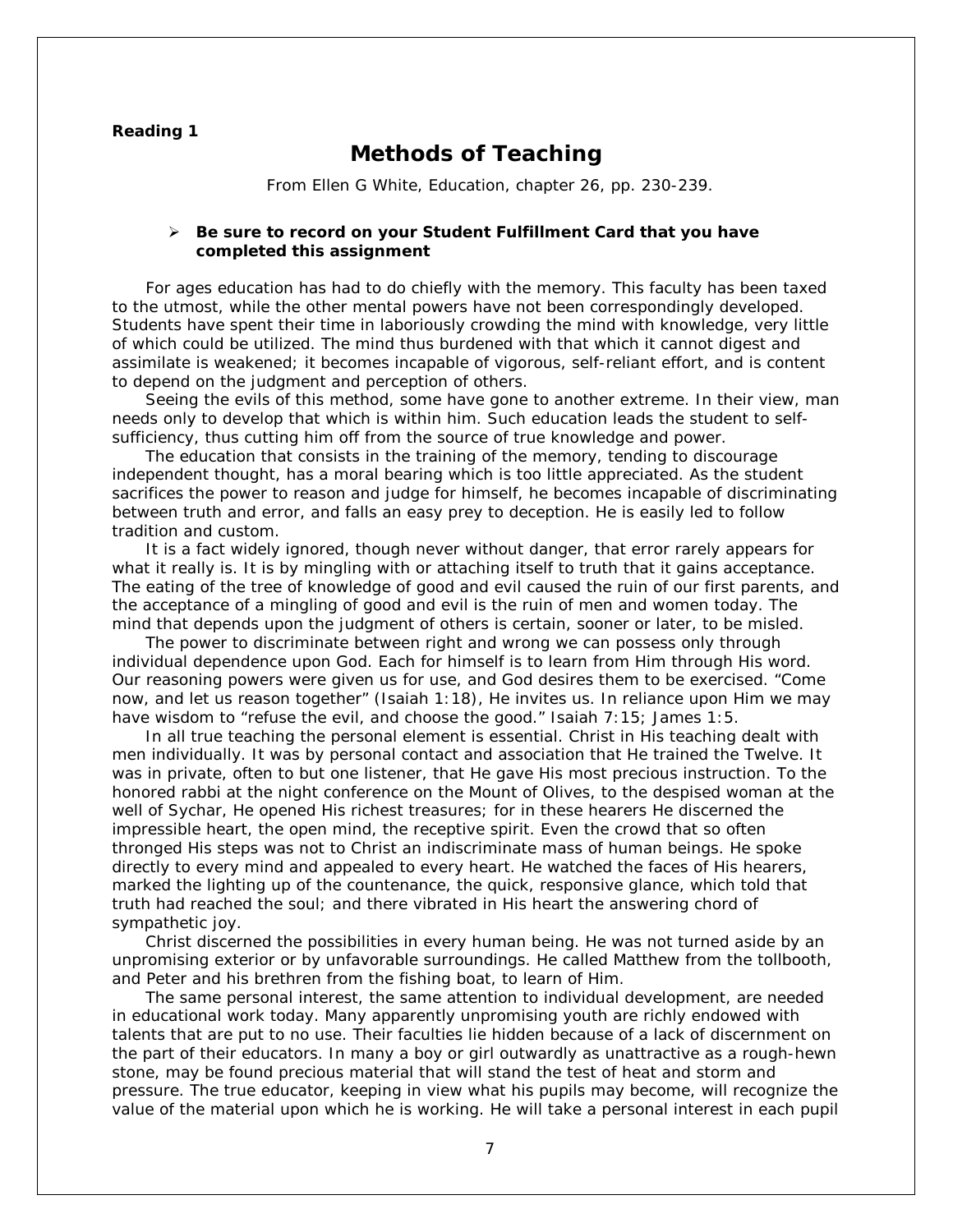**Reading 1**

# Methods of Teaching

From Ellen G White, Education, chapter 26, pp. 230-239.

- **Be sure to record on your Student Fulfillment Card that you have completed this assignment**

For ages education has had to do chiefly with the memory. This faculty has been taxed to the utmost, while the other mental powers have not been correspondingly developed. Students have spent their time in laboriously crowding the mind with knowledge, very little of which could be utilized. The mind thus burdened with that which it cannot digest and assimilate is weakened; it becomes incapable of vigorous, self-reliant effort, and is content to depend on the judgment and perception of others.

Seeing the evils of this method, some have gone to another extreme. In their view, man needs only to develop that which is within him. Such education leads the student to self-sufficiency, thus cutting him off from the source of true knowledge and power.

The education that consists in the training of the memory, tending to discourage independent thought, has a moral bearing which is too little appreciated. As the student sacrifices the power to reason and judge for himself, he becomes incapable of discriminating between truth and error, and falls an easy prey to deception. He is easily led to follow tradition and custom.

It is a fact widely ignored, though never without danger, that error rarely appears for what it really is. It is by mingling with or attaching itself to truth that it gains acceptance. The eating of the tree of knowledge of good and evil caused the ruin of our first parents, and the acceptance of a mingling of good and evil is the ruin of men and women today. The mind that depends upon the judgment of others is certain, sooner or later, to be misled.

The power to discriminate between right and wrong we can possess only through individual dependence upon God. Each for himself is to learn from Him through His word. Our reasoning powers were given us for use, and God desires them to be exercised. "Come now, and let us reason together" (Isaiah 1:18), He invites us. In reliance upon Him we may have wisdom to "refuse the evil, and choose the good." Isaiah 7:15; James 1:5.

In all true teaching the personal element is essential. Christ in His teaching dealt with men individually. It was by personal contact and association that He trained the Twelve. It was in private, often to but one listener, that He gave His most precious instruction. To the honored rabbi at the night conference on the Mount of Olives, to the despised woman at the well of Sychar, He opened His richest treasures; for in these hearers He discerned the impressible heart, the open mind, the receptive spirit. Even the crowd that so often thronged His steps was not to Christ an indiscriminate mass of human beings. He spoke directly to every mind and appealed to every heart. He watched the faces of His hearers, marked the lighting up of the countenance, the quick, responsive glance, which told that truth had reached the soul; and there vibrated in His heart the answering chord of sympathetic joy.

Christ discerned the possibilities in every human being. He was not turned aside by an unpromising exterior or by unfavorable surroundings. He called Matthew from the tollbooth, and Peter and his brethren from the fishing boat, to learn of Him.

The same personal interest, the same attention to individual development, are needed in educational work today. Many apparently unpromising youth are richly endowed with talents that are put to no use. Their faculties lie hidden because of a lack of discernment on the part of their educators. In many a boy or girl outwardly as unattractive as a rough-hewn stone, may be found precious material that will stand the test of heat and storm and pressure. The true educator, keeping in view what his pupils may become, will recognize the value of the material upon which he is working. He will take a personal interest in each pupil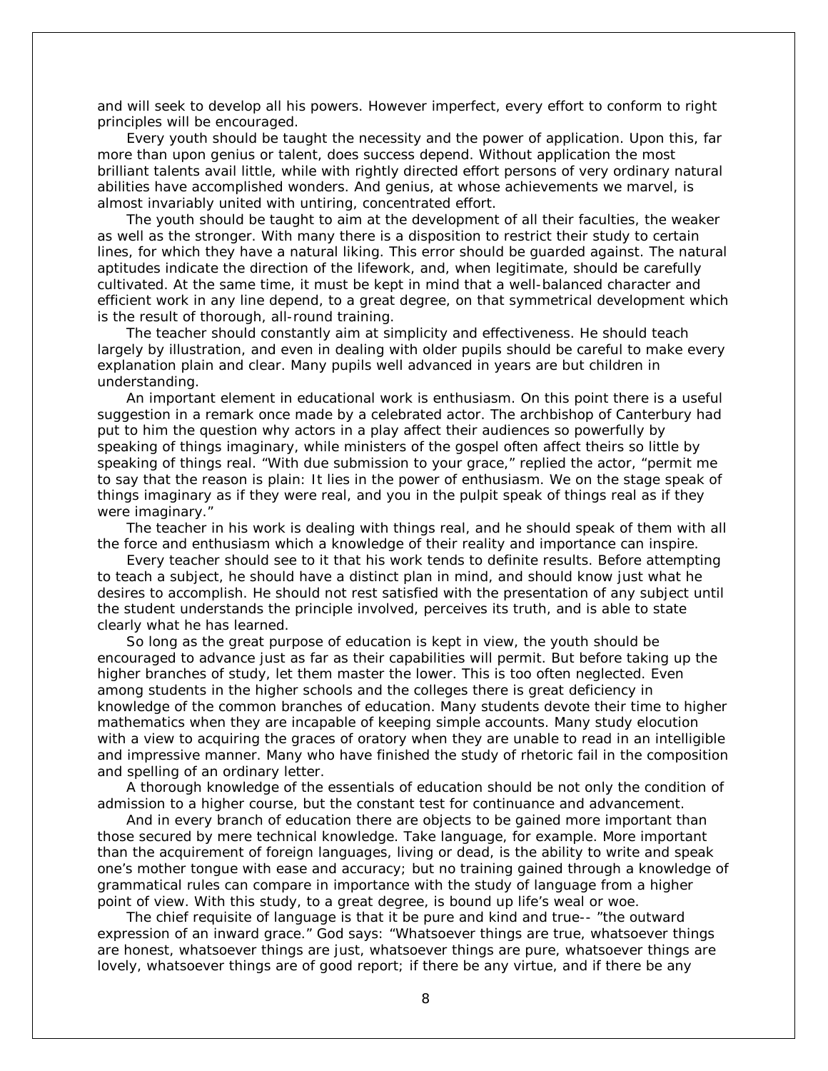and will seek to develop all his powers. However imperfect, every effort to conform to right principles will be encouraged.

Every youth should be taught the necessity and the power of application. Upon this, far more than upon genius or talent, does success depend. Without application the most brilliant talents avail little, while with rightly directed effort persons of very ordinary natural abilities have accomplished wonders. And genius, at whose achievements we marvel, is almost invariably united with untiring, concentrated effort.

The youth should be taught to aim at the development of all their faculties, the weaker as well as the stronger. With many there is a disposition to restrict their study to certain lines, for which they have a natural liking. This error should be guarded against. The natural aptitudes indicate the direction of the lifework, and, when legitimate, should be carefully cultivated. At the same time, it must be kept in mind that a well-balanced character and efficient work in any line depend, to a great degree, on that symmetrical development which is the result of thorough, all-round training.

The teacher should constantly aim at simplicity and effectiveness. He should teach largely by illustration, and even in dealing with older pupils should be careful to make every explanation plain and clear. Many pupils well advanced in years are but children in understanding.

An important element in educational work is enthusiasm. On this point there is a useful suggestion in a remark once made by a celebrated actor. The archbishop of Canterbury had put to him the question why actors in a play affect their audiences so powerfully by speaking of things imaginary, while ministers of the gospel often affect theirs so little by speaking of things real. "With due submission to your grace," replied the actor, "permit me to say that the reason is plain: It lies in the power of enthusiasm. We on the stage speak of things imaginary as if they were real, and you in the pulpit speak of things real as if they were imaginary."

The teacher in his work is dealing with things real, and he should speak of them with all the force and enthusiasm which a knowledge of their reality and importance can inspire.

Every teacher should see to it that his work tends to definite results. Before attempting to teach a subject, he should have a distinct plan in mind, and should know just what he desires to accomplish. He should not rest satisfied with the presentation of any subject until the student understands the principle involved, perceives its truth, and is able to state clearly what he has learned.

So long as the great purpose of education is kept in view, the youth should be encouraged to advance just as far as their capabilities will permit. But before taking up the higher branches of study, let them master the lower. This is too often neglected. Even among students in the higher schools and the colleges there is great deficiency in knowledge of the common branches of education. Many students devote their time to higher mathematics when they are incapable of keeping simple accounts. Many study elocution with a view to acquiring the graces of oratory when they are unable to read in an intelligible and impressive manner. Many who have finished the study of rhetoric fail in the composition and spelling of an ordinary letter.

A thorough knowledge of the essentials of education should be not only the condition of admission to a higher course, but the constant test for continuance and advancement.

And in every branch of education there are objects to be gained more important than those secured by mere technical knowledge. Take language, for example. More important than the acquirement of foreign languages, living or dead, is the ability to write and speak one's mother tongue with ease and accuracy; but no training gained through a knowledge of grammatical rules can compare in importance with the study of language from a higher point of view. With this study, to a great degree, is bound up life's weal or woe.

The chief requisite of language is that it be pure and kind and true-- "the outward expression of an inward grace." God says: "Whatsoever things are true, whatsoever things are honest, whatsoever things are just, whatsoever things are pure, whatsoever things are lovely, whatsoever things are of good report; if there be any virtue, and if there be any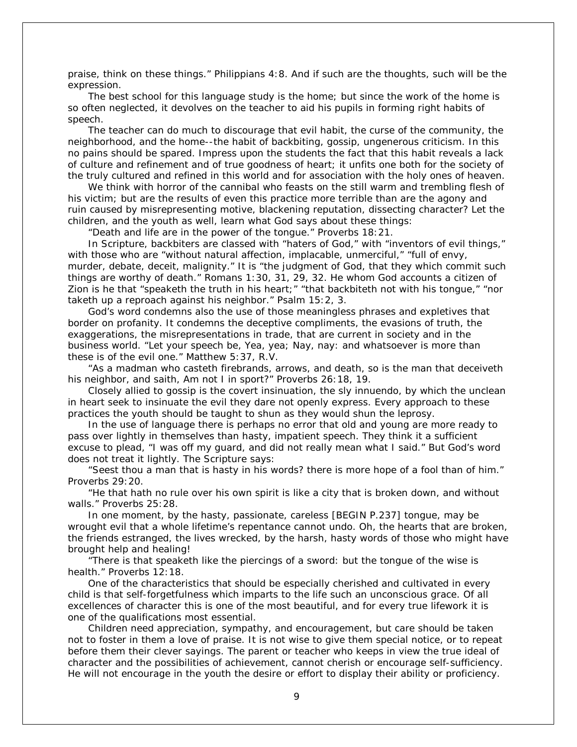praise, think on these things." Philippians 4:8. And if such are the thoughts, such will be the expression.

The best school for this language study is the home; but since the work of the home is so often neglected, it devolves on the teacher to aid his pupils in forming right habits of speech.

The teacher can do much to discourage that evil habit, the curse of the community, the neighborhood, and the home--the habit of backbiting, gossip, ungenerous criticism. In this no pains should be spared. Impress upon the students the fact that this habit reveals a lack of culture and refinement and of true goodness of heart; it unfits one both for the society of the truly cultured and refined in this world and for association with the holy ones of heaven.

We think with horror of the cannibal who feasts on the still warm and trembling flesh of his victim; but are the results of even this practice more terrible than are the agony and ruin caused by misrepresenting motive, blackening reputation, dissecting character? Let the children, and the youth as well, learn what God says about these things:

"Death and life are in the power of the tongue." Proverbs 18:21.

In Scripture, backbiters are classed with "haters of God," with "inventors of evil things," with those who are "without natural affection, implacable, unmerciful," "full of envy, murder, debate, deceit, malignity." It is "the judgment of God, that they which commit such things are worthy of death." Romans 1:30, 31, 29, 32. He whom God accounts a citizen of Zion is he that "speaketh the truth in his heart;" "that backbiteth not with his tongue," "nor taketh up a reproach against his neighbor." Psalm 15:2, 3.

God's word condemns also the use of those meaningless phrases and expletives that border on profanity. It condemns the deceptive compliments, the evasions of truth, the exaggerations, the misrepresentations in trade, that are current in society and in the business world. "Let your speech be, Yea, yea; Nay, nay: and whatsoever is more than these is of the evil one." Matthew 5:37, R.V.

"As a madman who casteth firebrands, arrows, and death, so is the man that deceiveth his neighbor, and saith, Am not I in sport?" Proverbs 26:18, 19.

Closely allied to gossip is the covert insinuation, the sly innuendo, by which the unclean in heart seek to insinuate the evil they dare not openly express. Every approach to these practices the youth should be taught to shun as they would shun the leprosy.

In the use of language there is perhaps no error that old and young are more ready to pass over lightly in themselves than hasty, impatient speech. They think it a sufficient excuse to plead, "I was off my guard, and did not really mean what I said." But God's word does not treat it lightly. The Scripture says:

"Seest thou a man that is hasty in his words? there is more hope of a fool than of him." Proverbs 29:20.

"He that hath no rule over his own spirit is like a city that is broken down, and without walls." Proverbs 25:28.

In one moment, by the hasty, passionate, careless [BEGIN P.237] tongue, may be wrought evil that a whole lifetime's repentance cannot undo. Oh, the hearts that are broken, the friends estranged, the lives wrecked, by the harsh, hasty words of those who might have brought help and healing!

"There is that speaketh like the piercings of a sword: but the tongue of the wise is health." Proverbs 12:18.

One of the characteristics that should be especially cherished and cultivated in every child is that self-forgetfulness which imparts to the life such an unconscious grace. Of all excellences of character this is one of the most beautiful, and for every true lifework it is one of the qualifications most essential.

Children need appreciation, sympathy, and encouragement, but care should be taken not to foster in them a love of praise. It is not wise to give them special notice, or to repeat before them their clever sayings. The parent or teacher who keeps in view the true ideal of character and the possibilities of achievement, cannot cherish or encourage self-sufficiency. He will not encourage in the youth the desire or effort to display their ability or proficiency.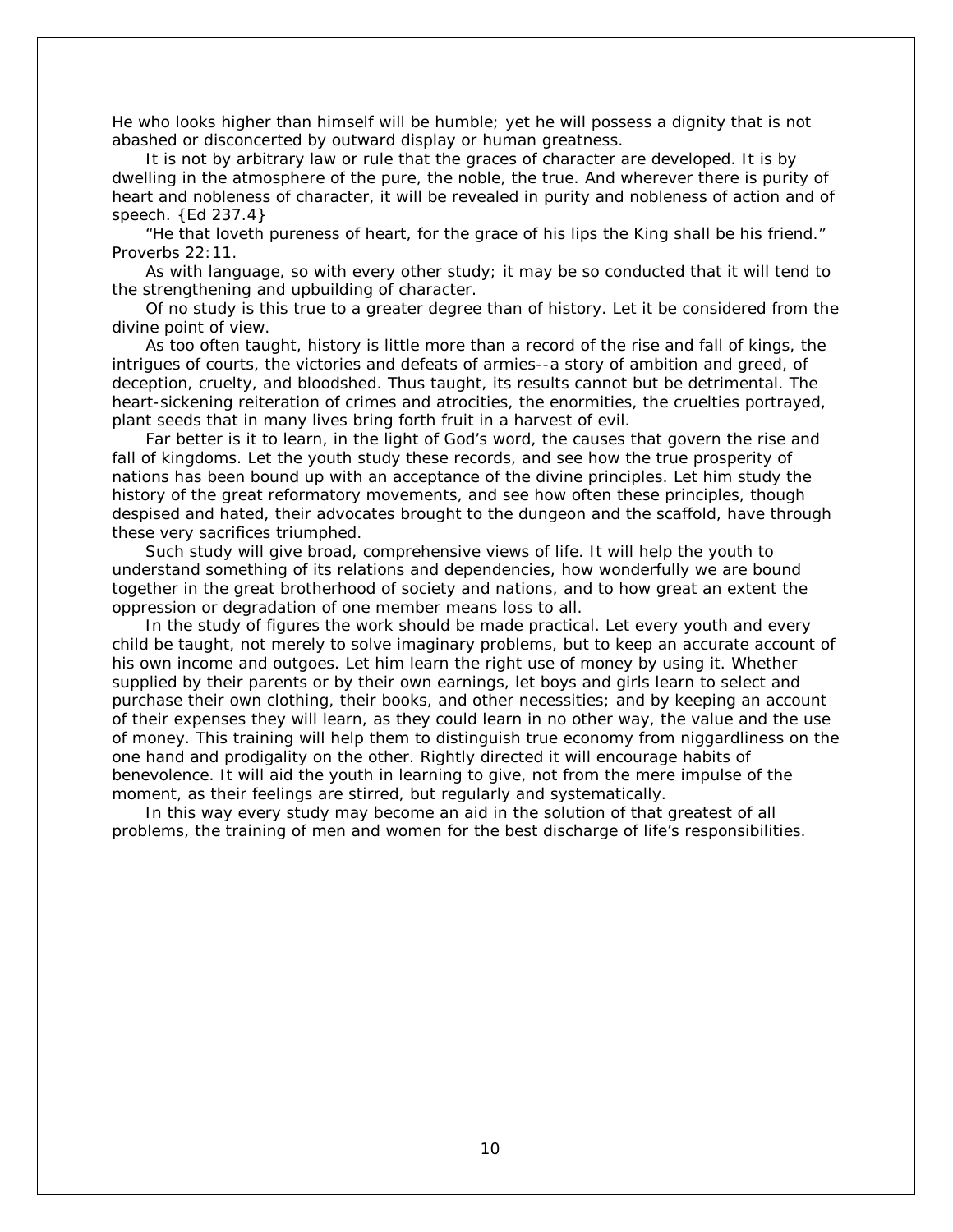He who looks higher than himself will be humble; yet he will possess a dignity that is not abashed or disconcerted by outward display or human greatness.

It is not by arbitrary law or rule that the graces of character are developed. It is by dwelling in the atmosphere of the pure, the noble, the true. And wherever there is purity of heart and nobleness of character, it will be revealed in purity and nobleness of action and of speech. {Ed 237.4}

"He that loveth pureness of heart, for the grace of his lips the King shall be his friend." Proverbs 22:11.

As with language, so with every other study; it may be so conducted that it will tend to the strengthening and upbuilding of character.

Of no study is this true to a greater degree than of history. Let it be considered from the divine point of view.

As too often taught, history is little more than a record of the rise and fall of kings, the intrigues of courts, the victories and defeats of armies--a story of ambition and greed, of deception, cruelty, and bloodshed. Thus taught, its results cannot but be detrimental. The heart-sickening reiteration of crimes and atrocities, the enormities, the cruelties portrayed, plant seeds that in many lives bring forth fruit in a harvest of evil.

Far better is it to learn, in the light of God's word, the causes that govern the rise and fall of kingdoms. Let the youth study these records, and see how the true prosperity of nations has been bound up with an acceptance of the divine principles. Let him study the history of the great reformatory movements, and see how often these principles, though despised and hated, their advocates brought to the dungeon and the scaffold, have through these very sacrifices triumphed.

Such study will give broad, comprehensive views of life. It will help the youth to understand something of its relations and dependencies, how wonderfully we are bound together in the great brotherhood of society and nations, and to how great an extent the oppression or degradation of one member means loss to all.

In the study of figures the work should be made practical. Let every youth and every child be taught, not merely to solve imaginary problems, but to keep an accurate account of his own income and outgoes. Let him learn the right use of money by using it. Whether supplied by their parents or by their own earnings, let boys and girls learn to select and purchase their own clothing, their books, and other necessities; and by keeping an account of their expenses they will learn, as they could learn in no other way, the value and the use of money. This training will help them to distinguish true economy from niggardliness on the one hand and prodigality on the other. Rightly directed it will encourage habits of benevolence. It will aid the youth in learning to give, not from the mere impulse of the moment, as their feelings are stirred, but regularly and systematically.

In this way every study may become an aid in the solution of that greatest of all problems, the training of men and women for the best discharge of life's responsibilities.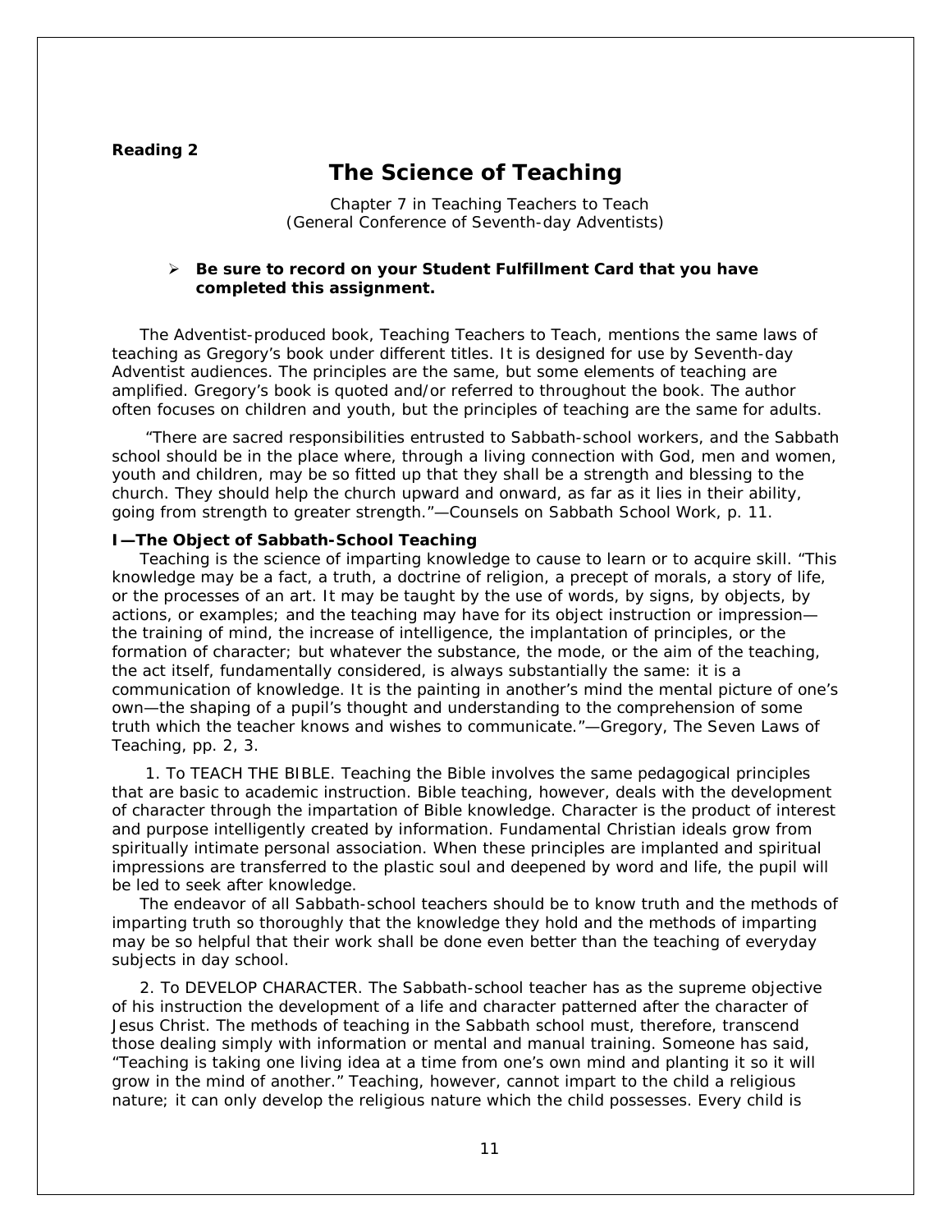**Reading 2**

# The Science of Teaching

Chapter 7 in Teaching Teachers to Teach
(General Conference of Seventh-day Adventists)

- **Be sure to record on your Student Fulfillment Card that you have completed this assignment.**

The Adventist-produced book, Teaching Teachers to Teach, mentions the same laws of teaching as Gregory's book under different titles. It is designed for use by Seventh-day Adventist audiences. The principles are the same, but some elements of teaching are amplified. Gregory's book is quoted and/or referred to throughout the book. The author often focuses on children and youth, but the principles of teaching are the same for adults.

"There are sacred responsibilities entrusted to Sabbath-school workers, and the Sabbath school should be in the place where, through a living connection with God, men and women, youth and children, may be so fitted up that they shall be a strength and blessing to the church. They should help the church upward and onward, as far as it lies in their ability, going from strength to greater strength."—Counsels on Sabbath School Work, p. 11.

**I—The Object of Sabbath-School Teaching**

Teaching is the science of imparting knowledge to cause to learn or to acquire skill. "This knowledge may be a fact, a truth, a doctrine of religion, a precept of morals, a story of life, or the processes of an art. It may be taught by the use of words, by signs, by objects, by actions, or examples; and the teaching may have for its object instruction or impression—the training of mind, the increase of intelligence, the implantation of principles, or the formation of character; but whatever the substance, the mode, or the aim of the teaching, the act itself, fundamentally considered, is always substantially the same: it is a communication of knowledge. It is the painting in another's mind the mental picture of one's own—the shaping of a pupil's thought and understanding to the comprehension of some truth which the teacher knows and wishes to communicate."—Gregory, The Seven Laws of Teaching, pp. 2, 3.

1. To TEACH THE BIBLE. Teaching the Bible involves the same pedagogical principles that are basic to academic instruction. Bible teaching, however, deals with the development of character through the impartation of Bible knowledge. Character is the product of interest and purpose intelligently created by information. Fundamental Christian ideals grow from spiritually intimate personal association. When these principles are implanted and spiritual impressions are transferred to the plastic soul and deepened by word and life, the pupil will be led to seek after knowledge.

The endeavor of all Sabbath-school teachers should be to know truth and the methods of imparting truth so thoroughly that the knowledge they hold and the methods of imparting may be so helpful that their work shall be done even better than the teaching of everyday subjects in day school.

2. To DEVELOP CHARACTER. The Sabbath-school teacher has as the supreme objective of his instruction the development of a life and character patterned after the character of Jesus Christ. The methods of teaching in the Sabbath school must, therefore, transcend those dealing simply with information or mental and manual training. Someone has said, "Teaching is taking one living idea at a time from one's own mind and planting it so it will grow in the mind of another." Teaching, however, cannot impart to the child a religious nature; it can only develop the religious nature which the child possesses. Every child is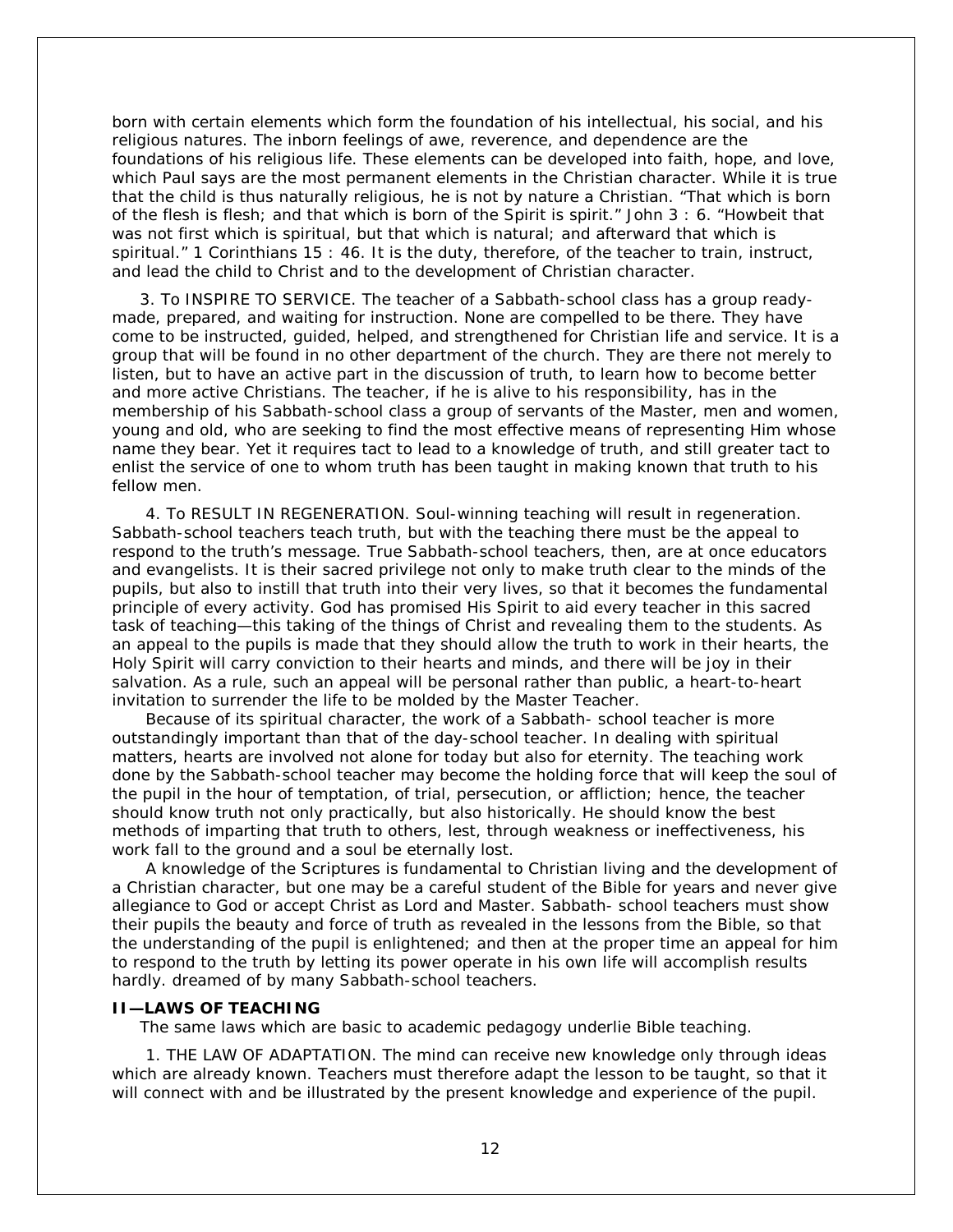born with certain elements which form the foundation of his intellectual, his social, and his religious natures. The inborn feelings of awe, reverence, and dependence are the foundations of his religious life. These elements can be developed into faith, hope, and love, which Paul says are the most permanent elements in the Christian character. While it is true that the child is thus naturally religious, he is not by nature a Christian. "That which is born of the flesh is flesh; and that which is born of the Spirit is spirit." John 3 : 6. "Howbeit that was not first which is spiritual, but that which is natural; and afterward that which is spiritual." 1 Corinthians 15 : 46. It is the duty, therefore, of the teacher to train, instruct, and lead the child to Christ and to the development of Christian character.

3. To INSPIRE TO SERVICE. The teacher of a Sabbath-school class has a group ready-made, prepared, and waiting for instruction. None are compelled to be there. They have come to be instructed, guided, helped, and strengthened for Christian life and service. It is a group that will be found in no other department of the church. They are there not merely to listen, but to have an active part in the discussion of truth, to learn how to become better and more active Christians. The teacher, if he is alive to his responsibility, has in the membership of his Sabbath-school class a group of servants of the Master, men and women, young and old, who are seeking to find the most effective means of representing Him whose name they bear. Yet it requires tact to lead to a knowledge of truth, and still greater tact to enlist the service of one to whom truth has been taught in making known that truth to his fellow men.

4. To RESULT IN REGENERATION. Soul-winning teaching will result in regeneration. Sabbath-school teachers teach truth, but with the teaching there must be the appeal to respond to the truth's message. True Sabbath-school teachers, then, are at once educators and evangelists. It is their sacred privilege not only to make truth clear to the minds of the pupils, but also to instill that truth into their very lives, so that it becomes the fundamental principle of every activity. God has promised His Spirit to aid every teacher in this sacred task of teaching—this taking of the things of Christ and revealing them to the students. As an appeal to the pupils is made that they should allow the truth to work in their hearts, the Holy Spirit will carry conviction to their hearts and minds, and there will be joy in their salvation. As a rule, such an appeal will be personal rather than public, a heart-to-heart invitation to surrender the life to be molded by the Master Teacher.

Because of its spiritual character, the work of a Sabbath- school teacher is more outstandingly important than that of the day-school teacher. In dealing with spiritual matters, hearts are involved not alone for today but also for eternity. The teaching work done by the Sabbath-school teacher may become the holding force that will keep the soul of the pupil in the hour of temptation, of trial, persecution, or affliction; hence, the teacher should know truth not only practically, but also historically. He should know the best methods of imparting that truth to others, lest, through weakness or ineffectiveness, his work fall to the ground and a soul be eternally lost.

A knowledge of the Scriptures is fundamental to Christian living and the development of a Christian character, but one may be a careful student of the Bible for years and never give allegiance to God or accept Christ as Lord and Master. Sabbath- school teachers must show their pupils the beauty and force of truth as revealed in the lessons from the Bible, so that the understanding of the pupil is enlightened; and then at the proper time an appeal for him to respond to the truth by letting its power operate in his own life will accomplish results hardly. dreamed of by many Sabbath-school teachers.

**II—LAWS OF TEACHING**

The same laws which are basic to academic pedagogy underlie Bible teaching.

1. THE LAW OF ADAPTATION. The mind can receive new knowledge only through ideas which are already known. Teachers must therefore adapt the lesson to be taught, so that it will connect with and be illustrated by the present knowledge and experience of the pupil.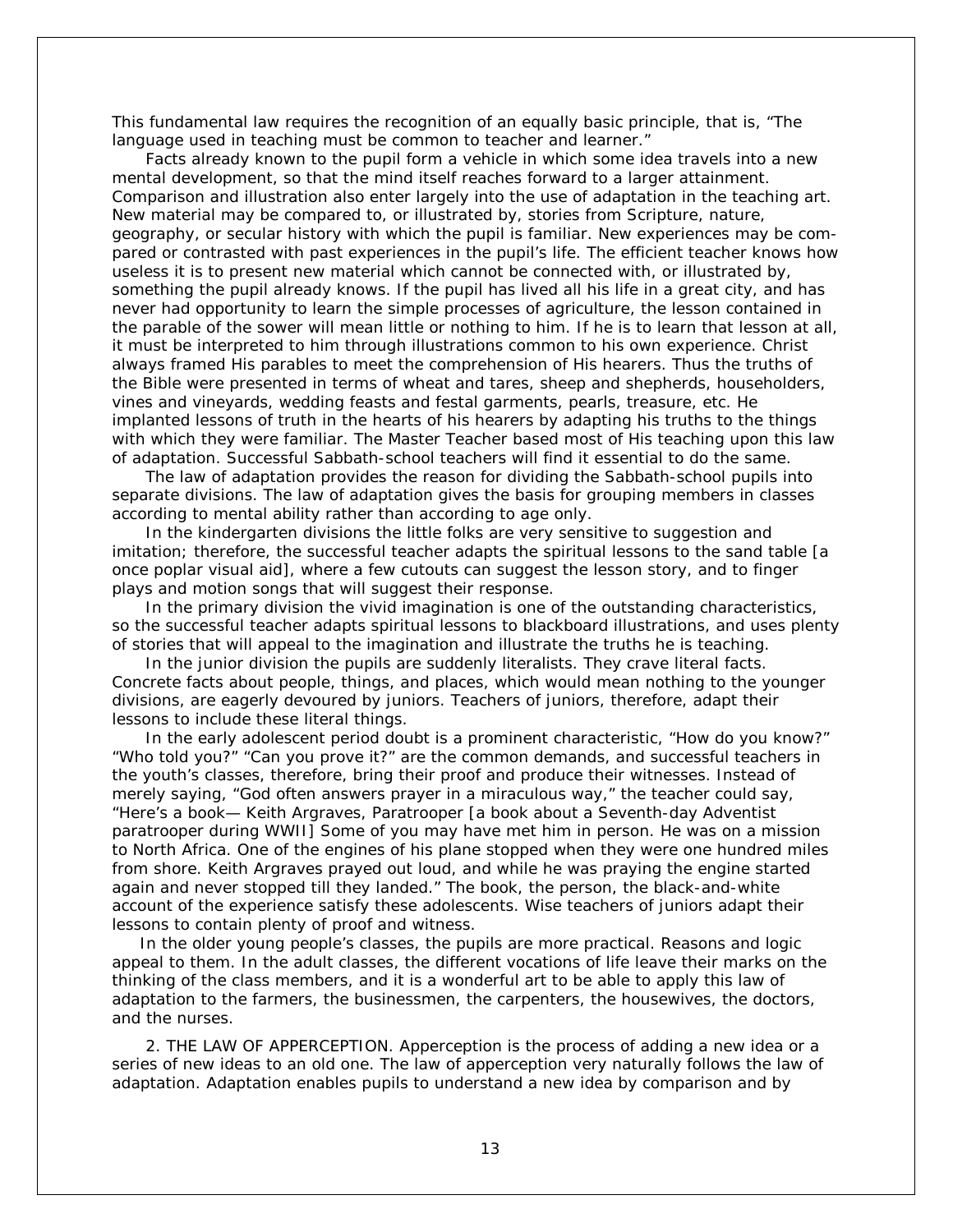This fundamental law requires the recognition of an equally basic principle, that is, "The language used in teaching must be common to teacher and learner."

Facts already known to the pupil form a vehicle in which some idea travels into a new mental development, so that the mind itself reaches forward to a larger attainment. Comparison and illustration also enter largely into the use of adaptation in the teaching art. New material may be compared to, or illustrated by, stories from Scripture, nature, geography, or secular history with which the pupil is familiar. New experiences may be compared or contrasted with past experiences in the pupil's life. The efficient teacher knows how useless it is to present new material which cannot be connected with, or illustrated by, something the pupil already knows. If the pupil has lived all his life in a great city, and has never had opportunity to learn the simple processes of agriculture, the lesson contained in the parable of the sower will mean little or nothing to him. If he is to learn that lesson at all, it must be interpreted to him through illustrations common to his own experience. Christ always framed His parables to meet the comprehension of His hearers. Thus the truths of the Bible were presented in terms of wheat and tares, sheep and shepherds, householders, vines and vineyards, wedding feasts and festal garments, pearls, treasure, etc. He implanted lessons of truth in the hearts of his hearers by adapting his truths to the things with which they were familiar. The Master Teacher based most of His teaching upon this law of adaptation. Successful Sabbath-school teachers will find it essential to do the same.

The law of adaptation provides the reason for dividing the Sabbath-school pupils into separate divisions. The law of adaptation gives the basis for grouping members in classes according to mental ability rather than according to age only.

In the kindergarten divisions the little folks are very sensitive to suggestion and imitation; therefore, the successful teacher adapts the spiritual lessons to the sand table [a once poplar visual aid], where a few cutouts can suggest the lesson story, and to finger plays and motion songs that will suggest their response.

In the primary division the vivid imagination is one of the outstanding characteristics, so the successful teacher adapts spiritual lessons to blackboard illustrations, and uses plenty of stories that will appeal to the imagination and illustrate the truths he is teaching.

In the junior division the pupils are suddenly literalists. They crave literal facts. Concrete facts about people, things, and places, which would mean nothing to the younger divisions, are eagerly devoured by juniors. Teachers of juniors, therefore, adapt their lessons to include these literal things.

In the early adolescent period doubt is a prominent characteristic, "How do you know?" "Who told you?" "Can you prove it?" are the common demands, and successful teachers in the youth's classes, therefore, bring their proof and produce their witnesses. Instead of merely saying, "God often answers prayer in a miraculous way," the teacher could say, "Here's a book— Keith Argraves, Paratrooper [a book about a Seventh-day Adventist paratrooper during WWII] Some of you may have met him in person. He was on a mission to North Africa. One of the engines of his plane stopped when they were one hundred miles from shore. Keith Argraves prayed out loud, and while he was praying the engine started again and never stopped till they landed." The book, the person, the black-and-white account of the experience satisfy these adolescents. Wise teachers of juniors adapt their lessons to contain plenty of proof and witness.

In the older young people's classes, the pupils are more practical. Reasons and logic appeal to them. In the adult classes, the different vocations of life leave their marks on the thinking of the class members, and it is a wonderful art to be able to apply this law of adaptation to the farmers, the businessmen, the carpenters, the housewives, the doctors, and the nurses.

2. THE LAW OF APPERCEPTION. Apperception is the process of adding a new idea or a series of new ideas to an old one. The law of apperception very naturally follows the law of adaptation. Adaptation enables pupils to understand a new idea by comparison and by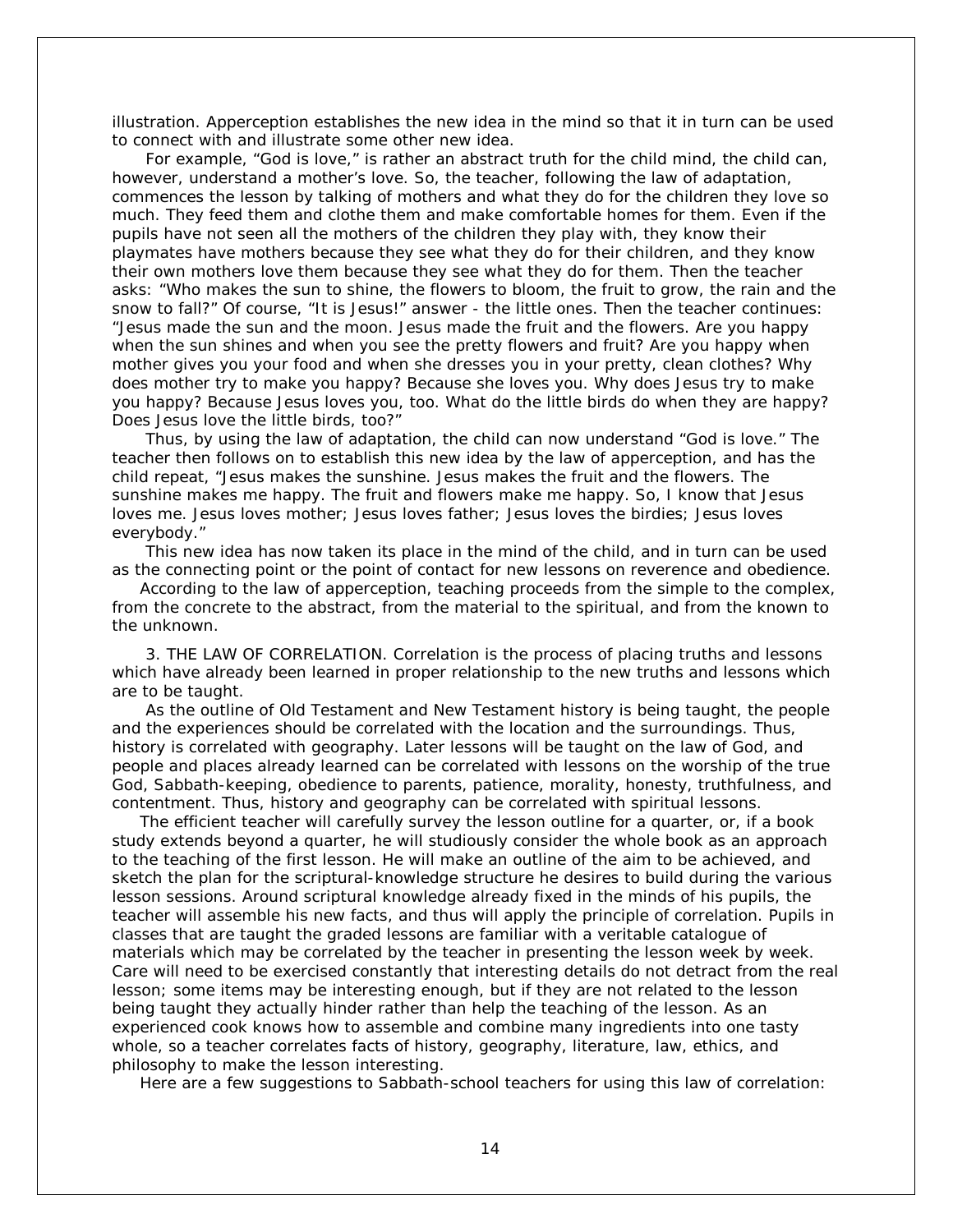illustration. Apperception establishes the new idea in the mind so that it in turn can be used to connect with and illustrate some other new idea.

For example, "God is love," is rather an abstract truth for the child mind, the child can, however, understand a mother's love. So, the teacher, following the law of adaptation, commences the lesson by talking of mothers and what they do for the children they love so much. They feed them and clothe them and make comfortable homes for them. Even if the pupils have not seen all the mothers of the children they play with, they know their playmates have mothers because they see what they do for their children, and they know their own mothers love them because they see what they do for them. Then the teacher asks: "Who makes the sun to shine, the flowers to bloom, the fruit to grow, the rain and the snow to fall?" Of course, "It is Jesus!" answer - the little ones. Then the teacher continues: "Jesus made the sun and the moon. Jesus made the fruit and the flowers. Are you happy when the sun shines and when you see the pretty flowers and fruit? Are you happy when mother gives you your food and when she dresses you in your pretty, clean clothes? Why does mother try to make you happy? Because she loves you. Why does Jesus try to make you happy? Because Jesus loves you, too. What do the little birds do when they are happy? Does Jesus love the little birds, too?"

Thus, by using the law of adaptation, the child can now understand "God is love." The teacher then follows on to establish this new idea by the law of apperception, and has the child repeat, "Jesus makes the sunshine. Jesus makes the fruit and the flowers. The sunshine makes me happy. The fruit and flowers make me happy. So, I know that Jesus loves me. Jesus loves mother; Jesus loves father; Jesus loves the birdies; Jesus loves everybody."

This new idea has now taken its place in the mind of the child, and in turn can be used as the connecting point or the point of contact for new lessons on reverence and obedience.

According to the law of apperception, teaching proceeds from the simple to the complex, from the concrete to the abstract, from the material to the spiritual, and from the known to the unknown.

3. THE LAW OF CORRELATION. Correlation is the process of placing truths and lessons which have already been learned in proper relationship to the new truths and lessons which are to be taught.

As the outline of Old Testament and New Testament history is being taught, the people and the experiences should be correlated with the location and the surroundings. Thus, history is correlated with geography. Later lessons will be taught on the law of God, and people and places already learned can be correlated with lessons on the worship of the true God, Sabbath-keeping, obedience to parents, patience, morality, honesty, truthfulness, and contentment. Thus, history and geography can be correlated with spiritual lessons.

The efficient teacher will carefully survey the lesson outline for a quarter, or, if a book study extends beyond a quarter, he will studiously consider the whole book as an approach to the teaching of the first lesson. He will make an outline of the aim to be achieved, and sketch the plan for the scriptural-knowledge structure he desires to build during the various lesson sessions. Around scriptural knowledge already fixed in the minds of his pupils, the teacher will assemble his new facts, and thus will apply the principle of correlation. Pupils in classes that are taught the graded lessons are familiar with a veritable catalogue of materials which may be correlated by the teacher in presenting the lesson week by week. Care will need to be exercised constantly that interesting details do not detract from the real lesson; some items may be interesting enough, but if they are not related to the lesson being taught they actually hinder rather than help the teaching of the lesson. As an experienced cook knows how to assemble and combine many ingredients into one tasty whole, so a teacher correlates facts of history, geography, literature, law, ethics, and philosophy to make the lesson interesting.

Here are a few suggestions to Sabbath-school teachers for using this law of correlation: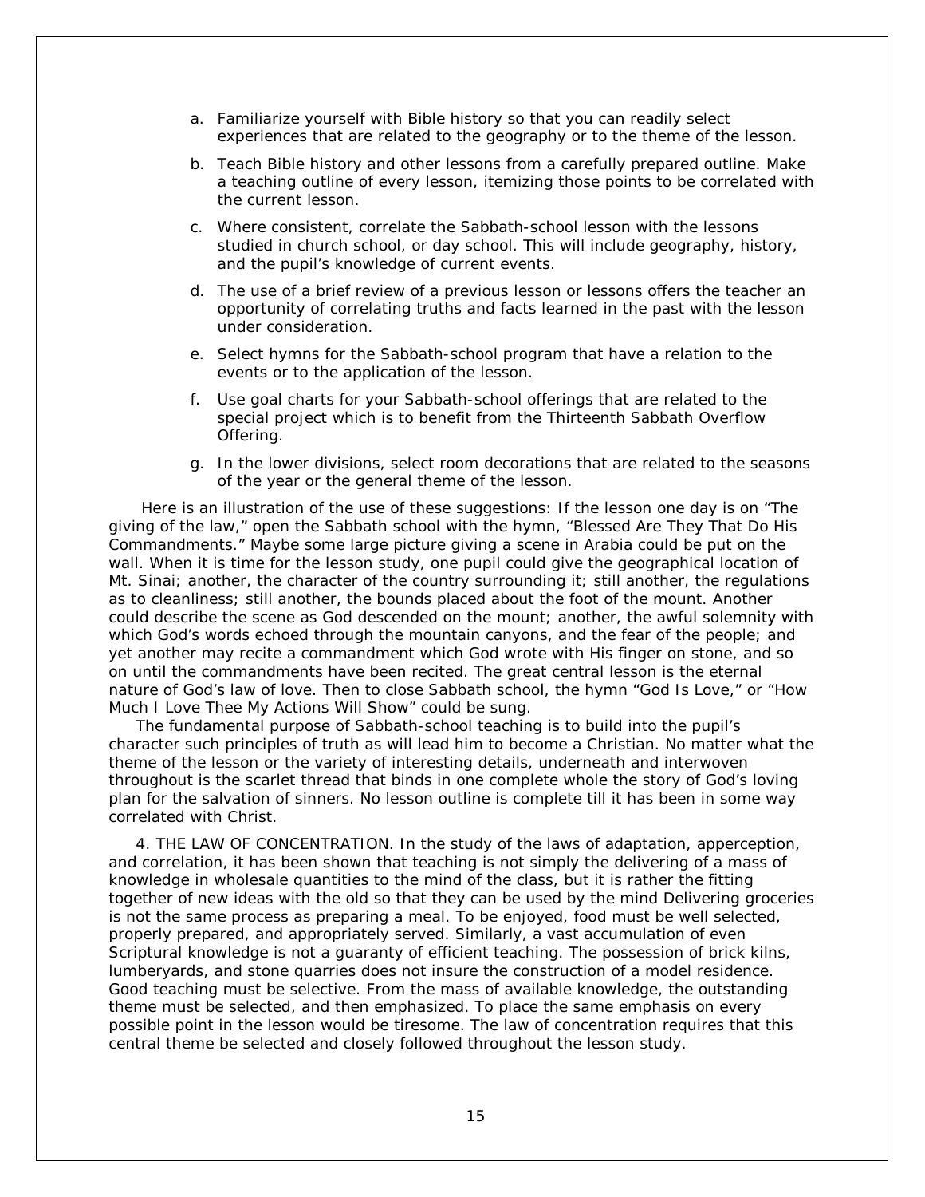a. Familiarize yourself with Bible history so that you can readily select experiences that are related to the geography or to the theme of the lesson.

b. Teach Bible history and other lessons from a carefully prepared outline. Make a teaching outline of every lesson, itemizing those points to be correlated with the current lesson.

c. Where consistent, correlate the Sabbath-school lesson with the lessons studied in church school, or day school. This will include geography, history, and the pupil's knowledge of current events.

d. The use of a brief review of a previous lesson or lessons offers the teacher an opportunity of correlating truths and facts learned in the past with the lesson under consideration.

e. Select hymns for the Sabbath-school program that have a relation to the events or to the application of the lesson.

f. Use goal charts for your Sabbath-school offerings that are related to the special project which is to benefit from the Thirteenth Sabbath Overflow Offering.

g. In the lower divisions, select room decorations that are related to the seasons of the year or the general theme of the lesson.

Here is an illustration of the use of these suggestions: If the lesson one day is on "The giving of the law," open the Sabbath school with the hymn, "Blessed Are They That Do His Commandments." Maybe some large picture giving a scene in Arabia could be put on the wall. When it is time for the lesson study, one pupil could give the geographical location of Mt. Sinai; another, the character of the country surrounding it; still another, the regulations as to cleanliness; still another, the bounds placed about the foot of the mount. Another could describe the scene as God descended on the mount; another, the awful solemnity with which God's words echoed through the mountain canyons, and the fear of the people; and yet another may recite a commandment which God wrote with His finger on stone, and so on until the commandments have been recited. The great central lesson is the eternal nature of God's law of love. Then to close Sabbath school, the hymn "God Is Love," or "How Much I Love Thee My Actions Will Show" could be sung.

The fundamental purpose of Sabbath-school teaching is to build into the pupil's character such principles of truth as will lead him to become a Christian. No matter what the theme of the lesson or the variety of interesting details, underneath and interwoven throughout is the scarlet thread that binds in one complete whole the story of God's loving plan for the salvation of sinners. No lesson outline is complete till it has been in some way correlated with Christ.

4. THE LAW OF CONCENTRATION. In the study of the laws of adaptation, apperception, and correlation, it has been shown that teaching is not simply the delivering of a mass of knowledge in wholesale quantities to the mind of the class, but it is rather the fitting together of new ideas with the old so that they can be used by the mind Delivering groceries is not the same process as preparing a meal. To be enjoyed, food must be well selected, properly prepared, and appropriately served. Similarly, a vast accumulation of even Scriptural knowledge is not a guaranty of efficient teaching. The possession of brick kilns, lumberyards, and stone quarries does not insure the construction of a model residence. Good teaching must be selective. From the mass of available knowledge, the outstanding theme must be selected, and then emphasized. To place the same emphasis on every possible point in the lesson would be tiresome. The law of concentration requires that this central theme be selected and closely followed throughout the lesson study.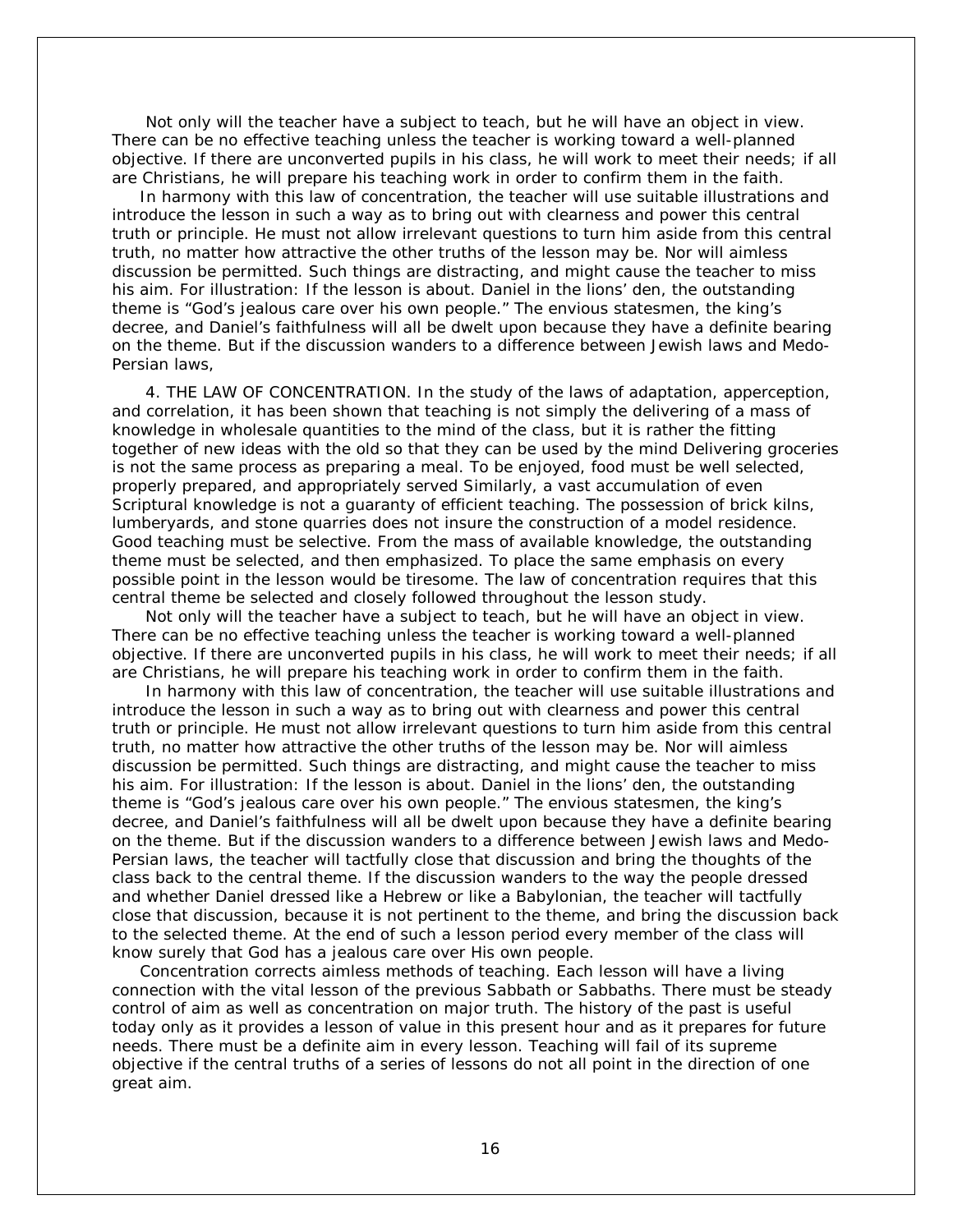Not only will the teacher have a subject to teach, but he will have an object in view. There can be no effective teaching unless the teacher is working toward a well-planned objective. If there are unconverted pupils in his class, he will work to meet their needs; if all are Christians, he will prepare his teaching work in order to confirm them in the faith.

In harmony with this law of concentration, the teacher will use suitable illustrations and introduce the lesson in such a way as to bring out with clearness and power this central truth or principle. He must not allow irrelevant questions to turn him aside from this central truth, no matter how attractive the other truths of the lesson may be. Nor will aimless discussion be permitted. Such things are distracting, and might cause the teacher to miss his aim. For illustration: If the lesson is about. Daniel in the lions' den, the outstanding theme is "God's jealous care over his own people." The envious statesmen, the king's decree, and Daniel's faithfulness will all be dwelt upon because they have a definite bearing on the theme. But if the discussion wanders to a difference between Jewish laws and Medo-Persian laws,

4. THE LAW OF CONCENTRATION. In the study of the laws of adaptation, apperception, and correlation, it has been shown that teaching is not simply the delivering of a mass of knowledge in wholesale quantities to the mind of the class, but it is rather the fitting together of new ideas with the old so that they can be used by the mind Delivering groceries is not the same process as preparing a meal. To be enjoyed, food must be well selected, properly prepared, and appropriately served Similarly, a vast accumulation of even Scriptural knowledge is not a guaranty of efficient teaching. The possession of brick kilns, lumberyards, and stone quarries does not insure the construction of a model residence. Good teaching must be selective. From the mass of available knowledge, the outstanding theme must be selected, and then emphasized. To place the same emphasis on every possible point in the lesson would be tiresome. The law of concentration requires that this central theme be selected and closely followed throughout the lesson study.

Not only will the teacher have a subject to teach, but he will have an object in view. There can be no effective teaching unless the teacher is working toward a well-planned objective. If there are unconverted pupils in his class, he will work to meet their needs; if all are Christians, he will prepare his teaching work in order to confirm them in the faith.

In harmony with this law of concentration, the teacher will use suitable illustrations and introduce the lesson in such a way as to bring out with clearness and power this central truth or principle. He must not allow irrelevant questions to turn him aside from this central truth, no matter how attractive the other truths of the lesson may be. Nor will aimless discussion be permitted. Such things are distracting, and might cause the teacher to miss his aim. For illustration: If the lesson is about. Daniel in the lions' den, the outstanding theme is "God's jealous care over his own people." The envious statesmen, the king's decree, and Daniel's faithfulness will all be dwelt upon because they have a definite bearing on the theme. But if the discussion wanders to a difference between Jewish laws and Medo-Persian laws, the teacher will tactfully close that discussion and bring the thoughts of the class back to the central theme. If the discussion wanders to the way the people dressed and whether Daniel dressed like a Hebrew or like a Babylonian, the teacher will tactfully close that discussion, because it is not pertinent to the theme, and bring the discussion back to the selected theme. At the end of such a lesson period every member of the class will know surely that God has a jealous care over His own people.

Concentration corrects aimless methods of teaching. Each lesson will have a living connection with the vital lesson of the previous Sabbath or Sabbaths. There must be steady control of aim as well as concentration on major truth. The history of the past is useful today only as it provides a lesson of value in this present hour and as it prepares for future needs. There must be a definite aim in every lesson. Teaching will fail of its supreme objective if the central truths of a series of lessons do not all point in the direction of one great aim.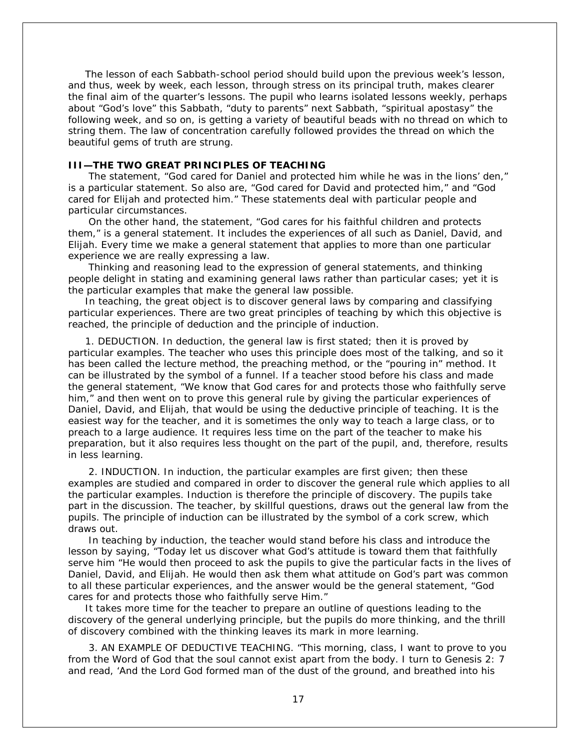The lesson of each Sabbath-school period should build upon the previous week's lesson, and thus, week by week, each lesson, through stress on its principal truth, makes clearer the final aim of the quarter's lessons. The pupil who learns isolated lessons weekly, perhaps about "God's love" this Sabbath, "duty to parents" next Sabbath, "spiritual apostasy" the following week, and so on, is getting a variety of beautiful beads with no thread on which to string them. The law of concentration carefully followed provides the thread on which the beautiful gems of truth are strung.

### III—THE TWO GREAT PRINCIPLES OF TEACHING

The statement, "God cared for Daniel and protected him while he was in the lions' den," is a particular statement. So also are, "God cared for David and protected him," and "God cared for Elijah and protected him." These statements deal with particular people and particular circumstances.

On the other hand, the statement, "God cares for his faithful children and protects them," is a general statement. It includes the experiences of all such as Daniel, David, and Elijah. Every time we make a general statement that applies to more than one particular experience we are really expressing a law.

Thinking and reasoning lead to the expression of general statements, and thinking people delight in stating and examining general laws rather than particular cases; yet it is the particular examples that make the general law possible.

In teaching, the great object is to discover general laws by comparing and classifying particular experiences. There are two great principles of teaching by which this objective is reached, the principle of deduction and the principle of induction.

1. DEDUCTION. In deduction, the general law is first stated; then it is proved by particular examples. The teacher who uses this principle does most of the talking, and so it has been called the lecture method, the preaching method, or the "pouring in" method. It can be illustrated by the symbol of a funnel. If a teacher stood before his class and made the general statement, "We know that God cares for and protects those who faithfully serve him," and then went on to prove this general rule by giving the particular experiences of Daniel, David, and Elijah, that would be using the deductive principle of teaching. It is the easiest way for the teacher, and it is sometimes the only way to teach a large class, or to preach to a large audience. It requires less time on the part of the teacher to make his preparation, but it also requires less thought on the part of the pupil, and, therefore, results in less learning.

2. INDUCTION. In induction, the particular examples are first given; then these examples are studied and compared in order to discover the general rule which applies to all the particular examples. Induction is therefore the principle of discovery. The pupils take part in the discussion. The teacher, by skillful questions, draws out the general law from the pupils. The principle of induction can be illustrated by the symbol of a cork screw, which draws out.

In teaching by induction, the teacher would stand before his class and introduce the lesson by saying, "Today let us discover what God's attitude is toward them that faithfully serve him "He would then proceed to ask the pupils to give the particular facts in the lives of Daniel, David, and Elijah. He would then ask them what attitude on God's part was common to all these particular experiences, and the answer would be the general statement, "God cares for and protects those who faithfully serve Him."

It takes more time for the teacher to prepare an outline of questions leading to the discovery of the general underlying principle, but the pupils do more thinking, and the thrill of discovery combined with the thinking leaves its mark in more learning.

3. AN EXAMPLE OF DEDUCTIVE TEACHING. "This morning, class, I want to prove to you from the Word of God that the soul cannot exist apart from the body. I turn to Genesis 2: 7 and read, 'And the Lord God formed man of the dust of the ground, and breathed into his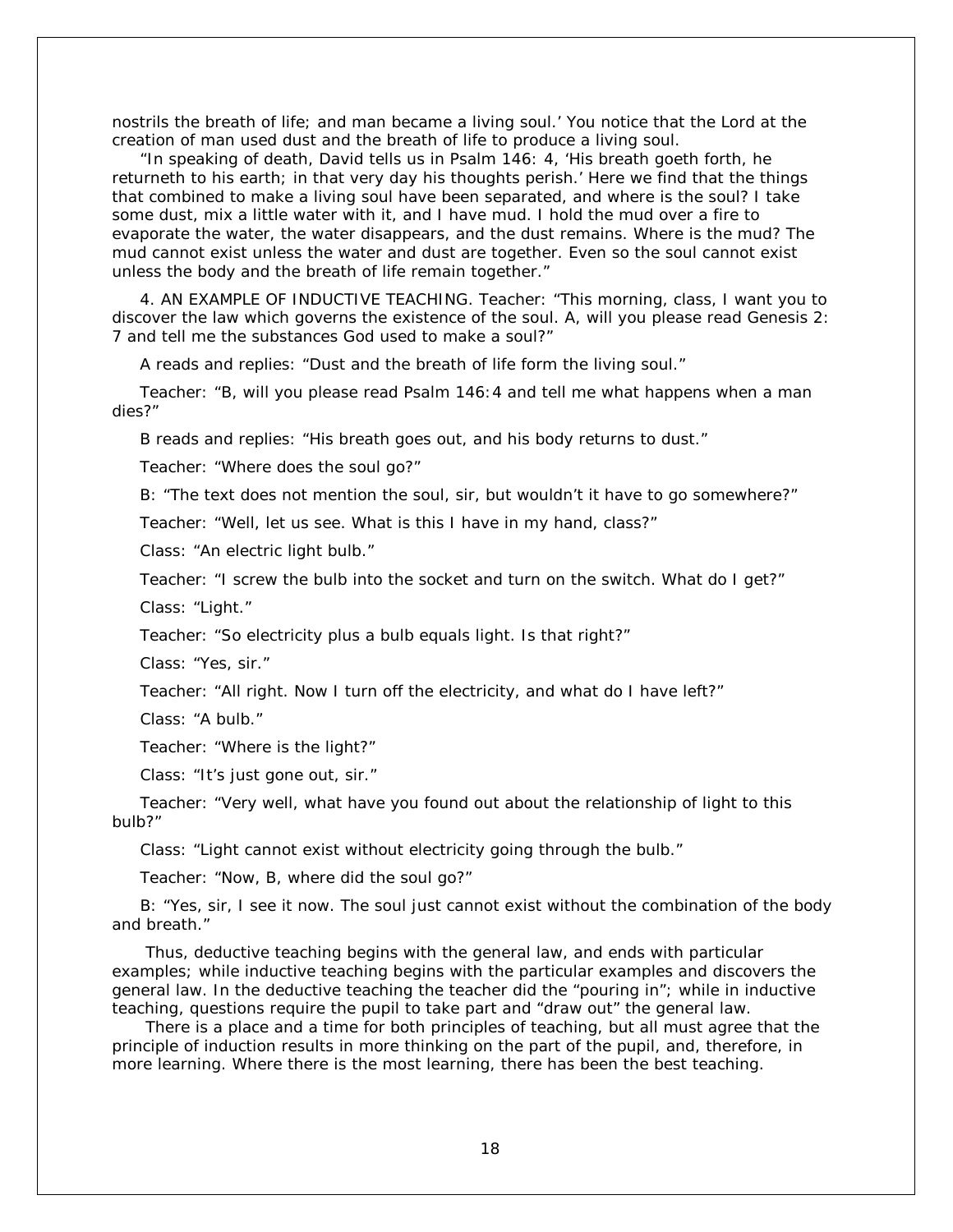nostrils the breath of life; and man became a living soul.' You notice that the Lord at the creation of man used dust and the breath of life to produce a living soul.

"In speaking of death, David tells us in Psalm 146: 4, 'His breath goeth forth, he returneth to his earth; in that very day his thoughts perish.' Here we find that the things that combined to make a living soul have been separated, and where is the soul? I take some dust, mix a little water with it, and I have mud. I hold the mud over a fire to evaporate the water, the water disappears, and the dust remains. Where is the mud? The mud cannot exist unless the water and dust are together. Even so the soul cannot exist unless the body and the breath of life remain together."

4. AN EXAMPLE OF INDUCTIVE TEACHING. Teacher: "This morning, class, I want you to discover the law which governs the existence of the soul. A, will you please read Genesis 2: 7 and tell me the substances God used to make a soul?"

A reads and replies: "Dust and the breath of life form the living soul."

Teacher: "B, will you please read Psalm 146:4 and tell me what happens when a man dies?"

B reads and replies: "His breath goes out, and his body returns to dust."

Teacher: "Where does the soul go?"

B: "The text does not mention the soul, sir, but wouldn't it have to go somewhere?"

Teacher: "Well, let us see. What is this I have in my hand, class?"

Class: "An electric light bulb."

Teacher: "I screw the bulb into the socket and turn on the switch. What do I get?"

Class: "Light."

Teacher: "So electricity plus a bulb equals light. Is that right?"

Class: "Yes, sir."

Teacher: "All right. Now I turn off the electricity, and what do I have left?"

Class: "A bulb."

Teacher: "Where is the light?"

Class: "It's just gone out, sir."

Teacher: "Very well, what have you found out about the relationship of light to this bulb?"

Class: "Light cannot exist without electricity going through the bulb."

Teacher: "Now, B, where did the soul go?"

B: "Yes, sir, I see it now. The soul just cannot exist without the combination of the body and breath."

Thus, deductive teaching begins with the general law, and ends with particular examples; while inductive teaching begins with the particular examples and discovers the general law. In the deductive teaching the teacher did the "pouring in"; while in inductive teaching, questions require the pupil to take part and "draw out" the general law.

There is a place and a time for both principles of teaching, but all must agree that the principle of induction results in more thinking on the part of the pupil, and, therefore, in more learning. Where there is the most learning, there has been the best teaching.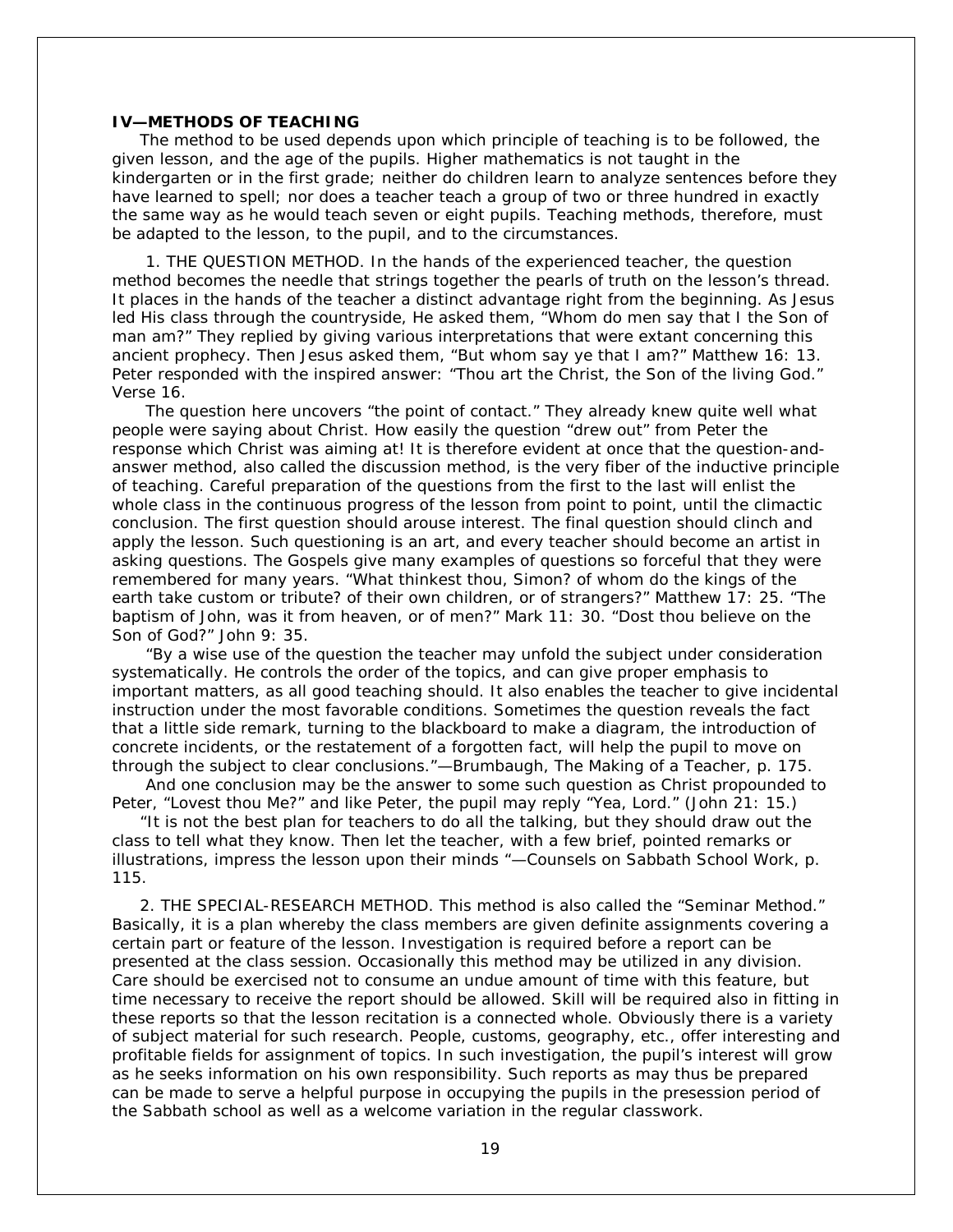## IV—METHODS OF TEACHING

The method to be used depends upon which principle of teaching is to be followed, the given lesson, and the age of the pupils. Higher mathematics is not taught in the kindergarten or in the first grade; neither do children learn to analyze sentences before they have learned to spell; nor does a teacher teach a group of two or three hundred in exactly the same way as he would teach seven or eight pupils. Teaching methods, therefore, must be adapted to the lesson, to the pupil, and to the circumstances.

1. THE QUESTION METHOD. In the hands of the experienced teacher, the question method becomes the needle that strings together the pearls of truth on the lesson's thread. It places in the hands of the teacher a distinct advantage right from the beginning. As Jesus led His class through the countryside, He asked them, "Whom do men say that I the Son of man am?" They replied by giving various interpretations that were extant concerning this ancient prophecy. Then Jesus asked them, "But whom say ye that I am?" Matthew 16: 13. Peter responded with the inspired answer: "Thou art the Christ, the Son of the living God." Verse 16.

The question here uncovers "the point of contact." They already knew quite well what people were saying about Christ. How easily the question "drew out" from Peter the response which Christ was aiming at! It is therefore evident at once that the question-and-answer method, also called the discussion method, is the very fiber of the inductive principle of teaching. Careful preparation of the questions from the first to the last will enlist the whole class in the continuous progress of the lesson from point to point, until the climactic conclusion. The first question should arouse interest. The final question should clinch and apply the lesson. Such questioning is an art, and every teacher should become an artist in asking questions. The Gospels give many examples of questions so forceful that they were remembered for many years. "What thinkest thou, Simon? of whom do the kings of the earth take custom or tribute? of their own children, or of strangers?" Matthew 17: 25. "The baptism of John, was it from heaven, or of men?" Mark 11: 30. "Dost thou believe on the Son of God?" John 9: 35.

"By a wise use of the question the teacher may unfold the subject under consideration systematically. He controls the order of the topics, and can give proper emphasis to important matters, as all good teaching should. It also enables the teacher to give incidental instruction under the most favorable conditions. Sometimes the question reveals the fact that a little side remark, turning to the blackboard to make a diagram, the introduction of concrete incidents, or the restatement of a forgotten fact, will help the pupil to move on through the subject to clear conclusions."—Brumbaugh, *The Making of a Teacher*, p. 175.

And one conclusion may be the answer to some such question as Christ propounded to Peter, "Lovest thou Me?" and like Peter, the pupil may reply "Yea, Lord." (John 21: 15.)

"It is not the best plan for teachers to do all the talking, but they should draw out the class to tell what they know. Then let the teacher, with a few brief, pointed remarks or illustrations, impress the lesson upon their minds "—*Counsels on Sabbath School Work*, p. 115.

2. THE SPECIAL-RESEARCH METHOD. This method is also called the "Seminar Method." Basically, it is a plan whereby the class members are given definite assignments covering a certain part or feature of the lesson. Investigation is required before a report can be presented at the class session. Occasionally this method may be utilized in any division. Care should be exercised not to consume an undue amount of time with this feature, but time necessary to receive the report should be allowed. Skill will be required also in fitting in these reports so that the lesson recitation is a connected whole. Obviously there is a variety of subject material for such research. People, customs, geography, etc., offer interesting and profitable fields for assignment of topics. In such investigation, the pupil's interest will grow as he seeks information on his own responsibility. Such reports as may thus be prepared can be made to serve a helpful purpose in occupying the pupils in the presession period of the Sabbath school as well as a welcome variation in the regular classwork.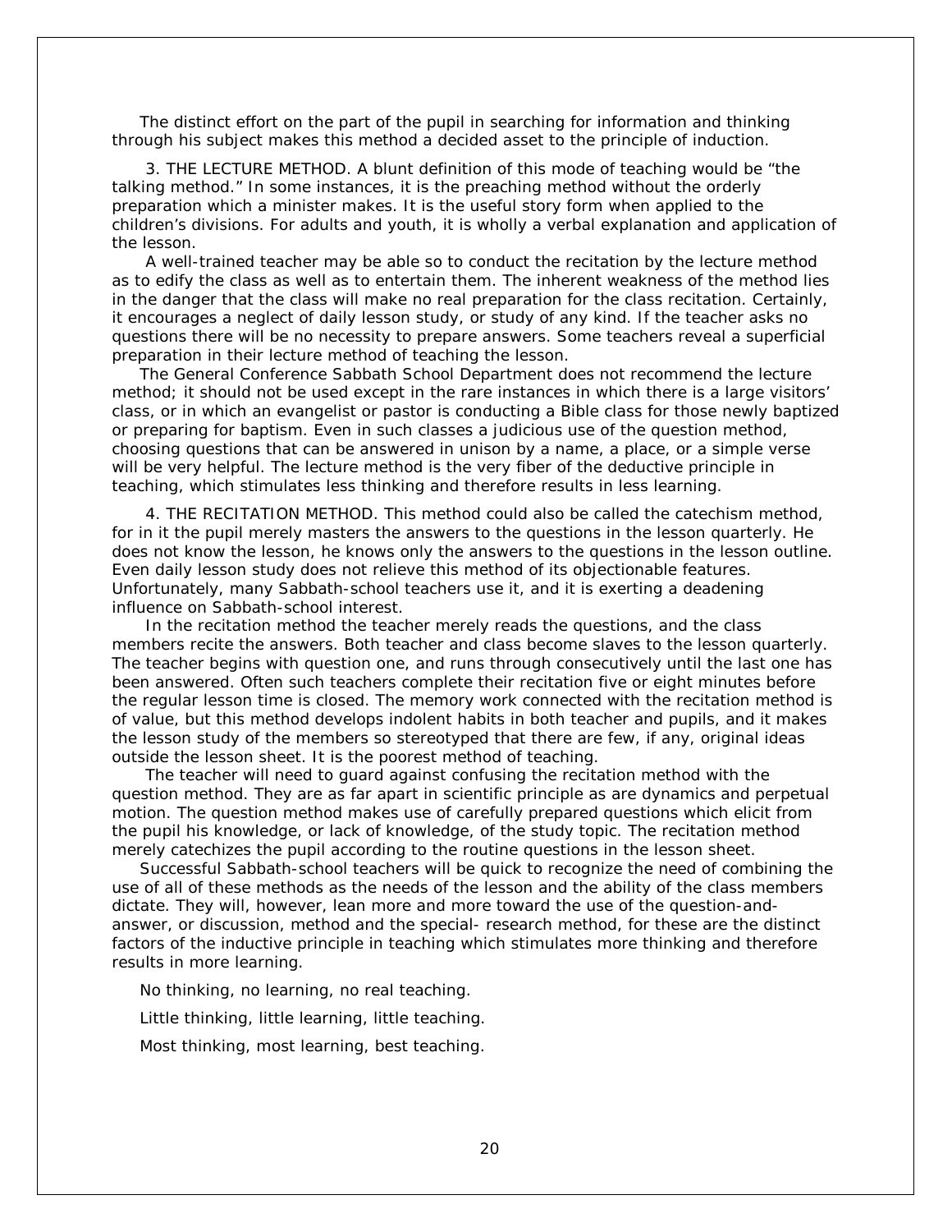The distinct effort on the part of the pupil in searching for information and thinking through his subject makes this method a decided asset to the principle of induction.

3. THE LECTURE METHOD. A blunt definition of this mode of teaching would be "the talking method." In some instances, it is the preaching method without the orderly preparation which a minister makes. It is the useful story form when applied to the children's divisions. For adults and youth, it is wholly a verbal explanation and application of the lesson.

A well-trained teacher may be able so to conduct the recitation by the lecture method as to edify the class as well as to entertain them. The inherent weakness of the method lies in the danger that the class will make no real preparation for the class recitation. Certainly, it encourages a neglect of daily lesson study, or study of any kind. If the teacher asks no questions there will be no necessity to prepare answers. Some teachers reveal a superficial preparation in their lecture method of teaching the lesson.

The General Conference Sabbath School Department does not recommend the lecture method; it should not be used except in the rare instances in which there is a large visitors' class, or in which an evangelist or pastor is conducting a Bible class for those newly baptized or preparing for baptism. Even in such classes a judicious use of the question method, choosing questions that can be answered in unison by a name, a place, or a simple verse will be very helpful. The lecture method is the very fiber of the deductive principle in teaching, which stimulates less thinking and therefore results in less learning.

4. THE RECITATION METHOD. This method could also be called the catechism method, for in it the pupil merely masters the answers to the questions in the lesson quarterly. He does not know the lesson, he knows only the answers to the questions in the lesson outline. Even daily lesson study does not relieve this method of its objectionable features. Unfortunately, many Sabbath-school teachers use it, and it is exerting a deadening influence on Sabbath-school interest.

In the recitation method the teacher merely reads the questions, and the class members recite the answers. Both teacher and class become slaves to the lesson quarterly. The teacher begins with question one, and runs through consecutively until the last one has been answered. Often such teachers complete their recitation five or eight minutes before the regular lesson time is closed. The memory work connected with the recitation method is of value, but this method develops indolent habits in both teacher and pupils, and it makes the lesson study of the members so stereotyped that there are few, if any, original ideas outside the lesson sheet. It is the poorest method of teaching.

The teacher will need to guard against confusing the recitation method with the question method. They are as far apart in scientific principle as are dynamics and perpetual motion. The question method makes use of carefully prepared questions which elicit from the pupil his knowledge, or lack of knowledge, of the study topic. The recitation method merely catechizes the pupil according to the routine questions in the lesson sheet.

Successful Sabbath-school teachers will be quick to recognize the need of combining the use of all of these methods as the needs of the lesson and the ability of the class members dictate. They will, however, lean more and more toward the use of the question-and-answer, or discussion, method and the special- research method, for these are the distinct factors of the inductive principle in teaching which stimulates more thinking and therefore results in more learning.

No thinking, no learning, no real teaching.

Little thinking, little learning, little teaching.

Most thinking, most learning, best teaching.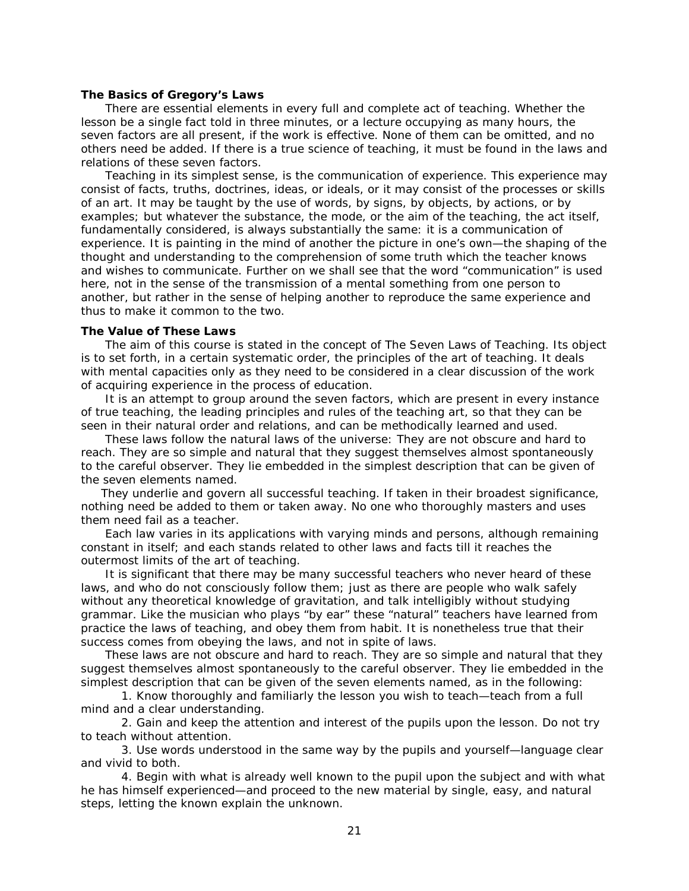**The Basics of Gregory's Laws**

There are essential elements in every full and complete act of teaching. Whether the lesson be a single fact told in three minutes, or a lecture occupying as many hours, the seven factors are all present, if the work is effective. None of them can be omitted, and no others need be added. If there is a true science of teaching, it must be found in the laws and relations of these seven factors.

Teaching in its simplest sense, is the communication of experience. This experience may consist of facts, truths, doctrines, ideas, or ideals, or it may consist of the processes or skills of an art. It may be taught by the use of words, by signs, by objects, by actions, or by examples; but whatever the substance, the mode, or the aim of the teaching, the act itself, fundamentally considered, is always substantially the same: it is a communication of experience. It is painting in the mind of another the picture in one's own—the shaping of the thought and understanding to the comprehension of some truth which the teacher knows and wishes to communicate. Further on we shall see that the word "communication" is used here, not in the sense of the transmission of a mental something from one person to another, but rather in the sense of helping another to reproduce the same experience and thus to make it common to the two.

**The Value of These Laws**

The aim of this course is stated in the concept of The Seven Laws of Teaching. Its object is to set forth, in a certain systematic order, the principles of the art of teaching. It deals with mental capacities only as they need to be considered in a clear discussion of the work of acquiring experience in the process of education.

It is an attempt to group around the seven factors, which are present in every instance of true teaching, the leading principles and rules of the teaching art, so that they can be seen in their natural order and relations, and can be methodically learned and used.

These laws follow the natural laws of the universe: They are not obscure and hard to reach. They are so simple and natural that they suggest themselves almost spontaneously to the careful observer. They lie embedded in the simplest description that can be given of the seven elements named.

They underlie and govern all successful teaching. If taken in their broadest significance, nothing need be added to them or taken away. No one who thoroughly masters and uses them need fail as a teacher.

Each law varies in its applications with varying minds and persons, although remaining constant in itself; and each stands related to other laws and facts till it reaches the outermost limits of the art of teaching.

It is significant that there may be many successful teachers who never heard of these laws, and who do not consciously follow them; just as there are people who walk safely without any theoretical knowledge of gravitation, and talk intelligibly without studying grammar. Like the musician who plays "by ear" these "natural" teachers have learned from practice the laws of teaching, and obey them from habit. It is nonetheless true that their success comes from obeying the laws, and not in spite of laws.

These laws are not obscure and hard to reach. They are so simple and natural that they suggest themselves almost spontaneously to the careful observer. They lie embedded in the simplest description that can be given of the seven elements named, as in the following:

1. Know thoroughly and familiarly the lesson you wish to teach—teach from a full mind and a clear understanding.
2. Gain and keep the attention and interest of the pupils upon the lesson. Do not try to teach without attention.
3. Use words understood in the same way by the pupils and yourself—language clear and vivid to both.
4. Begin with what is already well known to the pupil upon the subject and with what he has himself experienced—and proceed to the new material by single, easy, and natural steps, letting the known explain the unknown.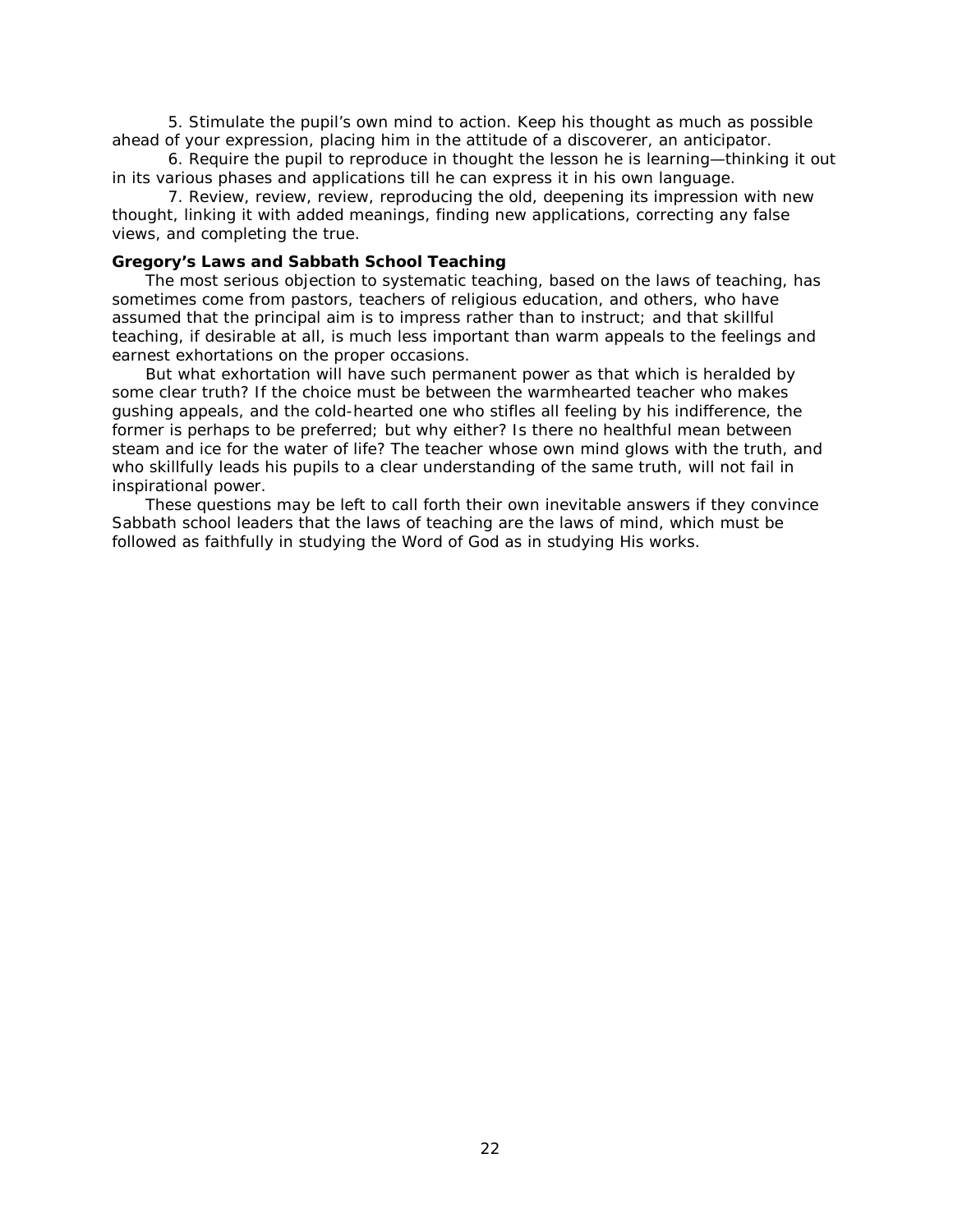5. Stimulate the pupil's own mind to action. Keep his thought as much as possible ahead of your expression, placing him in the attitude of a discoverer, an anticipator.

6. Require the pupil to reproduce in thought the lesson he is learning—thinking it out in its various phases and applications till he can express it in his own language.

7. Review, review, review, reproducing the old, deepening its impression with new thought, linking it with added meanings, finding new applications, correcting any false views, and completing the true.

**Gregory's Laws and Sabbath School Teaching**

The most serious objection to systematic teaching, based on the laws of teaching, has sometimes come from pastors, teachers of religious education, and others, who have assumed that the principal aim is to impress rather than to instruct; and that skillful teaching, if desirable at all, is much less important than warm appeals to the feelings and earnest exhortations on the proper occasions.

But what exhortation will have such permanent power as that which is heralded by some clear truth? If the choice must be between the warmhearted teacher who makes gushing appeals, and the cold-hearted one who stifles all feeling by his indifference, the former is perhaps to be preferred; but why either? Is there no healthful mean between steam and ice for the water of life? The teacher whose own mind glows with the truth, and who skillfully leads his pupils to a clear understanding of the same truth, will not fail in inspirational power.

These questions may be left to call forth their own inevitable answers if they convince Sabbath school leaders that the laws of teaching are the laws of mind, which must be followed as faithfully in studying the Word of God as in studying His works.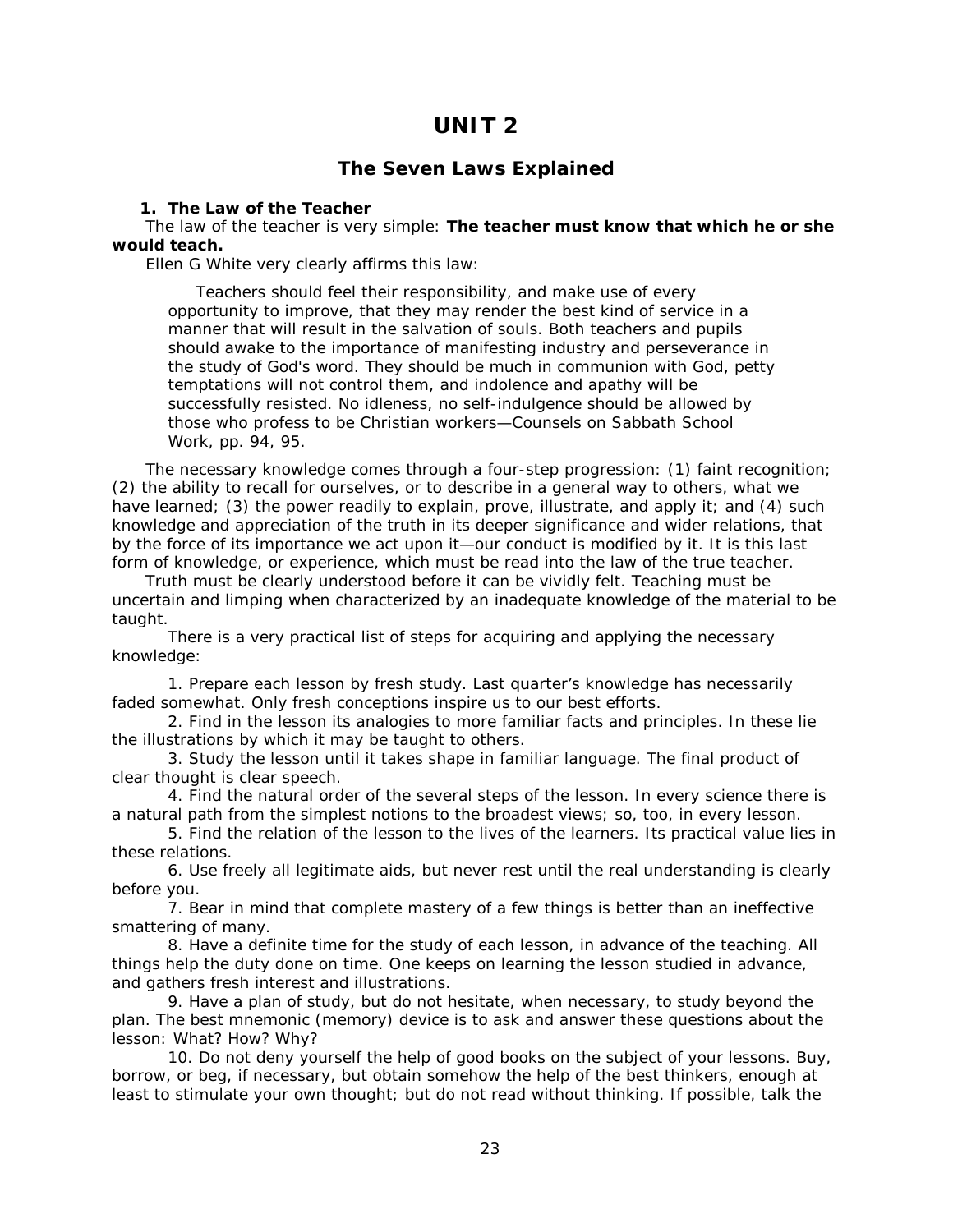# UNIT 2

## The Seven Laws Explained

### 1. The Law of the Teacher

The law of the teacher is very simple: **The teacher must know that which he or she would teach.**

Ellen G White very clearly affirms this law:

> Teachers should feel their responsibility, and make use of every opportunity to improve, that they may render the best kind of service in a manner that will result in the salvation of souls. Both teachers and pupils should awake to the importance of manifesting industry and perseverance in the study of God's word. They should be much in communion with God, petty temptations will not control them, and indolence and apathy will be successfully resisted. No idleness, no self-indulgence should be allowed by those who profess to be Christian workers—Counsels on Sabbath School Work, pp. 94, 95.

The necessary knowledge comes through a four-step progression: (1) faint recognition; (2) the ability to recall for ourselves, or to describe in a general way to others, what we have learned; (3) the power readily to explain, prove, illustrate, and apply it; and (4) such knowledge and appreciation of the truth in its deeper significance and wider relations, that by the force of its importance we act upon it—our conduct is modified by it. It is this last form of knowledge, or experience, which must be read into the law of the true teacher.

Truth must be clearly understood before it can be vividly felt. Teaching must be uncertain and limping when characterized by an inadequate knowledge of the material to be taught.

There is a very practical list of steps for acquiring and applying the necessary knowledge:

1. Prepare each lesson by fresh study. Last quarter's knowledge has necessarily faded somewhat. Only fresh conceptions inspire us to our best efforts.
2. Find in the lesson its analogies to more familiar facts and principles. In these lie the illustrations by which it may be taught to others.
3. Study the lesson until it takes shape in familiar language. The final product of clear thought is clear speech.
4. Find the natural order of the several steps of the lesson. In every science there is a natural path from the simplest notions to the broadest views; so, too, in every lesson.
5. Find the relation of the lesson to the lives of the learners. Its practical value lies in these relations.
6. Use freely all legitimate aids, but never rest until the real understanding is clearly before you.
7. Bear in mind that complete mastery of a few things is better than an ineffective smattering of many.
8. Have a definite time for the study of each lesson, in advance of the teaching. All things help the duty done on time. One keeps on learning the lesson studied in advance, and gathers fresh interest and illustrations.
9. Have a plan of study, but do not hesitate, when necessary, to study beyond the plan. The best mnemonic (memory) device is to ask and answer these questions about the lesson: What? How? Why?
10. Do not deny yourself the help of good books on the subject of your lessons. Buy, borrow, or beg, if necessary, but obtain somehow the help of the best thinkers, enough at least to stimulate your own thought; but do not read without thinking. If possible, talk the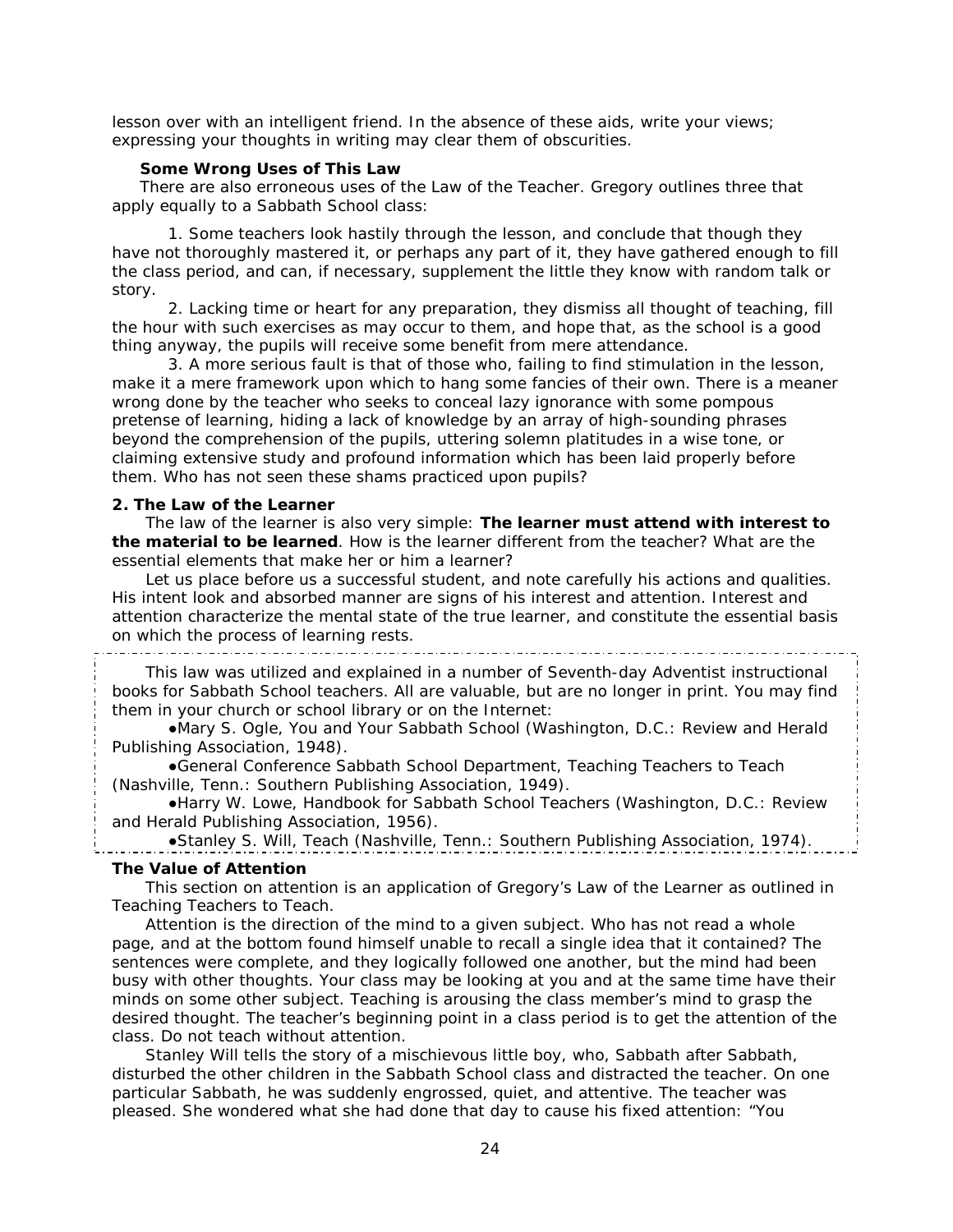lesson over with an intelligent friend. In the absence of these aids, write your views; expressing your thoughts in writing may clear them of obscurities.

**Some Wrong Uses of This Law**

There are also erroneous uses of the Law of the Teacher. Gregory outlines three that apply equally to a Sabbath School class:

1. Some teachers look hastily through the lesson, and conclude that though they have not thoroughly mastered it, or perhaps any part of it, they have gathered enough to fill the class period, and can, if necessary, supplement the little they know with random talk or story.

2. Lacking time or heart for any preparation, they dismiss all thought of teaching, fill the hour with such exercises as may occur to them, and hope that, as the school is a good thing anyway, the pupils will receive some benefit from mere attendance.

3. A more serious fault is that of those who, failing to find stimulation in the lesson, make it a mere framework upon which to hang some fancies of their own. There is a meaner wrong done by the teacher who seeks to conceal lazy ignorance with some pompous pretense of learning, hiding a lack of knowledge by an array of high-sounding phrases beyond the comprehension of the pupils, uttering solemn platitudes in a wise tone, or claiming extensive study and profound information which has been laid properly before them. Who has not seen these shams practiced upon pupils?

**2. The Law of the Learner**

The law of the learner is also very simple: **The learner must attend with interest to the material to be learned**. How is the learner different from the teacher? What are the essential elements that make her or him a learner?

Let us place before us a successful student, and note carefully his actions and qualities. His intent look and absorbed manner are signs of his interest and attention. Interest and attention characterize the mental state of the true learner, and constitute the essential basis on which the process of learning rests.

This law was utilized and explained in a number of Seventh-day Adventist instructional books for Sabbath School teachers. All are valuable, but are no longer in print. You may find them in your church or school library or on the Internet:

- Mary S. Ogle, You and Your Sabbath School (Washington, D.C.: Review and Herald Publishing Association, 1948).
- General Conference Sabbath School Department, Teaching Teachers to Teach (Nashville, Tenn.: Southern Publishing Association, 1949).
- Harry W. Lowe, Handbook for Sabbath School Teachers (Washington, D.C.: Review and Herald Publishing Association, 1956).
- Stanley S. Will, Teach (Nashville, Tenn.: Southern Publishing Association, 1974).

**The Value of Attention**

This section on attention is an application of Gregory's Law of the Learner as outlined in Teaching Teachers to Teach.

Attention is the direction of the mind to a given subject. Who has not read a whole page, and at the bottom found himself unable to recall a single idea that it contained? The sentences were complete, and they logically followed one another, but the mind had been busy with other thoughts. Your class may be looking at you and at the same time have their minds on some other subject. Teaching is arousing the class member's mind to grasp the desired thought. The teacher's beginning point in a class period is to get the attention of the class. Do not teach without attention.

Stanley Will tells the story of a mischievous little boy, who, Sabbath after Sabbath, disturbed the other children in the Sabbath School class and distracted the teacher. On one particular Sabbath, he was suddenly engrossed, quiet, and attentive. The teacher was pleased. She wondered what she had done that day to cause his fixed attention: "You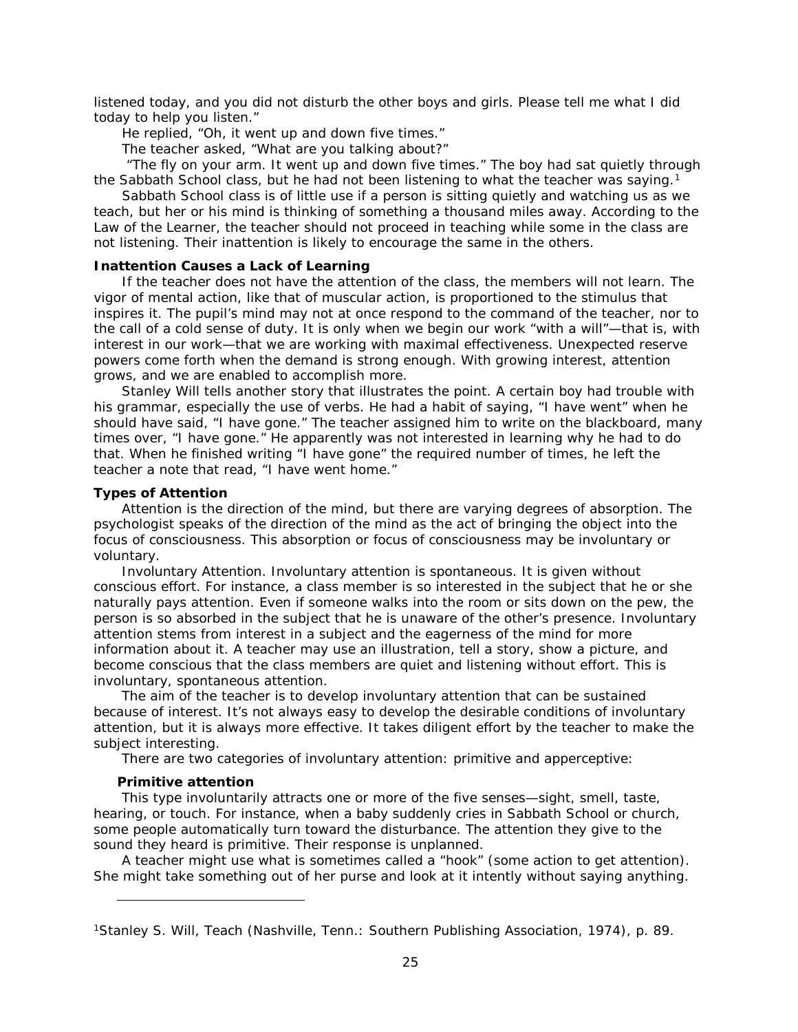listened today, and you did not disturb the other boys and girls. Please tell me what I did today to help you listen."

He replied, "Oh, it went up and down five times."

The teacher asked, "What are you talking about?"

"The fly on your arm. It went up and down five times." The boy had sat quietly through the Sabbath School class, but he had not been listening to what the teacher was saying.[1]

Sabbath School class is of little use if a person is sitting quietly and watching us as we teach, but her or his mind is thinking of something a thousand miles away. According to the Law of the Learner, the teacher should not proceed in teaching while some in the class are not listening. Their inattention is likely to encourage the same in the others.

**Inattention Causes a Lack of Learning**

If the teacher does not have the attention of the class, the members will not learn. The vigor of mental action, like that of muscular action, is proportioned to the stimulus that inspires it. The pupil's mind may not at once respond to the command of the teacher, nor to the call of a cold sense of duty. It is only when we begin our work "with a will"—that is, with interest in our work—that we are working with maximal effectiveness. Unexpected reserve powers come forth when the demand is strong enough. With growing interest, attention grows, and we are enabled to accomplish more.

Stanley Will tells another story that illustrates the point. A certain boy had trouble with his grammar, especially the use of verbs. He had a habit of saying, "I have went" when he should have said, "I have gone." The teacher assigned him to write on the blackboard, many times over, "I have gone." He apparently was not interested in learning why he had to do that. When he finished writing "I have gone" the required number of times, he left the teacher a note that read, "I have went home."

**Types of Attention**

Attention is the direction of the mind, but there are varying degrees of absorption. The psychologist speaks of the direction of the mind as the act of bringing the object into the focus of consciousness. This absorption or focus of consciousness may be involuntary or voluntary.

Involuntary Attention. Involuntary attention is spontaneous. It is given without conscious effort. For instance, a class member is so interested in the subject that he or she naturally pays attention. Even if someone walks into the room or sits down on the pew, the person is so absorbed in the subject that he is unaware of the other's presence. Involuntary attention stems from interest in a subject and the eagerness of the mind for more information about it. A teacher may use an illustration, tell a story, show a picture, and become conscious that the class members are quiet and listening without effort. This is involuntary, spontaneous attention.

The aim of the teacher is to develop involuntary attention that can be sustained because of interest. It's not always easy to develop the desirable conditions of involuntary attention, but it is always more effective. It takes diligent effort by the teacher to make the subject interesting.

There are two categories of involuntary attention: primitive and apperceptive:

**Primitive attention**

This type involuntarily attracts one or more of the five senses—sight, smell, taste, hearing, or touch. For instance, when a baby suddenly cries in Sabbath School or church, some people automatically turn toward the disturbance. The attention they give to the sound they heard is primitive. Their response is unplanned.

A teacher might use what is sometimes called a "hook" (some action to get attention). She might take something out of her purse and look at it intently without saying anything.

---

[1]Stanley S. Will, Teach (Nashville, Tenn.: Southern Publishing Association, 1974), p. 89.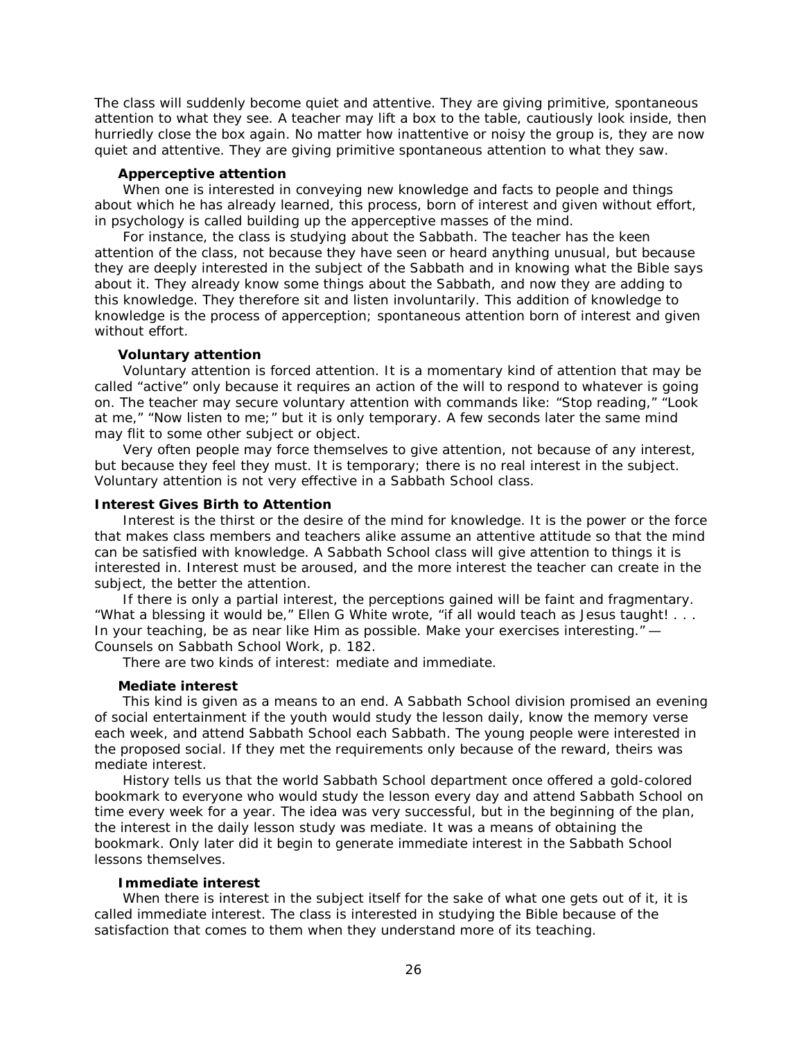The class will suddenly become quiet and attentive. They are giving primitive, spontaneous attention to what they see. A teacher may lift a box to the table, cautiously look inside, then hurriedly close the box again. No matter how inattentive or noisy the group is, they are now quiet and attentive. They are giving primitive spontaneous attention to what they saw.

#### Apperceptive attention

When one is interested in conveying new knowledge and facts to people and things about which he has already learned, this process, born of interest and given without effort, in psychology is called building up the apperceptive masses of the mind.

For instance, the class is studying about the Sabbath. The teacher has the keen attention of the class, not because they have seen or heard anything unusual, but because they are deeply interested in the subject of the Sabbath and in knowing what the Bible says about it. They already know some things about the Sabbath, and now they are adding to this knowledge. They therefore sit and listen involuntarily. This addition of knowledge to knowledge is the process of apperception; spontaneous attention born of interest and given without effort.

#### Voluntary attention

Voluntary attention is forced attention. It is a momentary kind of attention that may be called "active" only because it requires an action of the will to respond to whatever is going on. The teacher may secure voluntary attention with commands like: "Stop reading," "Look at me," "Now listen to me;" but it is only temporary. A few seconds later the same mind may flit to some other subject or object.

Very often people may force themselves to give attention, not because of any interest, but because they feel they must. It is temporary; there is no real interest in the subject. Voluntary attention is not very effective in a Sabbath School class.

### Interest Gives Birth to Attention

Interest is the thirst or the desire of the mind for knowledge. It is the power or the force that makes class members and teachers alike assume an attentive attitude so that the mind can be satisfied with knowledge. A Sabbath School class will give attention to things it is interested in. Interest must be aroused, and the more interest the teacher can create in the subject, the better the attention.

If there is only a partial interest, the perceptions gained will be faint and fragmentary. "What a blessing it would be," Ellen G White wrote, "if all would teach as Jesus taught! . . . In your teaching, be as near like Him as possible. Make your exercises interesting." — Counsels on Sabbath School Work, p. 182.

There are two kinds of interest: mediate and immediate.

#### Mediate interest

This kind is given as a means to an end. A Sabbath School division promised an evening of social entertainment if the youth would study the lesson daily, know the memory verse each week, and attend Sabbath School each Sabbath. The young people were interested in the proposed social. If they met the requirements only because of the reward, theirs was mediate interest.

History tells us that the world Sabbath School department once offered a gold-colored bookmark to everyone who would study the lesson every day and attend Sabbath School on time every week for a year. The idea was very successful, but in the beginning of the plan, the interest in the daily lesson study was mediate. It was a means of obtaining the bookmark. Only later did it begin to generate immediate interest in the Sabbath School lessons themselves.

#### Immediate interest

When there is interest in the subject itself for the sake of what one gets out of it, it is called immediate interest. The class is interested in studying the Bible because of the satisfaction that comes to them when they understand more of its teaching.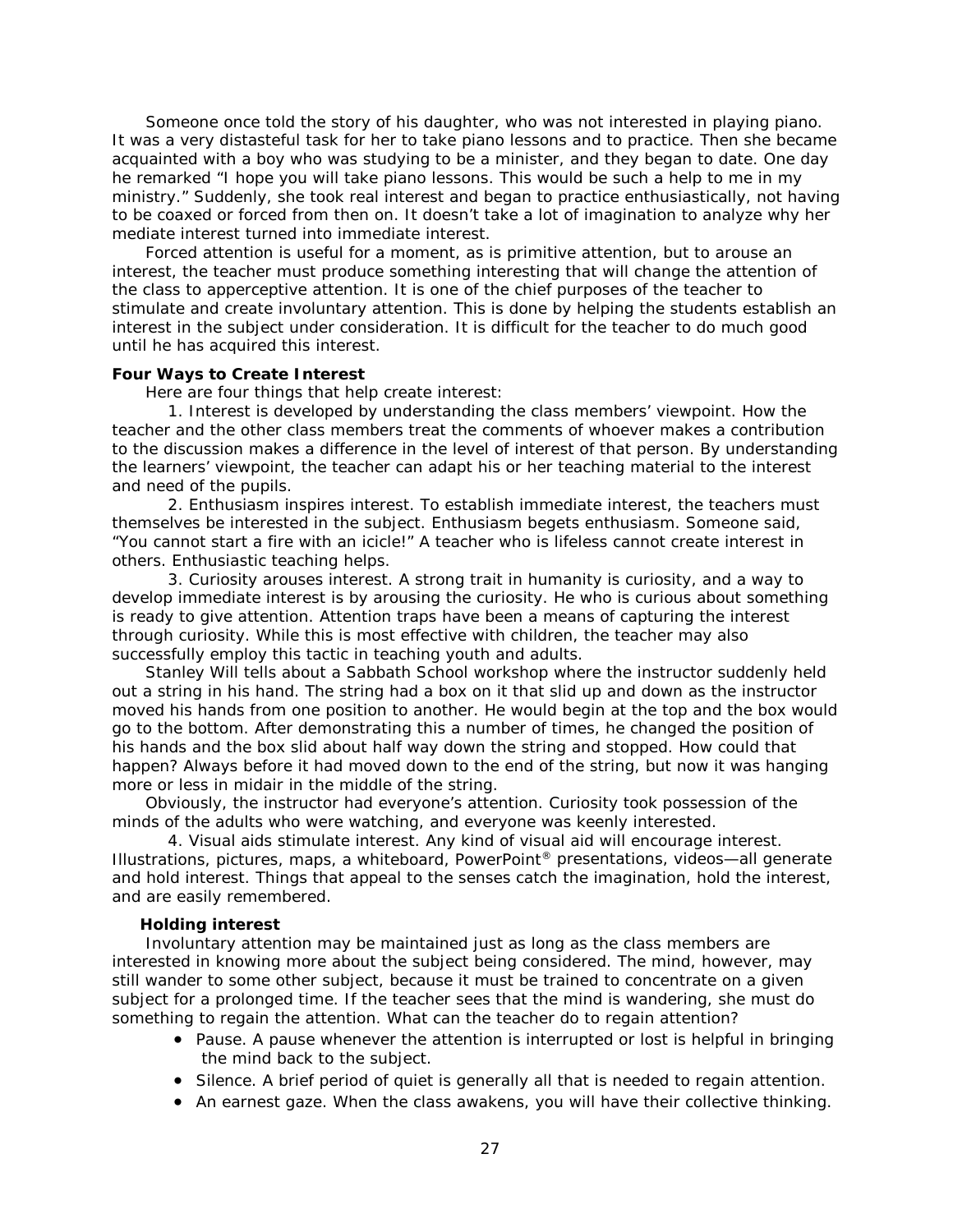Someone once told the story of his daughter, who was not interested in playing piano. It was a very distasteful task for her to take piano lessons and to practice. Then she became acquainted with a boy who was studying to be a minister, and they began to date. One day he remarked "I hope you will take piano lessons. This would be such a help to me in my ministry." Suddenly, she took real interest and began to practice enthusiastically, not having to be coaxed or forced from then on. It doesn't take a lot of imagination to analyze why her mediate interest turned into immediate interest.

Forced attention is useful for a moment, as is primitive attention, but to arouse an interest, the teacher must produce something interesting that will change the attention of the class to apperceptive attention. It is one of the chief purposes of the teacher to stimulate and create involuntary attention. This is done by helping the students establish an interest in the subject under consideration. It is difficult for the teacher to do much good until he has acquired this interest.

**Four Ways to Create Interest**

Here are four things that help create interest:

1. Interest is developed by understanding the class members' viewpoint. How the teacher and the other class members treat the comments of whoever makes a contribution to the discussion makes a difference in the level of interest of that person. By understanding the learners' viewpoint, the teacher can adapt his or her teaching material to the interest and need of the pupils.

2. Enthusiasm inspires interest. To establish immediate interest, the teachers must themselves be interested in the subject. Enthusiasm begets enthusiasm. Someone said, "You cannot start a fire with an icicle!" A teacher who is lifeless cannot create interest in others. Enthusiastic teaching helps.

3. Curiosity arouses interest. A strong trait in humanity is curiosity, and a way to develop immediate interest is by arousing the curiosity. He who is curious about something is ready to give attention. Attention traps have been a means of capturing the interest through curiosity. While this is most effective with children, the teacher may also successfully employ this tactic in teaching youth and adults.

Stanley Will tells about a Sabbath School workshop where the instructor suddenly held out a string in his hand. The string had a box on it that slid up and down as the instructor moved his hands from one position to another. He would begin at the top and the box would go to the bottom. After demonstrating this a number of times, he changed the position of his hands and the box slid about half way down the string and stopped. How could that happen? Always before it had moved down to the end of the string, but now it was hanging more or less in midair in the middle of the string.

Obviously, the instructor had everyone's attention. Curiosity took possession of the minds of the adults who were watching, and everyone was keenly interested.

4. Visual aids stimulate interest. Any kind of visual aid will encourage interest. Illustrations, pictures, maps, a whiteboard, PowerPoint® presentations, videos—all generate and hold interest. Things that appeal to the senses catch the imagination, hold the interest, and are easily remembered.

**Holding interest**

Involuntary attention may be maintained just as long as the class members are interested in knowing more about the subject being considered. The mind, however, may still wander to some other subject, because it must be trained to concentrate on a given subject for a prolonged time. If the teacher sees that the mind is wandering, she must do something to regain the attention. What can the teacher do to regain attention?

- Pause. A pause whenever the attention is interrupted or lost is helpful in bringing the mind back to the subject.
- Silence. A brief period of quiet is generally all that is needed to regain attention.
- An earnest gaze. When the class awakens, you will have their collective thinking.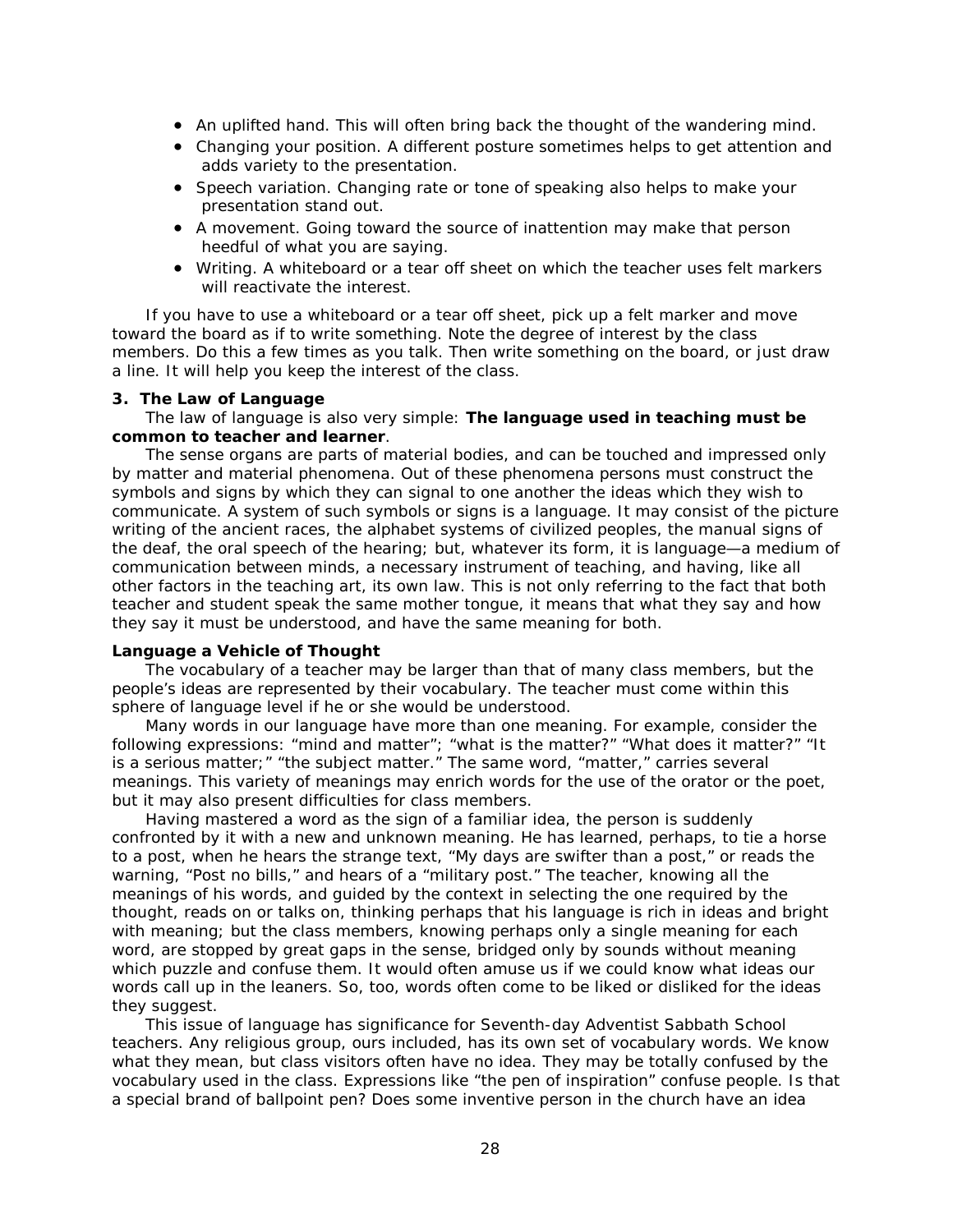- An uplifted hand. This will often bring back the thought of the wandering mind.
- Changing your position. A different posture sometimes helps to get attention and adds variety to the presentation.
- Speech variation. Changing rate or tone of speaking also helps to make your presentation stand out.
- A movement. Going toward the source of inattention may make that person heedful of what you are saying.
- Writing. A whiteboard or a tear off sheet on which the teacher uses felt markers will reactivate the interest.

If you have to use a whiteboard or a tear off sheet, pick up a felt marker and move toward the board as if to write something. Note the degree of interest by the class members. Do this a few times as you talk. Then write something on the board, or just draw a line. It will help you keep the interest of the class.

**3. The Law of Language**

The law of language is also very simple: **The language used in teaching must be common to teacher and learner**.

The sense organs are parts of material bodies, and can be touched and impressed only by matter and material phenomena. Out of these phenomena persons must construct the symbols and signs by which they can signal to one another the ideas which they wish to communicate. A system of such symbols or signs is a language. It may consist of the picture writing of the ancient races, the alphabet systems of civilized peoples, the manual signs of the deaf, the oral speech of the hearing; but, whatever its form, it is language—a medium of communication between minds, a necessary instrument of teaching, and having, like all other factors in the teaching art, its own law. This is not only referring to the fact that both teacher and student speak the same mother tongue, it means that what they say and how they say it must be understood, and have the same meaning for both.

**Language a Vehicle of Thought**

The vocabulary of a teacher may be larger than that of many class members, but the people's ideas are represented by their vocabulary. The teacher must come within this sphere of language level if he or she would be understood.

Many words in our language have more than one meaning. For example, consider the following expressions: "mind and matter"; "what is the matter?" "What does it matter?" "It is a serious matter;" "the subject matter." The same word, "matter," carries several meanings. This variety of meanings may enrich words for the use of the orator or the poet, but it may also present difficulties for class members.

Having mastered a word as the sign of a familiar idea, the person is suddenly confronted by it with a new and unknown meaning. He has learned, perhaps, to tie a horse to a post, when he hears the strange text, "My days are swifter than a post," or reads the warning, "Post no bills," and hears of a "military post." The teacher, knowing all the meanings of his words, and guided by the context in selecting the one required by the thought, reads on or talks on, thinking perhaps that his language is rich in ideas and bright with meaning; but the class members, knowing perhaps only a single meaning for each word, are stopped by great gaps in the sense, bridged only by sounds without meaning which puzzle and confuse them. It would often amuse us if we could know what ideas our words call up in the leaners. So, too, words often come to be liked or disliked for the ideas they suggest.

This issue of language has significance for Seventh-day Adventist Sabbath School teachers. Any religious group, ours included, has its own set of vocabulary words. We know what they mean, but class visitors often have no idea. They may be totally confused by the vocabulary used in the class. Expressions like "the pen of inspiration" confuse people. Is that a special brand of ballpoint pen? Does some inventive person in the church have an idea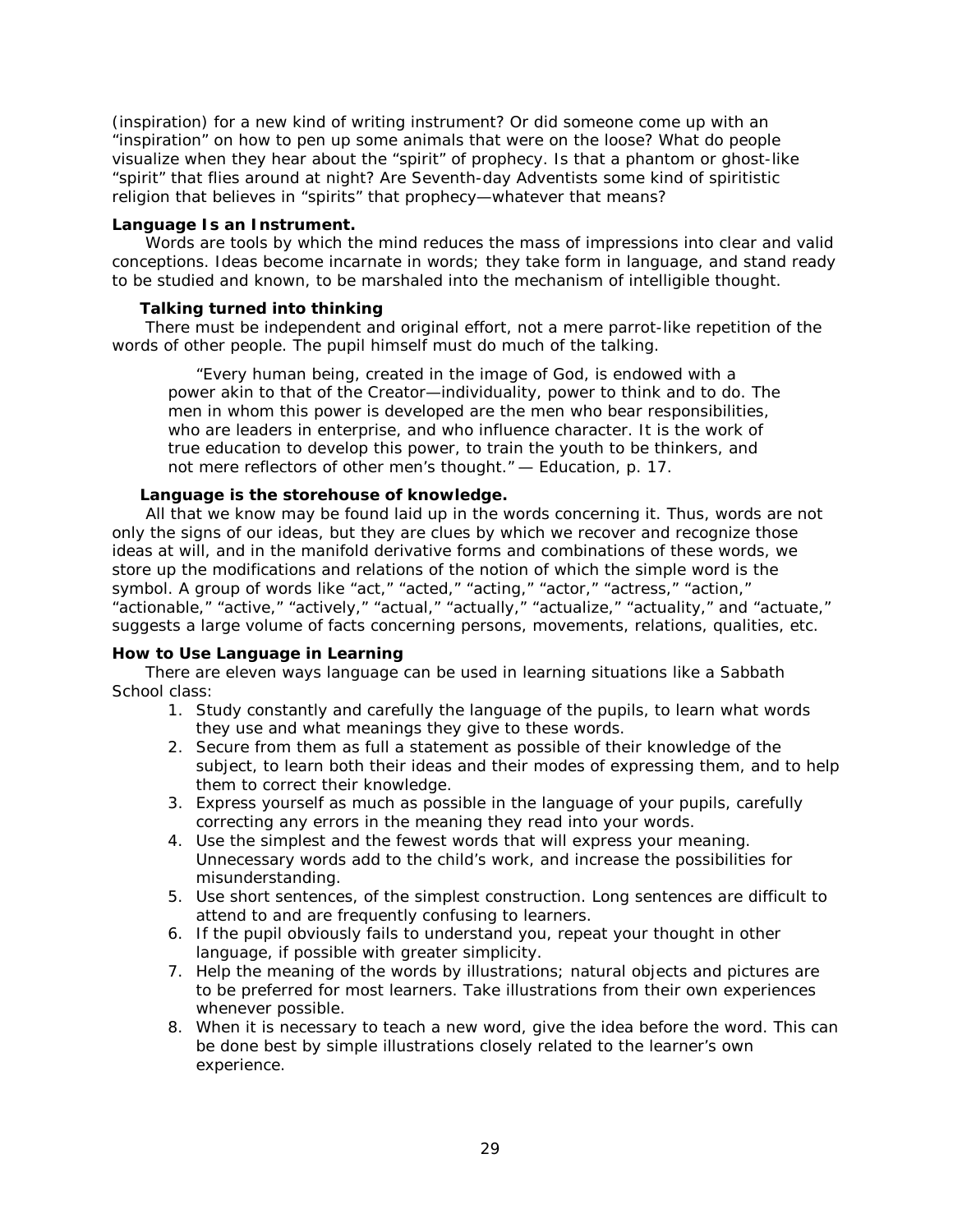(inspiration) for a new kind of writing instrument? Or did someone come up with an "inspiration" on how to pen up some animals that were on the loose? What do people visualize when they hear about the "spirit" of prophecy. Is that a phantom or ghost-like "spirit" that flies around at night? Are Seventh-day Adventists some kind of spiritistic religion that believes in "spirits" that prophecy—whatever that means?

**Language Is an Instrument.**

Words are tools by which the mind reduces the mass of impressions into clear and valid conceptions. Ideas become incarnate in words; they take form in language, and stand ready to be studied and known, to be marshaled into the mechanism of intelligible thought.

**Talking turned into thinking**

There must be independent and original effort, not a mere parrot-like repetition of the words of other people. The pupil himself must do much of the talking.

> "Every human being, created in the image of God, is endowed with a power akin to that of the Creator—individuality, power to think and to do. The men in whom this power is developed are the men who bear responsibilities, who are leaders in enterprise, and who influence character. It is the work of true education to develop this power, to train the youth to be thinkers, and not mere reflectors of other men's thought." — Education, p. 17.

**Language is the storehouse of knowledge.**

All that we know may be found laid up in the words concerning it. Thus, words are not only the signs of our ideas, but they are clues by which we recover and recognize those ideas at will, and in the manifold derivative forms and combinations of these words, we store up the modifications and relations of the notion of which the simple word is the symbol. A group of words like "act," "acted," "acting," "actor," "actress," "action," "actionable," "active," "actively," "actual," "actually," "actualize," "actuality," and "actuate," suggests a large volume of facts concerning persons, movements, relations, qualities, etc.

**How to Use Language in Learning**

There are eleven ways language can be used in learning situations like a Sabbath School class:

1. Study constantly and carefully the language of the pupils, to learn what words they use and what meanings they give to these words.
2. Secure from them as full a statement as possible of their knowledge of the subject, to learn both their ideas and their modes of expressing them, and to help them to correct their knowledge.
3. Express yourself as much as possible in the language of your pupils, carefully correcting any errors in the meaning they read into your words.
4. Use the simplest and the fewest words that will express your meaning. Unnecessary words add to the child's work, and increase the possibilities for misunderstanding.
5. Use short sentences, of the simplest construction. Long sentences are difficult to attend to and are frequently confusing to learners.
6. If the pupil obviously fails to understand you, repeat your thought in other language, if possible with greater simplicity.
7. Help the meaning of the words by illustrations; natural objects and pictures are to be preferred for most learners. Take illustrations from their own experiences whenever possible.
8. When it is necessary to teach a new word, give the idea before the word. This can be done best by simple illustrations closely related to the learner's own experience.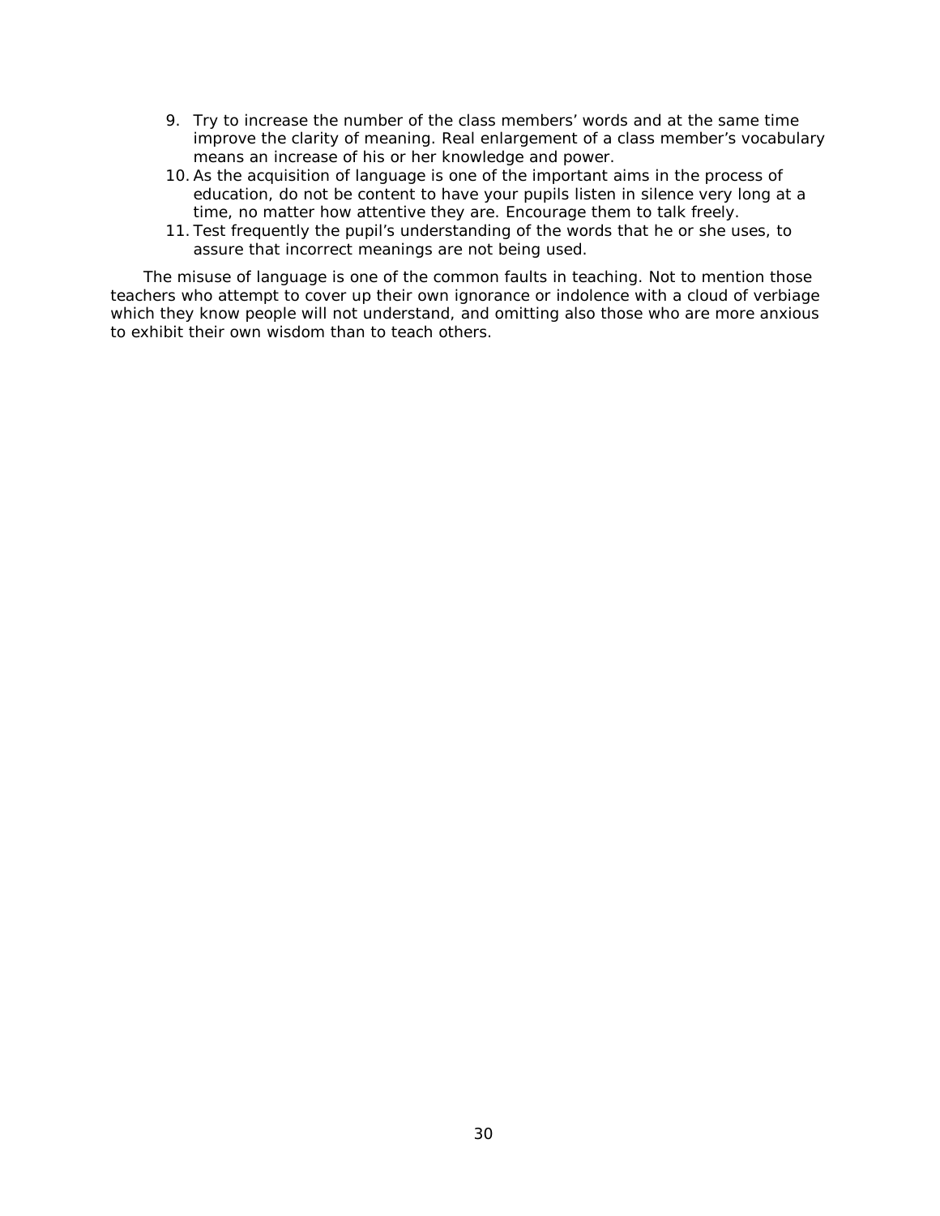9. Try to increase the number of the class members' words and at the same time improve the clarity of meaning. Real enlargement of a class member's vocabulary means an increase of his or her knowledge and power.
10. As the acquisition of language is one of the important aims in the process of education, do not be content to have your pupils listen in silence very long at a time, no matter how attentive they are. Encourage them to talk freely.
11. Test frequently the pupil's understanding of the words that he or she uses, to assure that incorrect meanings are not being used.

The misuse of language is one of the common faults in teaching. Not to mention those teachers who attempt to cover up their own ignorance or indolence with a cloud of verbiage which they know people will not understand, and omitting also those who are more anxious to exhibit their own wisdom than to teach others.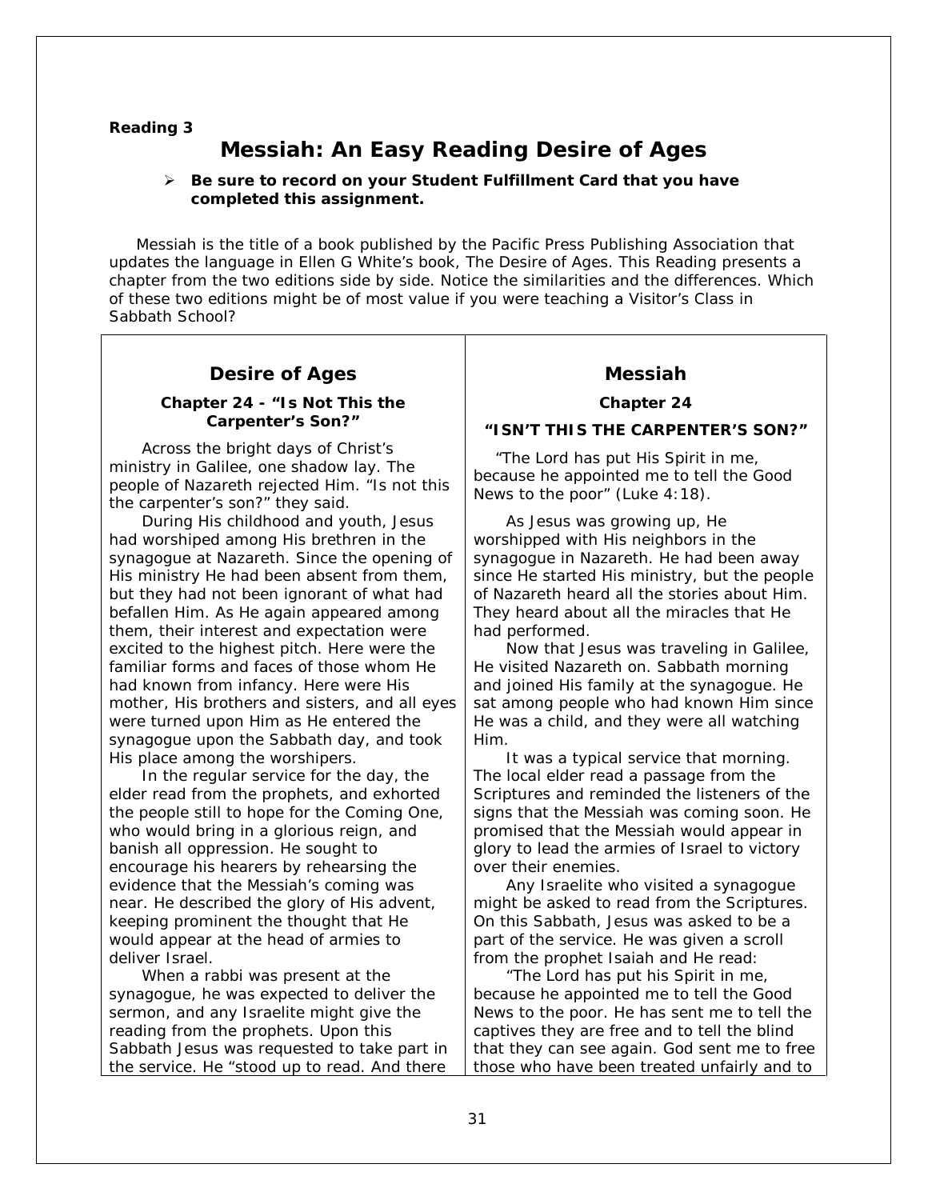**Reading 3**

# Messiah: An Easy Reading Desire of Ages

- **Be sure to record on your Student Fulfillment Card that you have completed this assignment.**

Messiah is the title of a book published by the Pacific Press Publishing Association that updates the language in Ellen G White's book, The Desire of Ages. This Reading presents a chapter from the two editions side by side. Notice the similarities and the differences. Which of these two editions might be of most value if you were teaching a Visitor's Class in Sabbath School?

## Desire of Ages

### Chapter 24 - "Is Not This the Carpenter's Son?"

Across the bright days of Christ's ministry in Galilee, one shadow lay. The people of Nazareth rejected Him. "Is not this the carpenter's son?" they said.

During His childhood and youth, Jesus had worshiped among His brethren in the synagogue at Nazareth. Since the opening of His ministry He had been absent from them, but they had not been ignorant of what had befallen Him. As He again appeared among them, their interest and expectation were excited to the highest pitch. Here were the familiar forms and faces of those whom He had known from infancy. Here were His mother, His brothers and sisters, and all eyes were turned upon Him as He entered the synagogue upon the Sabbath day, and took His place among the worshipers.

In the regular service for the day, the elder read from the prophets, and exhorted the people still to hope for the Coming One, who would bring in a glorious reign, and banish all oppression. He sought to encourage his hearers by rehearsing the evidence that the Messiah's coming was near. He described the glory of His advent, keeping prominent the thought that He would appear at the head of armies to deliver Israel.

When a rabbi was present at the synagogue, he was expected to deliver the sermon, and any Israelite might give the reading from the prophets. Upon this Sabbath Jesus was requested to take part in the service. He "stood up to read. And there

## Messiah

### Chapter 24

### "ISN'T THIS THE CARPENTER'S SON?"

"The Lord has put His Spirit in me, because he appointed me to tell the Good News to the poor" (Luke 4:18).

As Jesus was growing up, He worshipped with His neighbors in the synagogue in Nazareth. He had been away since He started His ministry, but the people of Nazareth heard all the stories about Him. They heard about all the miracles that He had performed.

Now that Jesus was traveling in Galilee, He visited Nazareth on. Sabbath morning and joined His family at the synagogue. He sat among people who had known Him since He was a child, and they were all watching Him.

It was a typical service that morning. The local elder read a passage from the Scriptures and reminded the listeners of the signs that the Messiah was coming soon. He promised that the Messiah would appear in glory to lead the armies of Israel to victory over their enemies.

Any Israelite who visited a synagogue might be asked to read from the Scriptures. On this Sabbath, Jesus was asked to be a part of the service. He was given a scroll from the prophet Isaiah and He read:

"The Lord has put his Spirit in me, because he appointed me to tell the Good News to the poor. He has sent me to tell the captives they are free and to tell the blind that they can see again. God sent me to free those who have been treated unfairly and to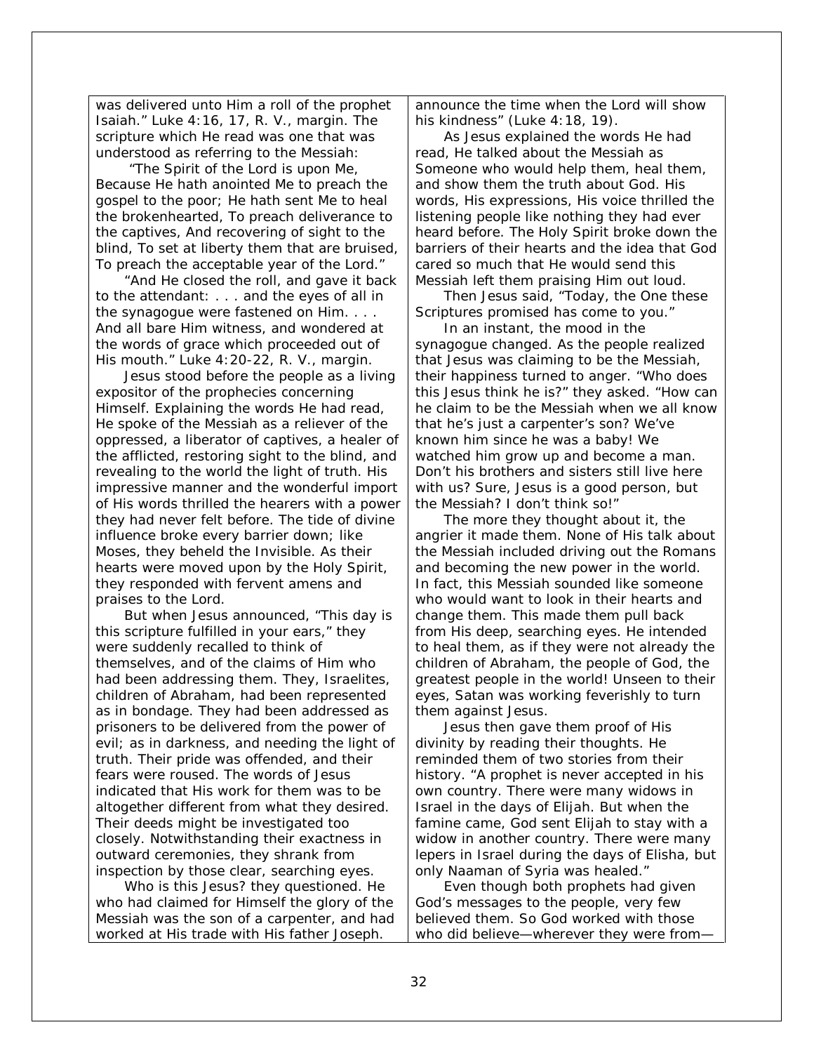was delivered unto Him a roll of the prophet Isaiah." Luke 4:16, 17, R. V., margin. The scripture which He read was one that was understood as referring to the Messiah:

"The Spirit of the Lord is upon Me, Because He hath anointed Me to preach the gospel to the poor; He hath sent Me to heal the brokenhearted, To preach deliverance to the captives, And recovering of sight to the blind, To set at liberty them that are bruised, To preach the acceptable year of the Lord."

"And He closed the roll, and gave it back to the attendant: . . . and the eyes of all in the synagogue were fastened on Him. . . . And all bare Him witness, and wondered at the words of grace which proceeded out of His mouth." Luke 4:20-22, R. V., margin.

Jesus stood before the people as a living expositor of the prophecies concerning Himself. Explaining the words He had read, He spoke of the Messiah as a reliever of the oppressed, a liberator of captives, a healer of the afflicted, restoring sight to the blind, and revealing to the world the light of truth. His impressive manner and the wonderful import of His words thrilled the hearers with a power they had never felt before. The tide of divine influence broke every barrier down; like Moses, they beheld the Invisible. As their hearts were moved upon by the Holy Spirit, they responded with fervent amens and praises to the Lord.

But when Jesus announced, "This day is this scripture fulfilled in your ears," they were suddenly recalled to think of themselves, and of the claims of Him who had been addressing them. They, Israelites, children of Abraham, had been represented as in bondage. They had been addressed as prisoners to be delivered from the power of evil; as in darkness, and needing the light of truth. Their pride was offended, and their fears were roused. The words of Jesus indicated that His work for them was to be altogether different from what they desired. Their deeds might be investigated too closely. Notwithstanding their exactness in outward ceremonies, they shrank from inspection by those clear, searching eyes.

Who is this Jesus? they questioned. He who had claimed for Himself the glory of the Messiah was the son of a carpenter, and had worked at His trade with His father Joseph.

announce the time when the Lord will show his kindness" (Luke 4:18, 19).

As Jesus explained the words He had read, He talked about the Messiah as Someone who would help them, heal them, and show them the truth about God. His words, His expressions, His voice thrilled the listening people like nothing they had ever heard before. The Holy Spirit broke down the barriers of their hearts and the idea that God cared so much that He would send this Messiah left them praising Him out loud.

Then Jesus said, "Today, the One these Scriptures promised has come to you."

In an instant, the mood in the synagogue changed. As the people realized that Jesus was claiming to be the Messiah, their happiness turned to anger. "Who does this Jesus think he is?" they asked. "How can he claim to be the Messiah when we all know that he's just a carpenter's son? We've known him since he was a baby! We watched him grow up and become a man. Don't his brothers and sisters still live here with us? Sure, Jesus is a good person, but the Messiah? I don't think so!"

The more they thought about it, the angrier it made them. None of His talk about the Messiah included driving out the Romans and becoming the new power in the world. In fact, this Messiah sounded like someone who would want to look in their hearts and change them. This made them pull back from His deep, searching eyes. He intended to heal them, as if they were not already the children of Abraham, the people of God, the greatest people in the world! Unseen to their eyes, Satan was working feverishly to turn them against Jesus.

Jesus then gave them proof of His divinity by reading their thoughts. He reminded them of two stories from their history. "A prophet is never accepted in his own country. There were many widows in Israel in the days of Elijah. But when the famine came, God sent Elijah to stay with a widow in another country. There were many lepers in Israel during the days of Elisha, but only Naaman of Syria was healed."

Even though both prophets had given God's messages to the people, very few believed them. So God worked with those who did believe—wherever they were from—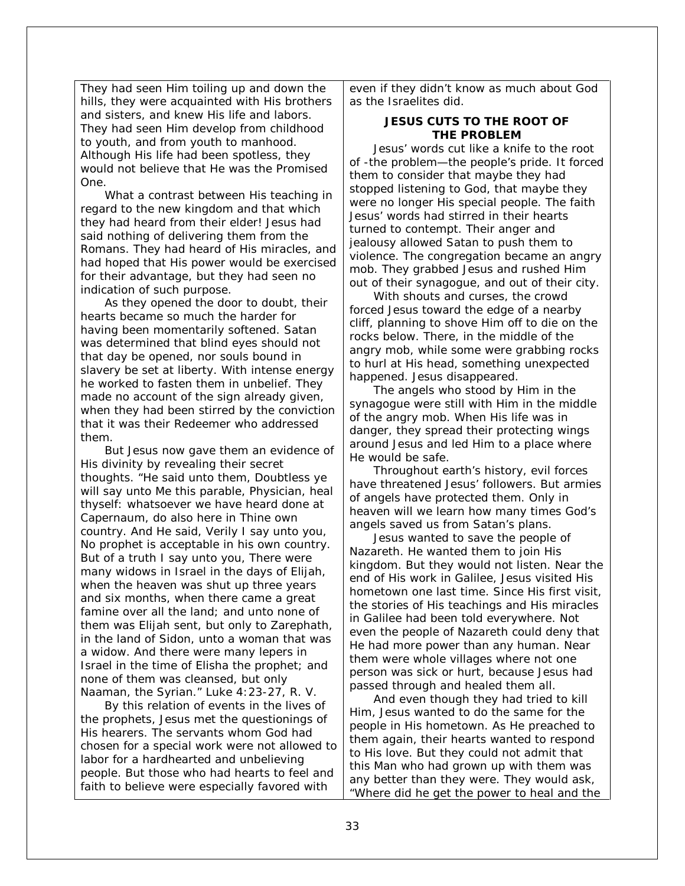They had seen Him toiling up and down the hills, they were acquainted with His brothers and sisters, and knew His life and labors. They had seen Him develop from childhood to youth, and from youth to manhood. Although His life had been spotless, they would not believe that He was the Promised One.

What a contrast between His teaching in regard to the new kingdom and that which they had heard from their elder! Jesus had said nothing of delivering them from the Romans. They had heard of His miracles, and had hoped that His power would be exercised for their advantage, but they had seen no indication of such purpose.

As they opened the door to doubt, their hearts became so much the harder for having been momentarily softened. Satan was determined that blind eyes should not that day be opened, nor souls bound in slavery be set at liberty. With intense energy he worked to fasten them in unbelief. They made no account of the sign already given, when they had been stirred by the conviction that it was their Redeemer who addressed them.

But Jesus now gave them an evidence of His divinity by revealing their secret thoughts. "He said unto them, Doubtless ye will say unto Me this parable, Physician, heal thyself: whatsoever we have heard done at Capernaum, do also here in Thine own country. And He said, Verily I say unto you, No prophet is acceptable in his own country. But of a truth I say unto you, There were many widows in Israel in the days of Elijah, when the heaven was shut up three years and six months, when there came a great famine over all the land; and unto none of them was Elijah sent, but only to Zarephath, in the land of Sidon, unto a woman that was a widow. And there were many lepers in Israel in the time of Elisha the prophet; and none of them was cleansed, but only Naaman, the Syrian." Luke 4:23-27, R. V.

By this relation of events in the lives of the prophets, Jesus met the questionings of His hearers. The servants whom God had chosen for a special work were not allowed to labor for a hardhearted and unbelieving people. But those who had hearts to feel and faith to believe were especially favored with even if they didn't know as much about God as the Israelites did.

### JESUS CUTS TO THE ROOT OF THE PROBLEM

Jesus' words cut like a knife to the root of -the problem—the people's pride. It forced them to consider that maybe they had stopped listening to God, that maybe they were no longer His special people. The faith Jesus' words had stirred in their hearts turned to contempt. Their anger and jealousy allowed Satan to push them to violence. The congregation became an angry mob. They grabbed Jesus and rushed Him out of their synagogue, and out of their city.

With shouts and curses, the crowd forced Jesus toward the edge of a nearby cliff, planning to shove Him off to die on the rocks below. There, in the middle of the angry mob, while some were grabbing rocks to hurl at His head, something unexpected happened. Jesus disappeared.

The angels who stood by Him in the synagogue were still with Him in the middle of the angry mob. When His life was in danger, they spread their protecting wings around Jesus and led Him to a place where He would be safe.

Throughout earth's history, evil forces have threatened Jesus' followers. But armies of angels have protected them. Only in heaven will we learn how many times God's angels saved us from Satan's plans.

Jesus wanted to save the people of Nazareth. He wanted them to join His kingdom. But they would not listen. Near the end of His work in Galilee, Jesus visited His hometown one last time. Since His first visit, the stories of His teachings and His miracles in Galilee had been told everywhere. Not even the people of Nazareth could deny that He had more power than any human. Near them were whole villages where not one person was sick or hurt, because Jesus had passed through and healed them all.

And even though they had tried to kill Him, Jesus wanted to do the same for the people in His hometown. As He preached to them again, their hearts wanted to respond to His love. But they could not admit that this Man who had grown up with them was any better than they were. They would ask, "Where did he get the power to heal and the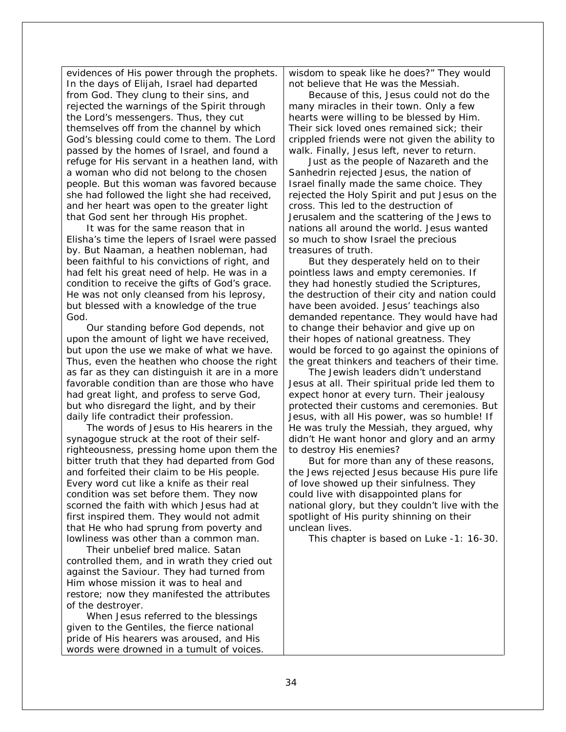evidences of His power through the prophets. In the days of Elijah, Israel had departed from God. They clung to their sins, and rejected the warnings of the Spirit through the Lord's messengers. Thus, they cut themselves off from the channel by which God's blessing could come to them. The Lord passed by the homes of Israel, and found a refuge for His servant in a heathen land, with a woman who did not belong to the chosen people. But this woman was favored because she had followed the light she had received, and her heart was open to the greater light that God sent her through His prophet.

It was for the same reason that in Elisha's time the lepers of Israel were passed by. But Naaman, a heathen nobleman, had been faithful to his convictions of right, and had felt his great need of help. He was in a condition to receive the gifts of God's grace. He was not only cleansed from his leprosy, but blessed with a knowledge of the true God.

Our standing before God depends, not upon the amount of light we have received, but upon the use we make of what we have. Thus, even the heathen who choose the right as far as they can distinguish it are in a more favorable condition than are those who have had great light, and profess to serve God, but who disregard the light, and by their daily life contradict their profession.

The words of Jesus to His hearers in the synagogue struck at the root of their self-righteousness, pressing home upon them the bitter truth that they had departed from God and forfeited their claim to be His people. Every word cut like a knife as their real condition was set before them. They now scorned the faith with which Jesus had at first inspired them. They would not admit that He who had sprung from poverty and lowliness was other than a common man.

Their unbelief bred malice. Satan controlled them, and in wrath they cried out against the Saviour. They had turned from Him whose mission it was to heal and restore; now they manifested the attributes of the destroyer.

When Jesus referred to the blessings given to the Gentiles, the fierce national pride of His hearers was aroused, and His words were drowned in a tumult of voices. wisdom to speak like he does?" They would not believe that He was the Messiah.

Because of this, Jesus could not do the many miracles in their town. Only a few hearts were willing to be blessed by Him. Their sick loved ones remained sick; their crippled friends were not given the ability to walk. Finally, Jesus left, never to return.

Just as the people of Nazareth and the Sanhedrin rejected Jesus, the nation of Israel finally made the same choice. They rejected the Holy Spirit and put Jesus on the cross. This led to the destruction of Jerusalem and the scattering of the Jews to nations all around the world. Jesus wanted so much to show Israel the precious treasures of truth.

But they desperately held on to their pointless laws and empty ceremonies. If they had honestly studied the Scriptures, the destruction of their city and nation could have been avoided. Jesus' teachings also demanded repentance. They would have had to change their behavior and give up on their hopes of national greatness. They would be forced to go against the opinions of the great thinkers and teachers of their time.

The Jewish leaders didn't understand Jesus at all. Their spiritual pride led them to expect honor at every turn. Their jealousy protected their customs and ceremonies. But Jesus, with all His power, was so humble! If He was truly the Messiah, they argued, why didn't He want honor and glory and an army to destroy His enemies?

But for more than any of these reasons, the Jews rejected Jesus because His pure life of love showed up their sinfulness. They could live with disappointed plans for national glory, but they couldn't live with the spotlight of His purity shinning on their unclean lives.

This chapter is based on Luke -1: 16-30.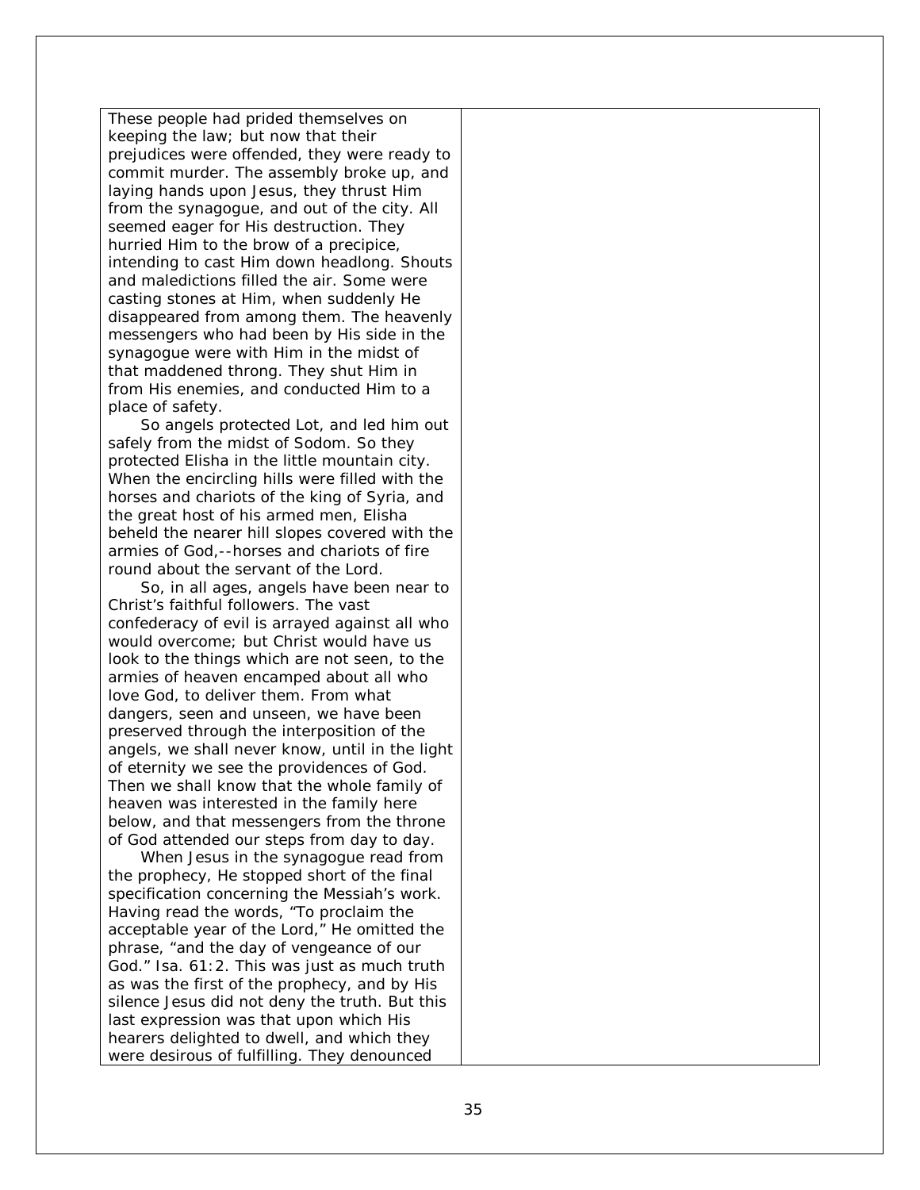These people had prided themselves on keeping the law; but now that their prejudices were offended, they were ready to commit murder. The assembly broke up, and laying hands upon Jesus, they thrust Him from the synagogue, and out of the city. All seemed eager for His destruction. They hurried Him to the brow of a precipice, intending to cast Him down headlong. Shouts and maledictions filled the air. Some were casting stones at Him, when suddenly He disappeared from among them. The heavenly messengers who had been by His side in the synagogue were with Him in the midst of that maddened throng. They shut Him in from His enemies, and conducted Him to a place of safety.

So angels protected Lot, and led him out safely from the midst of Sodom. So they protected Elisha in the little mountain city. When the encircling hills were filled with the horses and chariots of the king of Syria, and the great host of his armed men, Elisha beheld the nearer hill slopes covered with the armies of God,--horses and chariots of fire round about the servant of the Lord.

So, in all ages, angels have been near to Christ's faithful followers. The vast confederacy of evil is arrayed against all who would overcome; but Christ would have us look to the things which are not seen, to the armies of heaven encamped about all who love God, to deliver them. From what dangers, seen and unseen, we have been preserved through the interposition of the angels, we shall never know, until in the light of eternity we see the providences of God. Then we shall know that the whole family of heaven was interested in the family here below, and that messengers from the throne of God attended our steps from day to day.

When Jesus in the synagogue read from the prophecy, He stopped short of the final specification concerning the Messiah's work. Having read the words, "To proclaim the acceptable year of the Lord," He omitted the phrase, "and the day of vengeance of our God." Isa. 61:2. This was just as much truth as was the first of the prophecy, and by His silence Jesus did not deny the truth. But this last expression was that upon which His hearers delighted to dwell, and which they were desirous of fulfilling. They denounced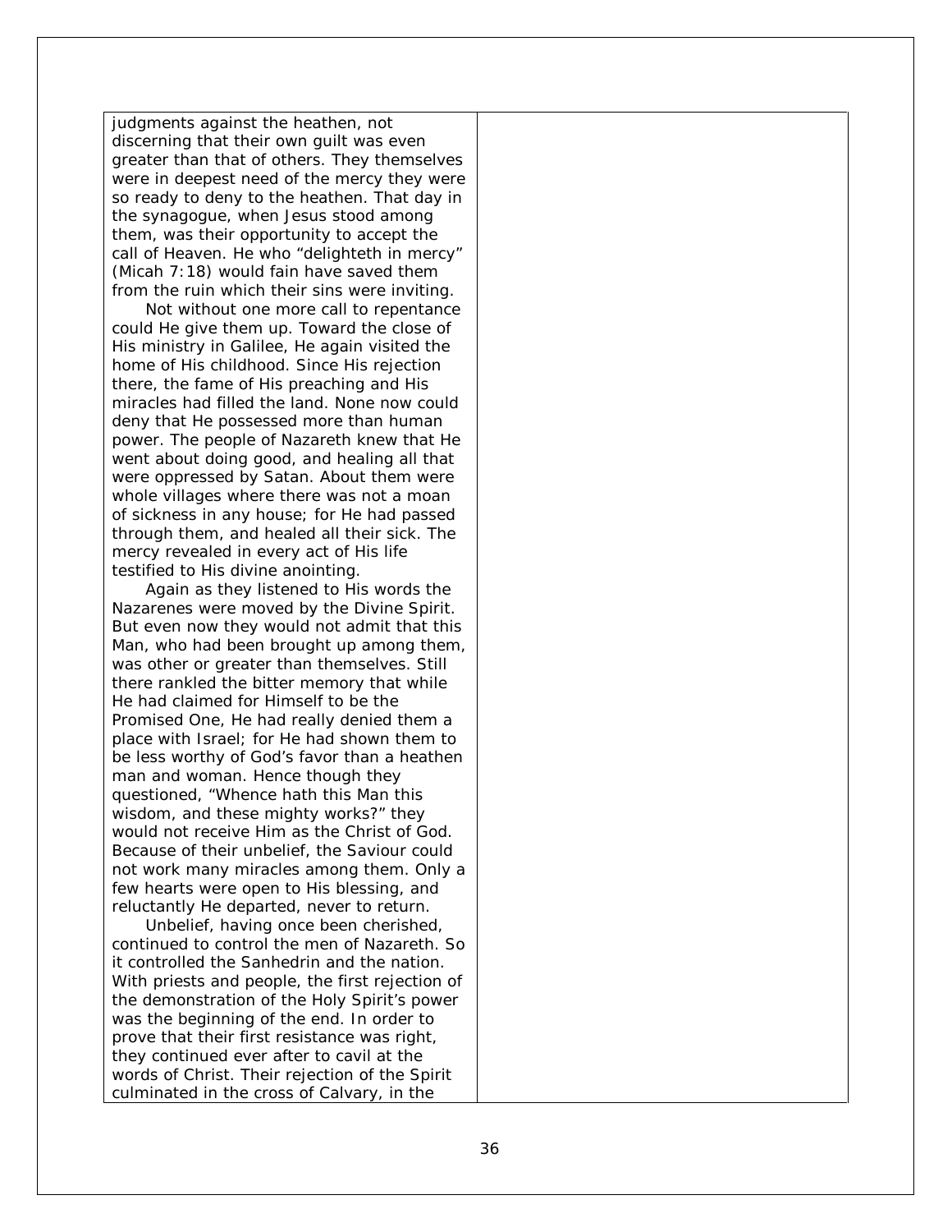judgments against the heathen, not discerning that their own guilt was even greater than that of others. They themselves were in deepest need of the mercy they were so ready to deny to the heathen. That day in the synagogue, when Jesus stood among them, was their opportunity to accept the call of Heaven. He who "delighteth in mercy" (Micah 7:18) would fain have saved them from the ruin which their sins were inviting.

Not without one more call to repentance could He give them up. Toward the close of His ministry in Galilee, He again visited the home of His childhood. Since His rejection there, the fame of His preaching and His miracles had filled the land. None now could deny that He possessed more than human power. The people of Nazareth knew that He went about doing good, and healing all that were oppressed by Satan. About them were whole villages where there was not a moan of sickness in any house; for He had passed through them, and healed all their sick. The mercy revealed in every act of His life testified to His divine anointing.

Again as they listened to His words the Nazarenes were moved by the Divine Spirit. But even now they would not admit that this Man, who had been brought up among them, was other or greater than themselves. Still there rankled the bitter memory that while He had claimed for Himself to be the Promised One, He had really denied them a place with Israel; for He had shown them to be less worthy of God's favor than a heathen man and woman. Hence though they questioned, "Whence hath this Man this wisdom, and these mighty works?" they would not receive Him as the Christ of God. Because of their unbelief, the Saviour could not work many miracles among them. Only a few hearts were open to His blessing, and reluctantly He departed, never to return.

Unbelief, having once been cherished, continued to control the men of Nazareth. So it controlled the Sanhedrin and the nation. With priests and people, the first rejection of the demonstration of the Holy Spirit's power was the beginning of the end. In order to prove that their first resistance was right, they continued ever after to cavil at the words of Christ. Their rejection of the Spirit culminated in the cross of Calvary, in the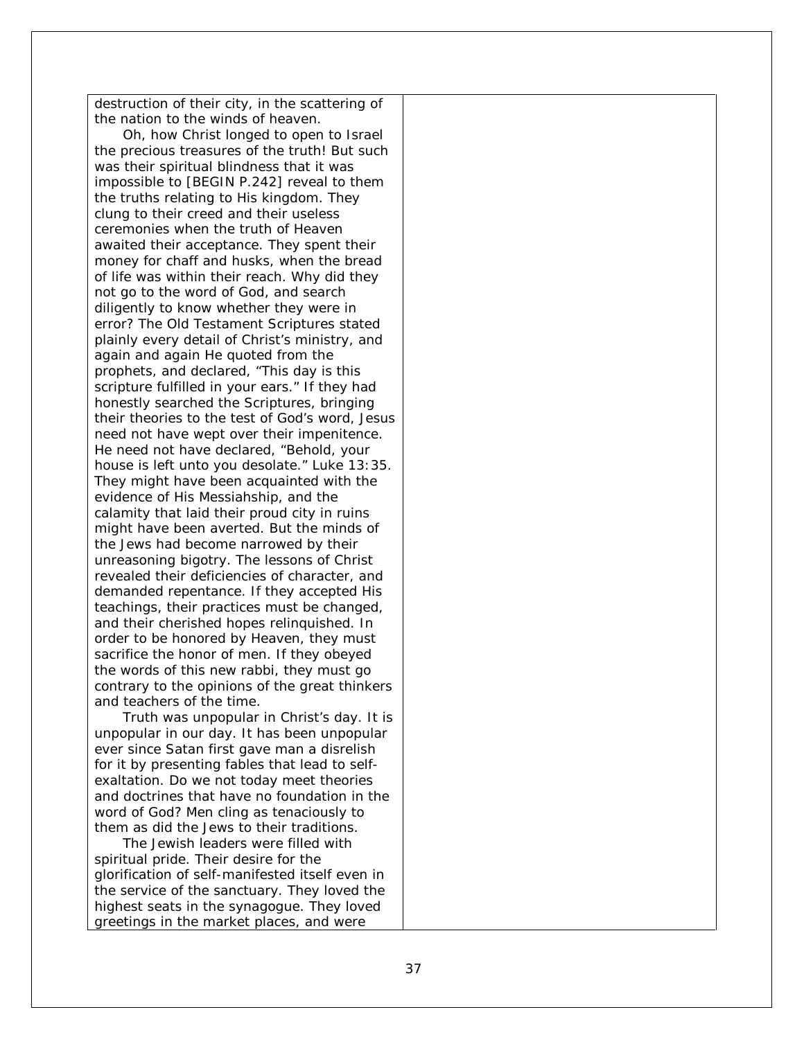destruction of their city, in the scattering of the nation to the winds of heaven.

Oh, how Christ longed to open to Israel the precious treasures of the truth! But such was their spiritual blindness that it was impossible to [BEGIN P.242] reveal to them the truths relating to His kingdom. They clung to their creed and their useless ceremonies when the truth of Heaven awaited their acceptance. They spent their money for chaff and husks, when the bread of life was within their reach. Why did they not go to the word of God, and search diligently to know whether they were in error? The Old Testament Scriptures stated plainly every detail of Christ's ministry, and again and again He quoted from the prophets, and declared, "This day is this scripture fulfilled in your ears." If they had honestly searched the Scriptures, bringing their theories to the test of God's word, Jesus need not have wept over their impenitence. He need not have declared, "Behold, your house is left unto you desolate." Luke 13:35. They might have been acquainted with the evidence of His Messiahship, and the calamity that laid their proud city in ruins might have been averted. But the minds of the Jews had become narrowed by their unreasoning bigotry. The lessons of Christ revealed their deficiencies of character, and demanded repentance. If they accepted His teachings, their practices must be changed, and their cherished hopes relinquished. In order to be honored by Heaven, they must sacrifice the honor of men. If they obeyed the words of this new rabbi, they must go contrary to the opinions of the great thinkers and teachers of the time.

Truth was unpopular in Christ's day. It is unpopular in our day. It has been unpopular ever since Satan first gave man a disrelish for it by presenting fables that lead to self-exaltation. Do we not today meet theories and doctrines that have no foundation in the word of God? Men cling as tenaciously to them as did the Jews to their traditions.

The Jewish leaders were filled with spiritual pride. Their desire for the glorification of self-manifested itself even in the service of the sanctuary. They loved the highest seats in the synagogue. They loved greetings in the market places, and were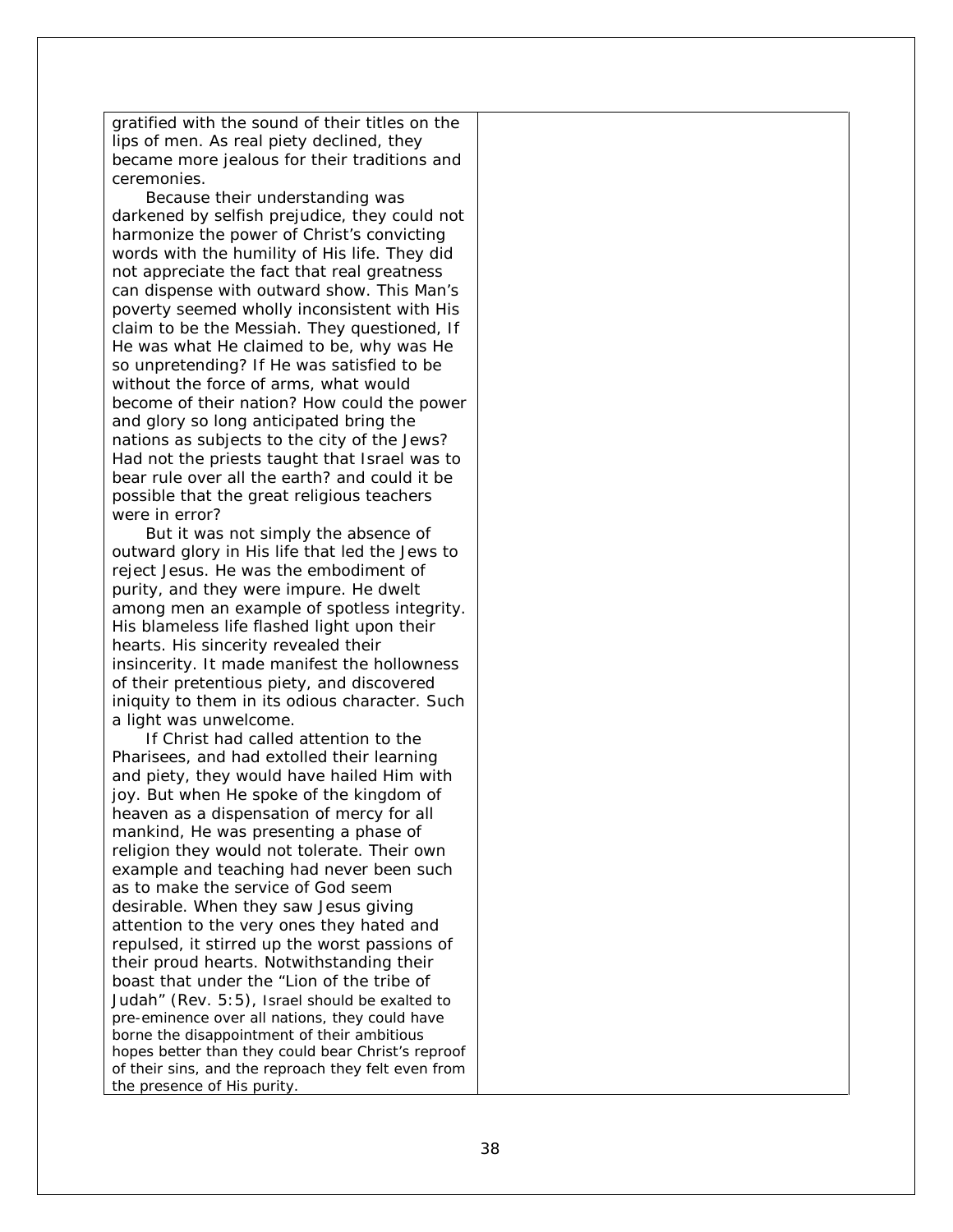gratified with the sound of their titles on the lips of men. As real piety declined, they became more jealous for their traditions and ceremonies.

Because their understanding was darkened by selfish prejudice, they could not harmonize the power of Christ's convicting words with the humility of His life. They did not appreciate the fact that real greatness can dispense with outward show. This Man's poverty seemed wholly inconsistent with His claim to be the Messiah. They questioned, If He was what He claimed to be, why was He so unpretending? If He was satisfied to be without the force of arms, what would become of their nation? How could the power and glory so long anticipated bring the nations as subjects to the city of the Jews? Had not the priests taught that Israel was to bear rule over all the earth? and could it be possible that the great religious teachers were in error?

But it was not simply the absence of outward glory in His life that led the Jews to reject Jesus. He was the embodiment of purity, and they were impure. He dwelt among men an example of spotless integrity. His blameless life flashed light upon their hearts. His sincerity revealed their insincerity. It made manifest the hollowness of their pretentious piety, and discovered iniquity to them in its odious character. Such a light was unwelcome.

If Christ had called attention to the Pharisees, and had extolled their learning and piety, they would have hailed Him with joy. But when He spoke of the kingdom of heaven as a dispensation of mercy for all mankind, He was presenting a phase of religion they would not tolerate. Their own example and teaching had never been such as to make the service of God seem desirable. When they saw Jesus giving attention to the very ones they hated and repulsed, it stirred up the worst passions of their proud hearts. Notwithstanding their boast that under the "Lion of the tribe of Judah" (Rev. 5:5), Israel should be exalted to pre-eminence over all nations, they could have borne the disappointment of their ambitious hopes better than they could bear Christ's reproof of their sins, and the reproach they felt even from the presence of His purity.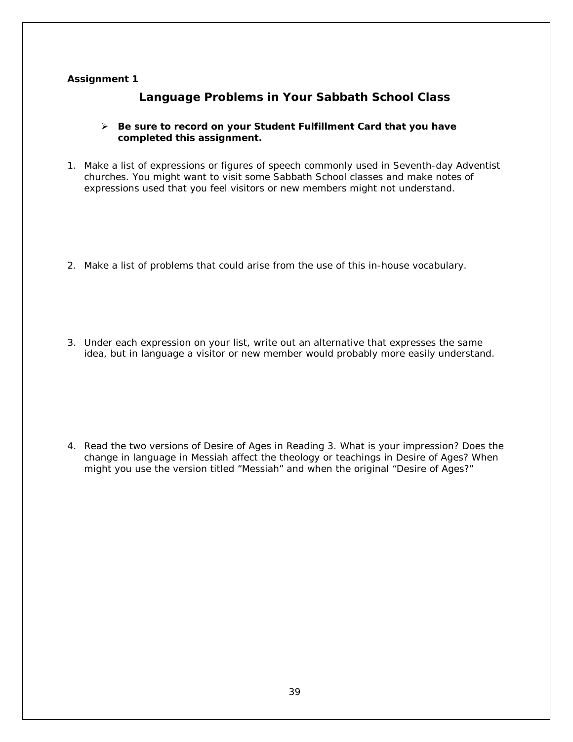**Assignment 1**

## Language Problems in Your Sabbath School Class

- **Be sure to record on your Student Fulfillment Card that you have completed this assignment.**

1. Make a list of expressions or figures of speech commonly used in Seventh-day Adventist churches. You might want to visit some Sabbath School classes and make notes of expressions used that you feel visitors or new members might not understand.

2. Make a list of problems that could arise from the use of this in-house vocabulary.

3. Under each expression on your list, write out an alternative that expresses the same idea, but in language a visitor or new member would probably more easily understand.

4. Read the two versions of Desire of Ages in Reading 3. What is your impression? Does the change in language in Messiah affect the theology or teachings in Desire of Ages? When might you use the version titled "Messiah" and when the original "Desire of Ages?"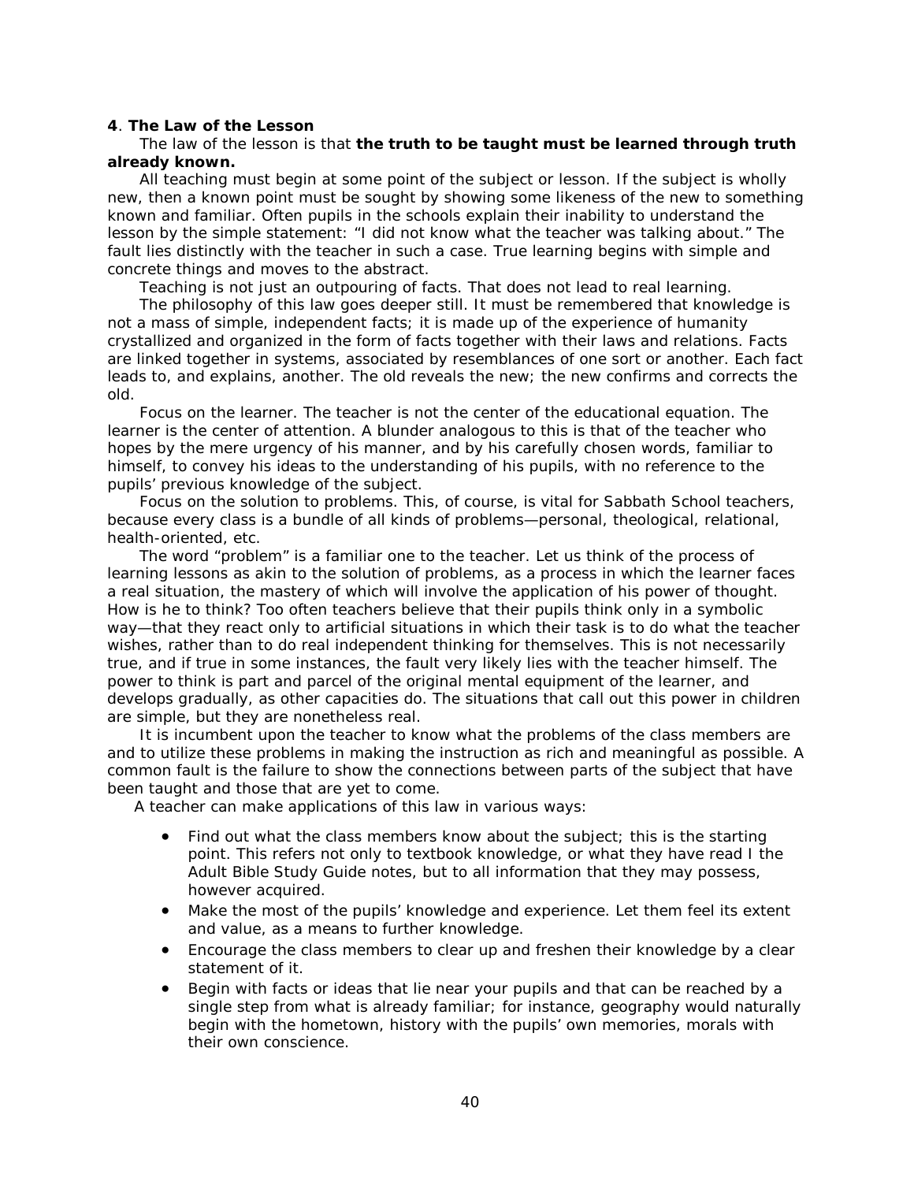**4**. **The Law of the Lesson**

The law of the lesson is that **the truth to be taught must be learned through truth already known.**

All teaching must begin at some point of the subject or lesson. If the subject is wholly new, then a known point must be sought by showing some likeness of the new to something known and familiar. Often pupils in the schools explain their inability to understand the lesson by the simple statement: "I did not know what the teacher was talking about." The fault lies distinctly with the teacher in such a case. True learning begins with simple and concrete things and moves to the abstract.

Teaching is not just an outpouring of facts. That does not lead to real learning.

The philosophy of this law goes deeper still. It must be remembered that knowledge is not a mass of simple, independent facts; it is made up of the experience of humanity crystallized and organized in the form of facts together with their laws and relations. Facts are linked together in systems, associated by resemblances of one sort or another. Each fact leads to, and explains, another. The old reveals the new; the new confirms and corrects the old.

Focus on the learner. The teacher is not the center of the educational equation. The learner is the center of attention. A blunder analogous to this is that of the teacher who hopes by the mere urgency of his manner, and by his carefully chosen words, familiar to himself, to convey his ideas to the understanding of his pupils, with no reference to the pupils' previous knowledge of the subject.

Focus on the solution to problems. This, of course, is vital for Sabbath School teachers, because every class is a bundle of all kinds of problems—personal, theological, relational, health-oriented, etc.

The word "problem" is a familiar one to the teacher. Let us think of the process of learning lessons as akin to the solution of problems, as a process in which the learner faces a real situation, the mastery of which will involve the application of his power of thought. How is he to think? Too often teachers believe that their pupils think only in a symbolic way—that they react only to artificial situations in which their task is to do what the teacher wishes, rather than to do real independent thinking for themselves. This is not necessarily true, and if true in some instances, the fault very likely lies with the teacher himself. The power to think is part and parcel of the original mental equipment of the learner, and develops gradually, as other capacities do. The situations that call out this power in children are simple, but they are nonetheless real.

It is incumbent upon the teacher to know what the problems of the class members are and to utilize these problems in making the instruction as rich and meaningful as possible. A common fault is the failure to show the connections between parts of the subject that have been taught and those that are yet to come.

A teacher can make applications of this law in various ways:

- Find out what the class members know about the subject; this is the starting point. This refers not only to textbook knowledge, or what they have read I the Adult Bible Study Guide notes, but to all information that they may possess, however acquired.
- Make the most of the pupils' knowledge and experience. Let them feel its extent and value, as a means to further knowledge.
- Encourage the class members to clear up and freshen their knowledge by a clear statement of it.
- Begin with facts or ideas that lie near your pupils and that can be reached by a single step from what is already familiar; for instance, geography would naturally begin with the hometown, history with the pupils' own memories, morals with their own conscience.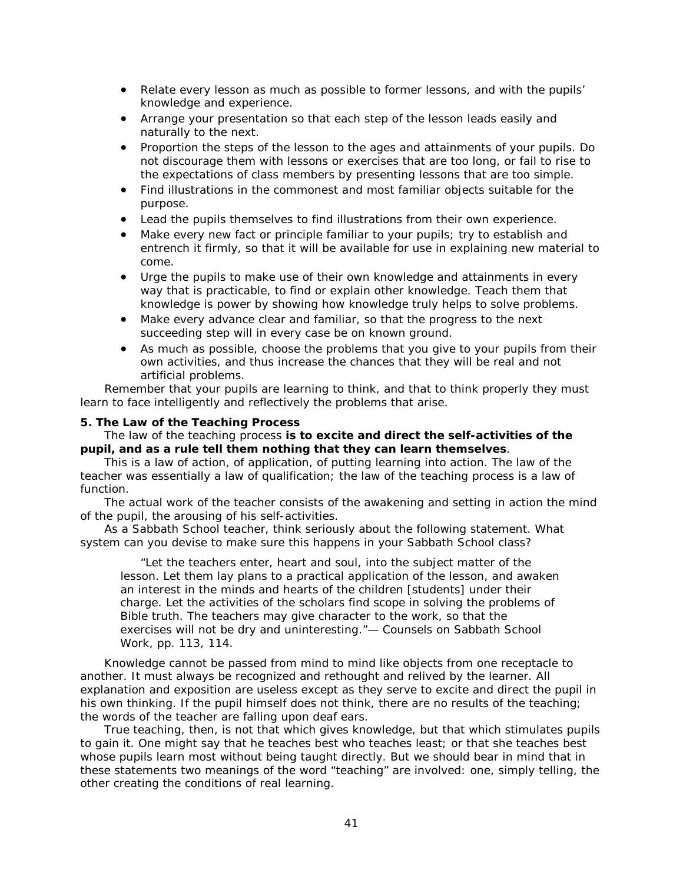- Relate every lesson as much as possible to former lessons, and with the pupils' knowledge and experience.
- Arrange your presentation so that each step of the lesson leads easily and naturally to the next.
- Proportion the steps of the lesson to the ages and attainments of your pupils. Do not discourage them with lessons or exercises that are too long, or fail to rise to the expectations of class members by presenting lessons that are too simple.
- Find illustrations in the commonest and most familiar objects suitable for the purpose.
- Lead the pupils themselves to find illustrations from their own experience.
- Make every new fact or principle familiar to your pupils; try to establish and entrench it firmly, so that it will be available for use in explaining new material to come.
- Urge the pupils to make use of their own knowledge and attainments in every way that is practicable, to find or explain other knowledge. Teach them that knowledge is power by showing how knowledge truly helps to solve problems.
- Make every advance clear and familiar, so that the progress to the next succeeding step will in every case be on known ground.
- As much as possible, choose the problems that you give to your pupils from their own activities, and thus increase the chances that they will be real and not artificial problems.

Remember that your pupils are learning to think, and that to think properly they must learn to face intelligently and reflectively the problems that arise.

**5. The Law of the Teaching Process**

The law of the teaching process **is to excite and direct the self-activities of the pupil, and as a rule tell them nothing that they can learn themselves**.

This is a law of action, of application, of putting learning into action. The law of the teacher was essentially a law of qualification; the law of the teaching process is a law of function.

The actual work of the teacher consists of the awakening and setting in action the mind of the pupil, the arousing of his self-activities.

As a Sabbath School teacher, think seriously about the following statement. What system can you devise to make sure this happens in your Sabbath School class?

> "Let the teachers enter, heart and soul, into the subject matter of the lesson. Let them lay plans to a practical application of the lesson, and awaken an interest in the minds and hearts of the children [students] under their charge. Let the activities of the scholars find scope in solving the problems of Bible truth. The teachers may give character to the work, so that the exercises will not be dry and uninteresting."— Counsels on Sabbath School Work, pp. 113, 114.

Knowledge cannot be passed from mind to mind like objects from one receptacle to another. It must always be recognized and rethought and relived by the learner. All explanation and exposition are useless except as they serve to excite and direct the pupil in his own thinking. If the pupil himself does not think, there are no results of the teaching; the words of the teacher are falling upon deaf ears.

True teaching, then, is not that which gives knowledge, but that which stimulates pupils to gain it. One might say that he teaches best who teaches least; or that she teaches best whose pupils learn most without being taught directly. But we should bear in mind that in these statements two meanings of the word "teaching" are involved: one, simply telling, the other creating the conditions of real learning.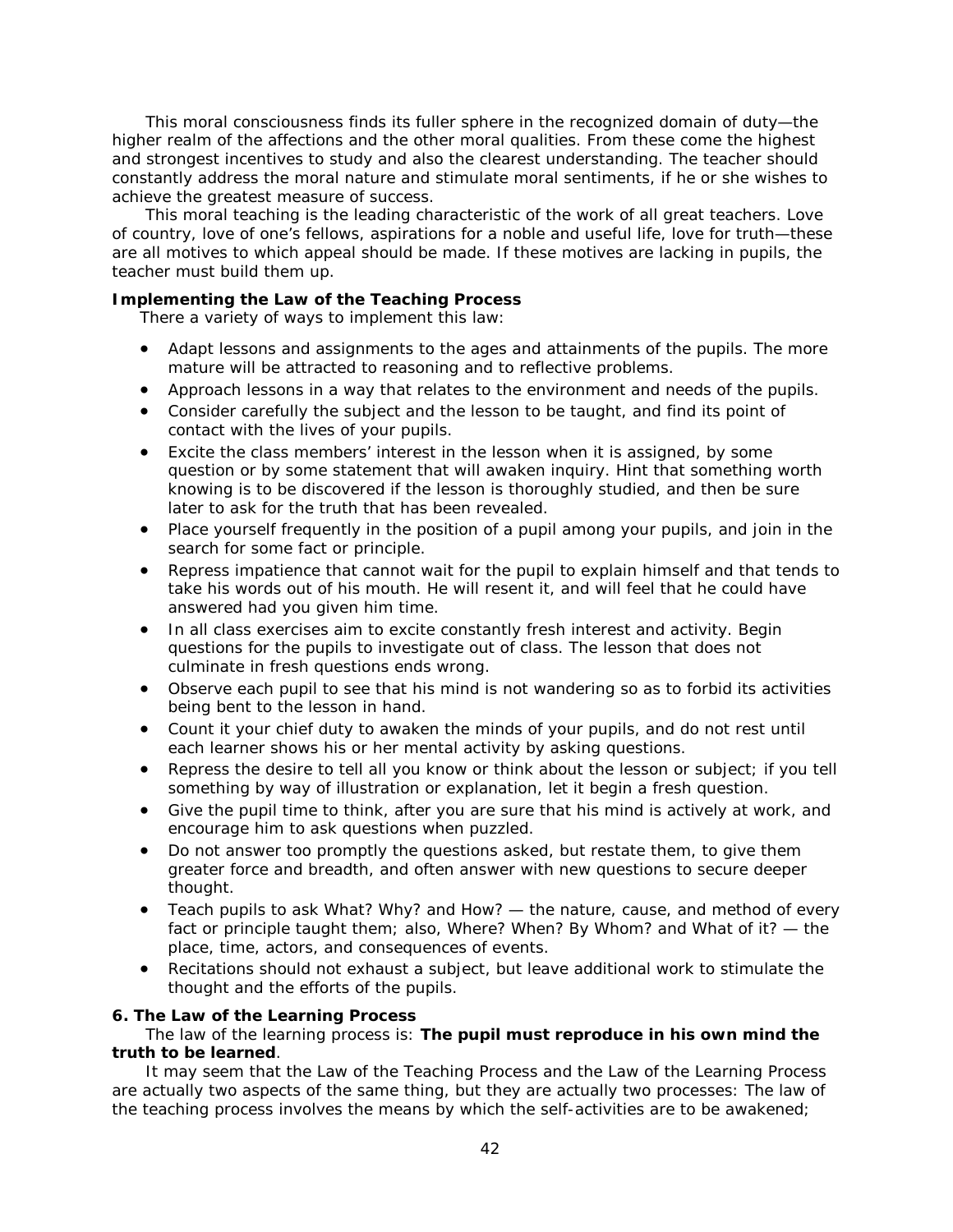This moral consciousness finds its fuller sphere in the recognized domain of duty—the higher realm of the affections and the other moral qualities. From these come the highest and strongest incentives to study and also the clearest understanding. The teacher should constantly address the moral nature and stimulate moral sentiments, if he or she wishes to achieve the greatest measure of success.

This moral teaching is the leading characteristic of the work of all great teachers. Love of country, love of one's fellows, aspirations for a noble and useful life, love for truth—these are all motives to which appeal should be made. If these motives are lacking in pupils, the teacher must build them up.

**Implementing the Law of the Teaching Process**

There a variety of ways to implement this law:

- Adapt lessons and assignments to the ages and attainments of the pupils. The more mature will be attracted to reasoning and to reflective problems.
- Approach lessons in a way that relates to the environment and needs of the pupils.
- Consider carefully the subject and the lesson to be taught, and find its point of contact with the lives of your pupils.
- Excite the class members' interest in the lesson when it is assigned, by some question or by some statement that will awaken inquiry. Hint that something worth knowing is to be discovered if the lesson is thoroughly studied, and then be sure later to ask for the truth that has been revealed.
- Place yourself frequently in the position of a pupil among your pupils, and join in the search for some fact or principle.
- Repress impatience that cannot wait for the pupil to explain himself and that tends to take his words out of his mouth. He will resent it, and will feel that he could have answered had you given him time.
- In all class exercises aim to excite constantly fresh interest and activity. Begin questions for the pupils to investigate out of class. The lesson that does not culminate in fresh questions ends wrong.
- Observe each pupil to see that his mind is not wandering so as to forbid its activities being bent to the lesson in hand.
- Count it your chief duty to awaken the minds of your pupils, and do not rest until each learner shows his or her mental activity by asking questions.
- Repress the desire to tell all you know or think about the lesson or subject; if you tell something by way of illustration or explanation, let it begin a fresh question.
- Give the pupil time to think, after you are sure that his mind is actively at work, and encourage him to ask questions when puzzled.
- Do not answer too promptly the questions asked, but restate them, to give them greater force and breadth, and often answer with new questions to secure deeper thought.
- Teach pupils to ask What? Why? and How? — the nature, cause, and method of every fact or principle taught them; also, Where? When? By Whom? and What of it? — the place, time, actors, and consequences of events.
- Recitations should not exhaust a subject, but leave additional work to stimulate the thought and the efforts of the pupils.

**6. The Law of the Learning Process**

The law of the learning process is: **The pupil must reproduce in his own mind the truth to be learned**.

It may seem that the Law of the Teaching Process and the Law of the Learning Process are actually two aspects of the same thing, but they are actually two processes: The law of the teaching process involves the means by which the self-activities are to be awakened;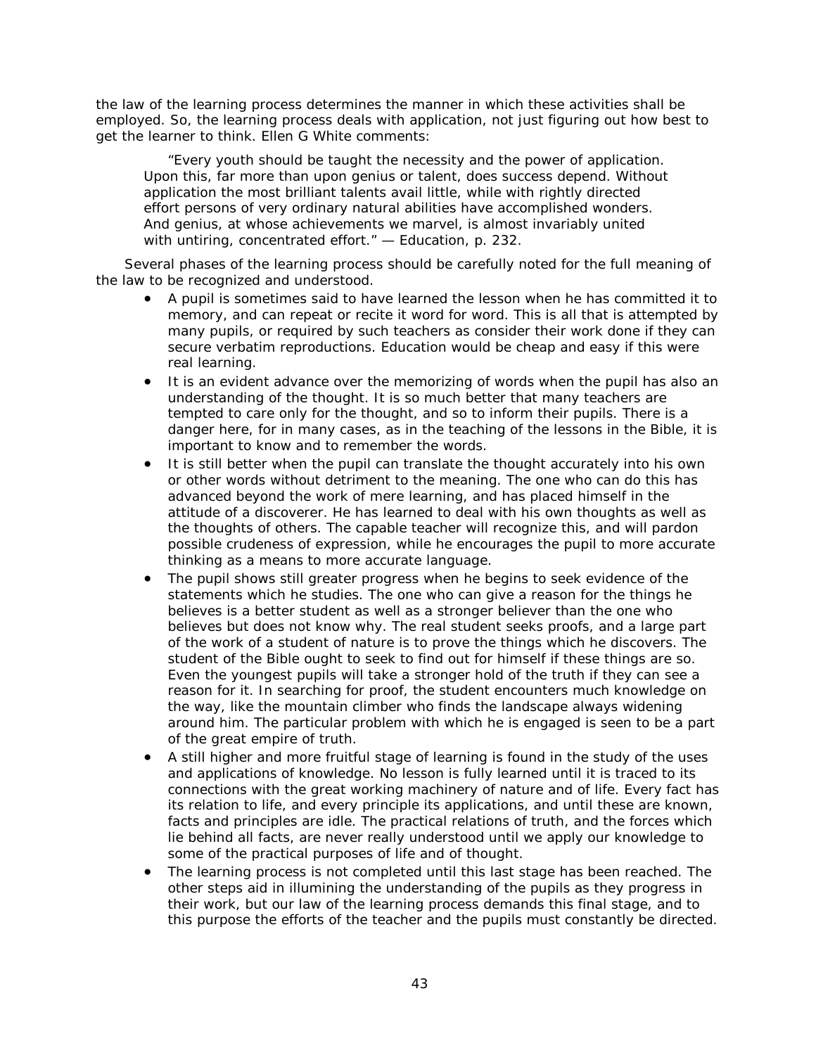the law of the learning process determines the manner in which these activities shall be employed. So, the learning process deals with application, not just figuring out how best to get the learner to think. Ellen G White comments:

> "Every youth should be taught the necessity and the power of application. Upon this, far more than upon genius or talent, does success depend. Without application the most brilliant talents avail little, while with rightly directed effort persons of very ordinary natural abilities have accomplished wonders. And genius, at whose achievements we marvel, is almost invariably united with untiring, concentrated effort." — Education, p. 232.

Several phases of the learning process should be carefully noted for the full meaning of the law to be recognized and understood.

- A pupil is sometimes said to have learned the lesson when he has committed it to memory, and can repeat or recite it word for word. This is all that is attempted by many pupils, or required by such teachers as consider their work done if they can secure verbatim reproductions. Education would be cheap and easy if this were real learning.
- It is an evident advance over the memorizing of words when the pupil has also an understanding of the thought. It is so much better that many teachers are tempted to care only for the thought, and so to inform their pupils. There is a danger here, for in many cases, as in the teaching of the lessons in the Bible, it is important to know and to remember the words.
- It is still better when the pupil can translate the thought accurately into his own or other words without detriment to the meaning. The one who can do this has advanced beyond the work of mere learning, and has placed himself in the attitude of a discoverer. He has learned to deal with his own thoughts as well as the thoughts of others. The capable teacher will recognize this, and will pardon possible crudeness of expression, while he encourages the pupil to more accurate thinking as a means to more accurate language.
- The pupil shows still greater progress when he begins to seek evidence of the statements which he studies. The one who can give a reason for the things he believes is a better student as well as a stronger believer than the one who believes but does not know why. The real student seeks proofs, and a large part of the work of a student of nature is to prove the things which he discovers. The student of the Bible ought to seek to find out for himself if these things are so. Even the youngest pupils will take a stronger hold of the truth if they can see a reason for it. In searching for proof, the student encounters much knowledge on the way, like the mountain climber who finds the landscape always widening around him. The particular problem with which he is engaged is seen to be a part of the great empire of truth.
- A still higher and more fruitful stage of learning is found in the study of the uses and applications of knowledge. No lesson is fully learned until it is traced to its connections with the great working machinery of nature and of life. Every fact has its relation to life, and every principle its applications, and until these are known, facts and principles are idle. The practical relations of truth, and the forces which lie behind all facts, are never really understood until we apply our knowledge to some of the practical purposes of life and of thought.
- The learning process is not completed until this last stage has been reached. The other steps aid in illumining the understanding of the pupils as they progress in their work, but our law of the learning process demands this final stage, and to this purpose the efforts of the teacher and the pupils must constantly be directed.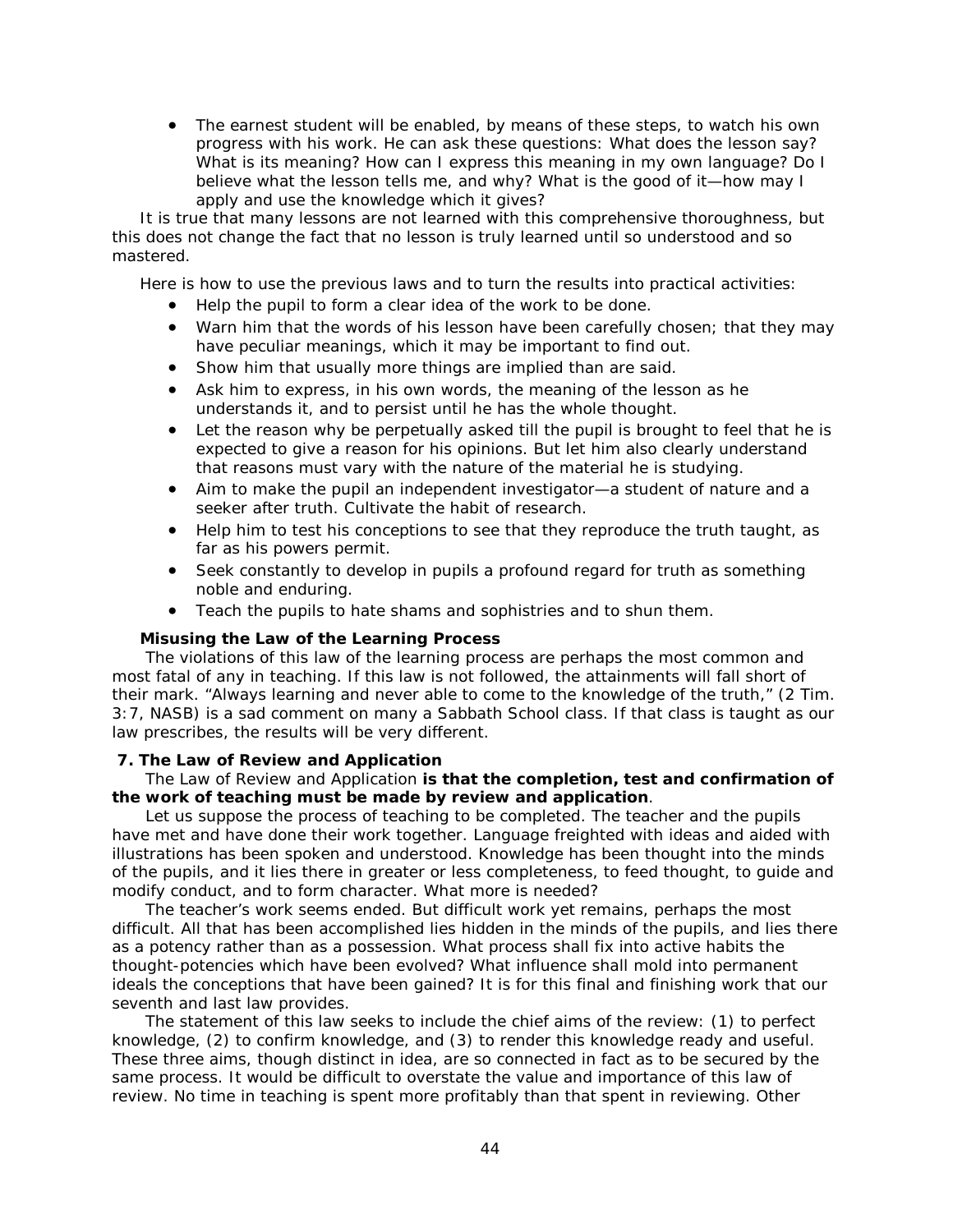- The earnest student will be enabled, by means of these steps, to watch his own progress with his work. He can ask these questions: What does the lesson say? What is its meaning? How can I express this meaning in my own language? Do I believe what the lesson tells me, and why? What is the good of it—how may I apply and use the knowledge which it gives?

It is true that many lessons are not learned with this comprehensive thoroughness, but this does not change the fact that no lesson is truly learned until so understood and so mastered.

Here is how to use the previous laws and to turn the results into practical activities:

- Help the pupil to form a clear idea of the work to be done.
- Warn him that the words of his lesson have been carefully chosen; that they may have peculiar meanings, which it may be important to find out.
- Show him that usually more things are implied than are said.
- Ask him to express, in his own words, the meaning of the lesson as he understands it, and to persist until he has the whole thought.
- Let the reason why be perpetually asked till the pupil is brought to feel that he is expected to give a reason for his opinions. But let him also clearly understand that reasons must vary with the nature of the material he is studying.
- Aim to make the pupil an independent investigator—a student of nature and a seeker after truth. Cultivate the habit of research.
- Help him to test his conceptions to see that they reproduce the truth taught, as far as his powers permit.
- Seek constantly to develop in pupils a profound regard for truth as something noble and enduring.
- Teach the pupils to hate shams and sophistries and to shun them.

#### Misusing the Law of the Learning Process

The violations of this law of the learning process are perhaps the most common and most fatal of any in teaching. If this law is not followed, the attainments will fall short of their mark. "Always learning and never able to come to the knowledge of the truth," (2 Tim. 3:7, NASB) is a sad comment on many a Sabbath School class. If that class is taught as our law prescribes, the results will be very different.

### 7. The Law of Review and Application

The Law of Review and Application **is that the completion, test and confirmation of the work of teaching must be made by review and application**.

Let us suppose the process of teaching to be completed. The teacher and the pupils have met and have done their work together. Language freighted with ideas and aided with illustrations has been spoken and understood. Knowledge has been thought into the minds of the pupils, and it lies there in greater or less completeness, to feed thought, to guide and modify conduct, and to form character. What more is needed?

The teacher's work seems ended. But difficult work yet remains, perhaps the most difficult. All that has been accomplished lies hidden in the minds of the pupils, and lies there as a potency rather than as a possession. What process shall fix into active habits the thought-potencies which have been evolved? What influence shall mold into permanent ideals the conceptions that have been gained? It is for this final and finishing work that our seventh and last law provides.

The statement of this law seeks to include the chief aims of the review: (1) to perfect knowledge, (2) to confirm knowledge, and (3) to render this knowledge ready and useful. These three aims, though distinct in idea, are so connected in fact as to be secured by the same process. It would be difficult to overstate the value and importance of this law of review. No time in teaching is spent more profitably than that spent in reviewing. Other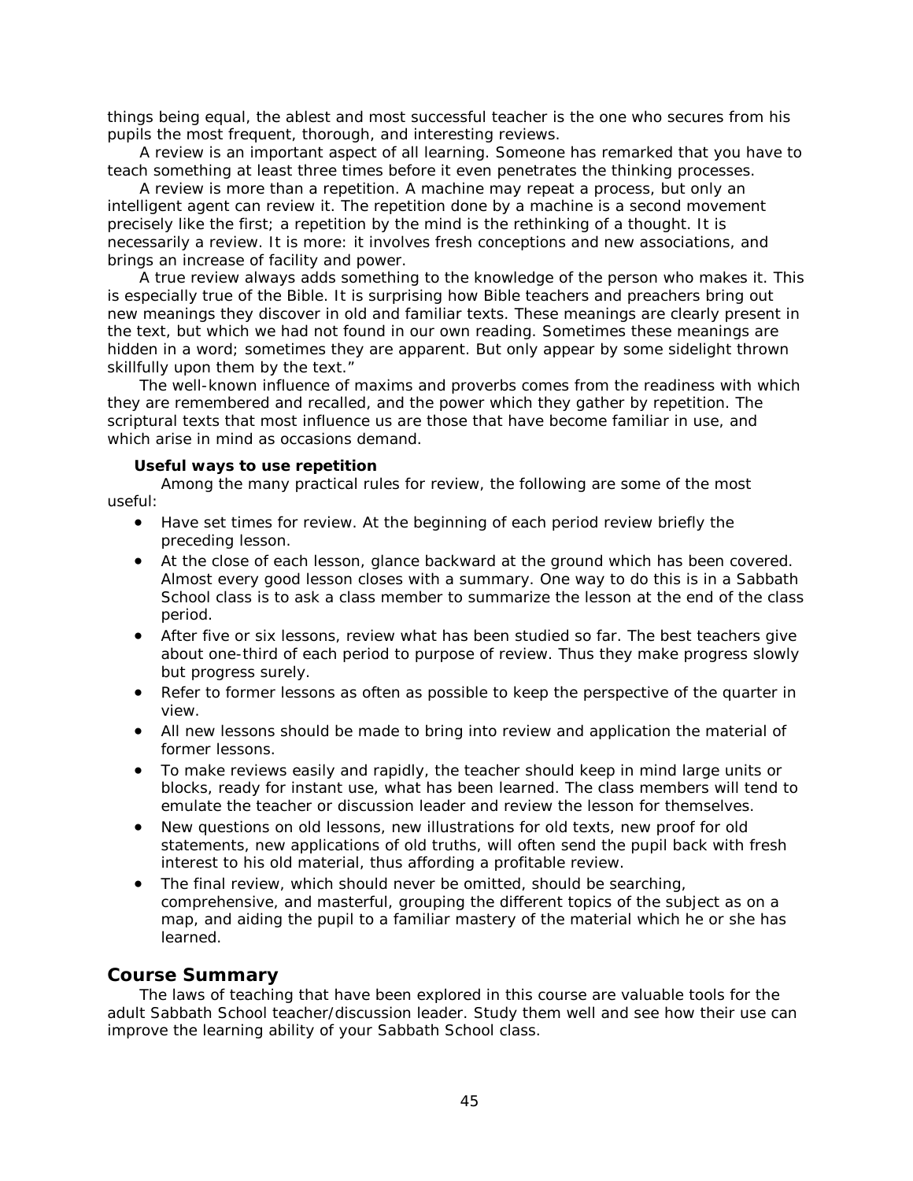things being equal, the ablest and most successful teacher is the one who secures from his pupils the most frequent, thorough, and interesting reviews.

A review is an important aspect of all learning. Someone has remarked that you have to teach something at least three times before it even penetrates the thinking processes.

A review is more than a repetition. A machine may repeat a process, but only an intelligent agent can review it. The repetition done by a machine is a second movement precisely like the first; a repetition by the mind is the rethinking of a thought. It is necessarily a review. It is more: it involves fresh conceptions and new associations, and brings an increase of facility and power.

A true review always adds something to the knowledge of the person who makes it. This is especially true of the Bible. It is surprising how Bible teachers and preachers bring out new meanings they discover in old and familiar texts. These meanings are clearly present in the text, but which we had not found in our own reading. Sometimes these meanings are hidden in a word; sometimes they are apparent. But only appear by some sidelight thrown skillfully upon them by the text."

The well-known influence of maxims and proverbs comes from the readiness with which they are remembered and recalled, and the power which they gather by repetition. The scriptural texts that most influence us are those that have become familiar in use, and which arise in mind as occasions demand.

**Useful ways to use repetition**

Among the many practical rules for review, the following are some of the most useful:

- Have set times for review. At the beginning of each period review briefly the preceding lesson.
- At the close of each lesson, glance backward at the ground which has been covered. Almost every good lesson closes with a summary. One way to do this is in a Sabbath School class is to ask a class member to summarize the lesson at the end of the class period.
- After five or six lessons, review what has been studied so far. The best teachers give about one-third of each period to purpose of review. Thus they make progress slowly but progress surely.
- Refer to former lessons as often as possible to keep the perspective of the quarter in view.
- All new lessons should be made to bring into review and application the material of former lessons.
- To make reviews easily and rapidly, the teacher should keep in mind large units or blocks, ready for instant use, what has been learned. The class members will tend to emulate the teacher or discussion leader and review the lesson for themselves.
- New questions on old lessons, new illustrations for old texts, new proof for old statements, new applications of old truths, will often send the pupil back with fresh interest to his old material, thus affording a profitable review.
- The final review, which should never be omitted, should be searching, comprehensive, and masterful, grouping the different topics of the subject as on a map, and aiding the pupil to a familiar mastery of the material which he or she has learned.

## Course Summary

The laws of teaching that have been explored in this course are valuable tools for the adult Sabbath School teacher/discussion leader. Study them well and see how their use can improve the learning ability of your Sabbath School class.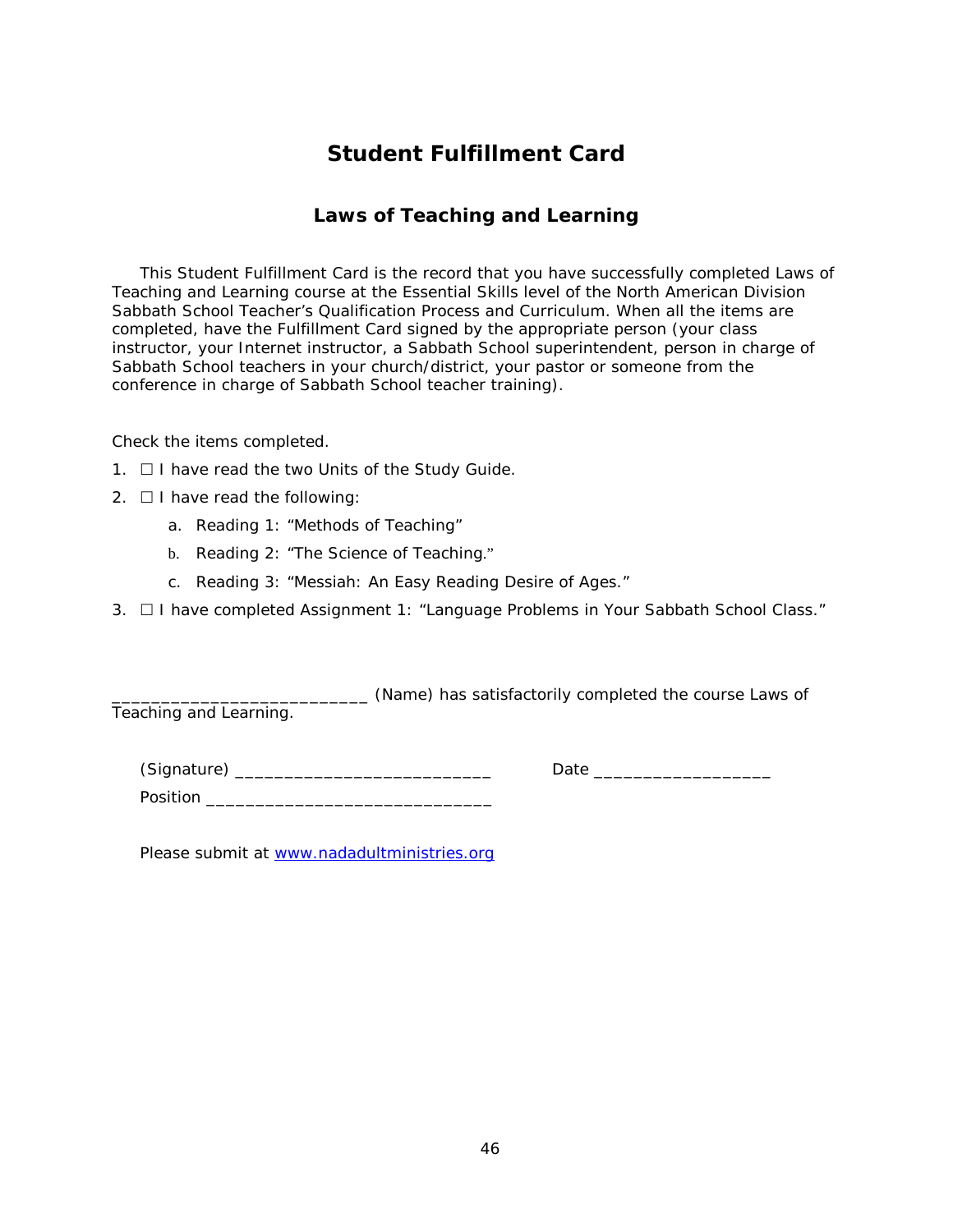# Student Fulfillment Card

## Laws of Teaching and Learning

This Student Fulfillment Card is the record that you have successfully completed Laws of Teaching and Learning course at the Essential Skills level of the North American Division Sabbath School Teacher's Qualification Process and Curriculum. When all the items are completed, have the Fulfillment Card signed by the appropriate person (your class instructor, your Internet instructor, a Sabbath School superintendent, person in charge of Sabbath School teachers in your church/district, your pastor or someone from the conference in charge of Sabbath School teacher training).

Check the items completed.

1. ☐ I have read the two Units of the Study Guide.
2. ☐ I have read the following:
   a. Reading 1: "Methods of Teaching"
   b. Reading 2: "The Science of Teaching."
   c. Reading 3: "Messiah: An Easy Reading Desire of Ages."
3. ☐ I have completed Assignment 1: "Language Problems in Your Sabbath School Class."

__________________________ (Name) has satisfactorily completed the course Laws of Teaching and Learning.

(Signature) __________________________ Date __________________

Position _____________________________

Please submit at www.nadadultministries.org